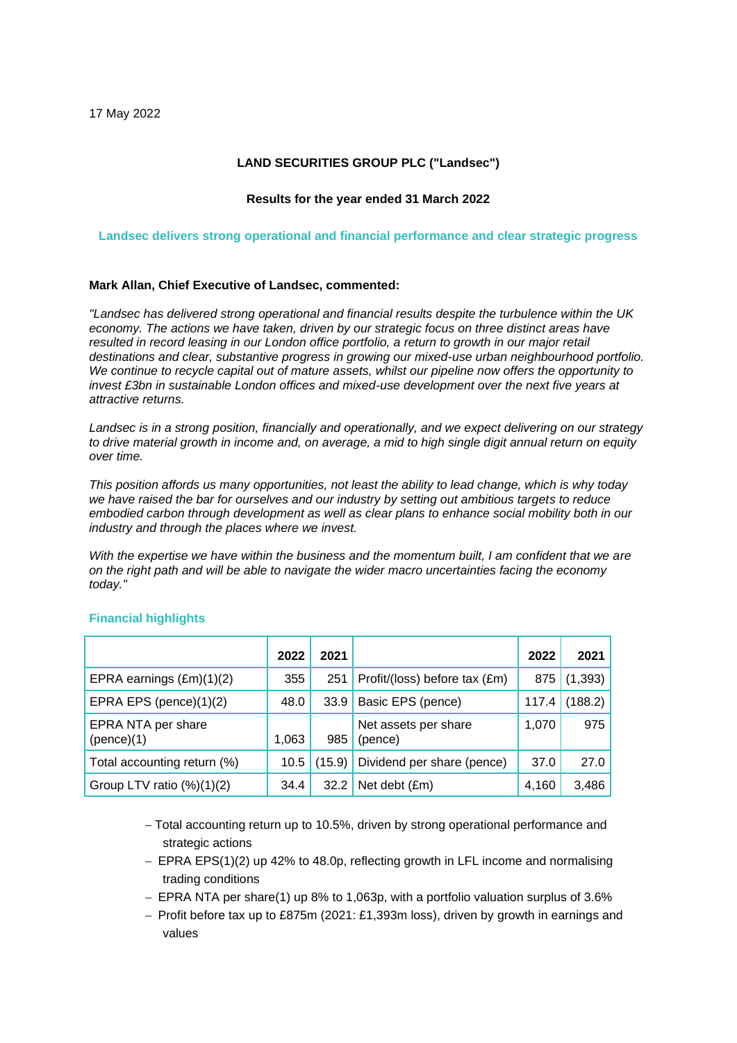17 May 2022

**LAND SECURITIES GROUP PLC ("Landsec")**

**Results for the year ended 31 March 2022**

## Landsec delivers strong operational and financial performance and clear strategic progress

**Mark Allan, Chief Executive of Landsec, commented:**

*"Landsec has delivered strong operational and financial results despite the turbulence within the UK economy. The actions we have taken, driven by our strategic focus on three distinct areas have resulted in record leasing in our London office portfolio, a return to growth in our major retail destinations and clear, substantive progress in growing our mixed-use urban neighbourhood portfolio. We continue to recycle capital out of mature assets, whilst our pipeline now offers the opportunity to invest £3bn in sustainable London offices and mixed-use development over the next five years at attractive returns.*

*Landsec is in a strong position, financially and operationally, and we expect delivering on our strategy to drive material growth in income and, on average, a mid to high single digit annual return on equity over time.*

*This position affords us many opportunities, not least the ability to lead change, which is why today we have raised the bar for ourselves and our industry by setting out ambitious targets to reduce embodied carbon through development as well as clear plans to enhance social mobility both in our industry and through the places where we invest.*

*With the expertise we have within the business and the momentum built, I am confident that we are on the right path and will be able to navigate the wider macro uncertainties facing the economy today."*

### Financial highlights

| | 2022 | 2021 | | 2022 | 2021 |
|---|---|---|---|---|---|
| EPRA earnings (£m)(1)(2) | 355 | 251 | Profit/(loss) before tax (£m) | 875 | (1,393) |
| EPRA EPS (pence)(1)(2) | 48.0 | 33.9 | Basic EPS (pence) | 117.4 | (188.2) |
| EPRA NTA per share (pence)(1) | 1,063 | 985 | Net assets per share (pence) | 1,070 | 975 |
| Total accounting return (%) | 10.5 | (15.9) | Dividend per share (pence) | 37.0 | 27.0 |
| Group LTV ratio (%)(1)(2) | 34.4 | 32.2 | Net debt (£m) | 4,160 | 3,486 |

- Total accounting return up to 10.5%, driven by strong operational performance and strategic actions
- EPRA EPS(1)(2) up 42% to 48.0p, reflecting growth in LFL income and normalising trading conditions
- EPRA NTA per share(1) up 8% to 1,063p, with a portfolio valuation surplus of 3.6%
- Profit before tax up to £875m (2021: £1,393m loss), driven by growth in earnings and values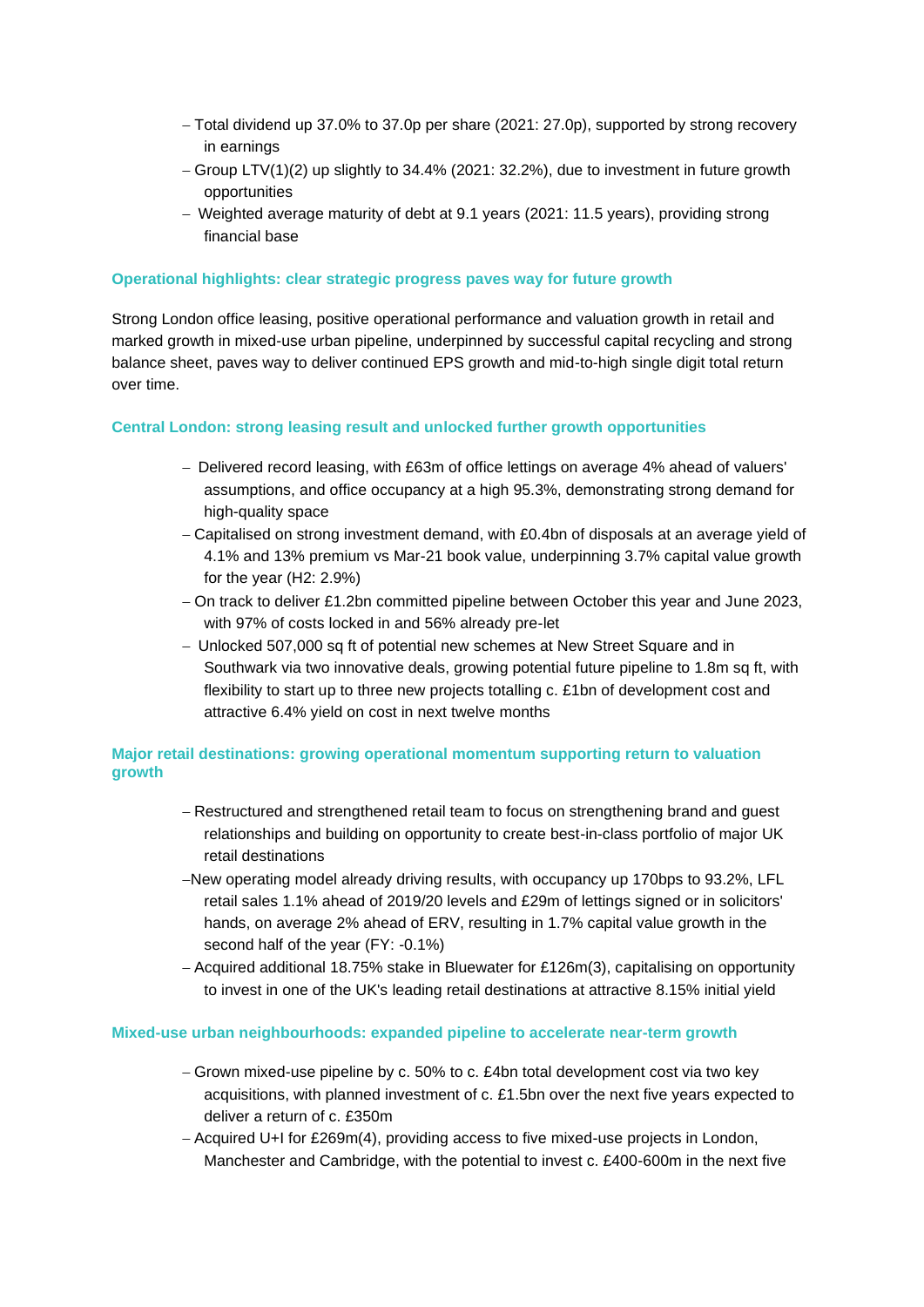- Total dividend up 37.0% to 37.0p per share (2021: 27.0p), supported by strong recovery in earnings
- Group LTV(1)(2) up slightly to 34.4% (2021: 32.2%), due to investment in future growth opportunities
- Weighted average maturity of debt at 9.1 years (2021: 11.5 years), providing strong financial base

### Operational highlights: clear strategic progress paves way for future growth

Strong London office leasing, positive operational performance and valuation growth in retail and marked growth in mixed-use urban pipeline, underpinned by successful capital recycling and strong balance sheet, paves way to deliver continued EPS growth and mid-to-high single digit total return over time.

### Central London: strong leasing result and unlocked further growth opportunities

- Delivered record leasing, with £63m of office lettings on average 4% ahead of valuers' assumptions, and office occupancy at a high 95.3%, demonstrating strong demand for high-quality space
- Capitalised on strong investment demand, with £0.4bn of disposals at an average yield of 4.1% and 13% premium vs Mar-21 book value, underpinning 3.7% capital value growth for the year (H2: 2.9%)
- On track to deliver £1.2bn committed pipeline between October this year and June 2023, with 97% of costs locked in and 56% already pre-let
- Unlocked 507,000 sq ft of potential new schemes at New Street Square and in Southwark via two innovative deals, growing potential future pipeline to 1.8m sq ft, with flexibility to start up to three new projects totalling c. £1bn of development cost and attractive 6.4% yield on cost in next twelve months

### Major retail destinations: growing operational momentum supporting return to valuation growth

- Restructured and strengthened retail team to focus on strengthening brand and guest relationships and building on opportunity to create best-in-class portfolio of major UK retail destinations
- New operating model already driving results, with occupancy up 170bps to 93.2%, LFL retail sales 1.1% ahead of 2019/20 levels and £29m of lettings signed or in solicitors' hands, on average 2% ahead of ERV, resulting in 1.7% capital value growth in the second half of the year (FY: -0.1%)
- Acquired additional 18.75% stake in Bluewater for £126m(3), capitalising on opportunity to invest in one of the UK's leading retail destinations at attractive 8.15% initial yield

### Mixed-use urban neighbourhoods: expanded pipeline to accelerate near-term growth

- Grown mixed-use pipeline by c. 50% to c. £4bn total development cost via two key acquisitions, with planned investment of c. £1.5bn over the next five years expected to deliver a return of c. £350m
- Acquired U+I for £269m(4), providing access to five mixed-use projects in London, Manchester and Cambridge, with the potential to invest c. £400-600m in the next five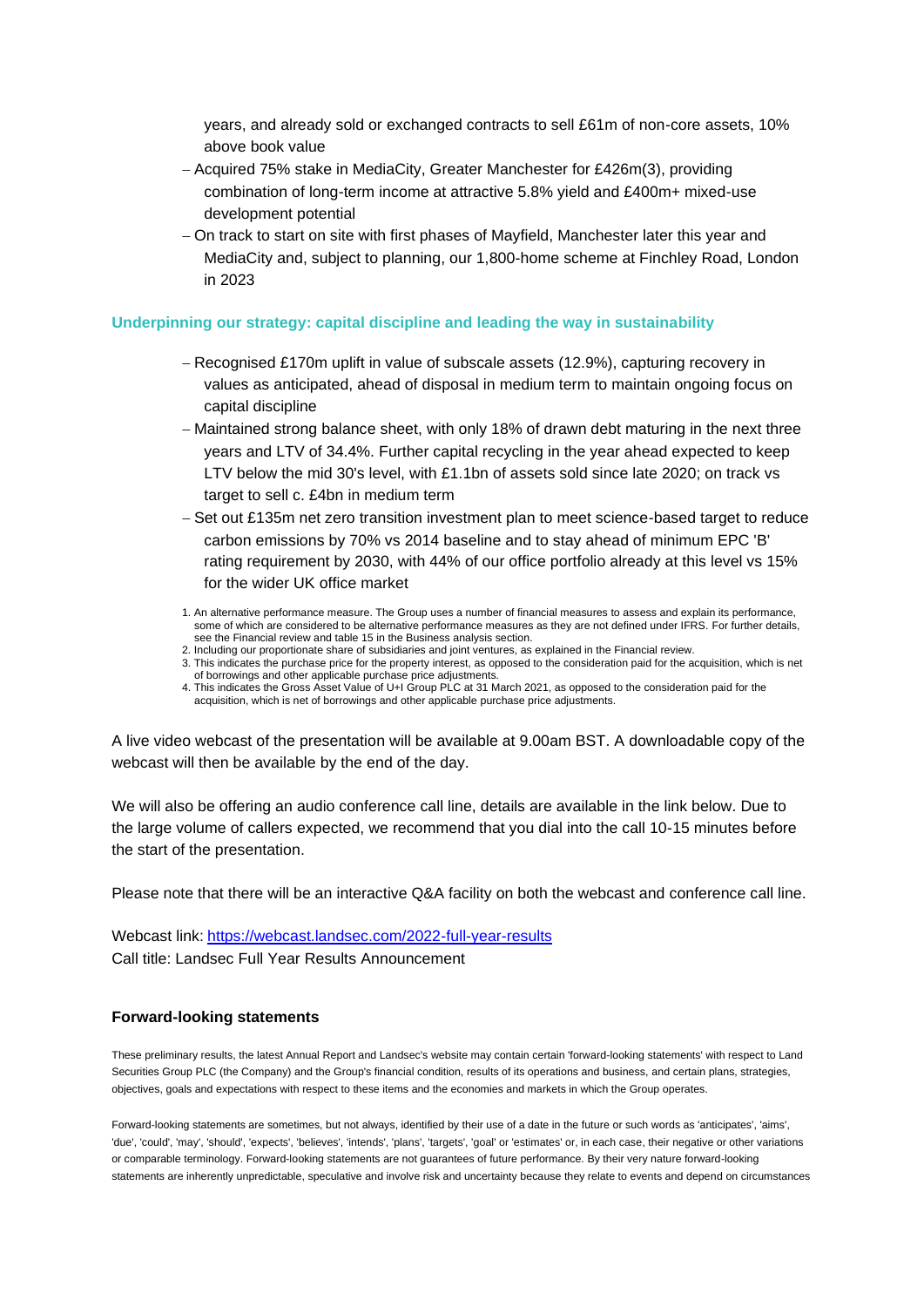years, and already sold or exchanged contracts to sell £61m of non-core assets, 10% above book value

- Acquired 75% stake in MediaCity, Greater Manchester for £426m(3), providing combination of long-term income at attractive 5.8% yield and £400m+ mixed-use development potential
- On track to start on site with first phases of Mayfield, Manchester later this year and MediaCity and, subject to planning, our 1,800-home scheme at Finchley Road, London in 2023

**Underpinning our strategy: capital discipline and leading the way in sustainability**

- Recognised £170m uplift in value of subscale assets (12.9%), capturing recovery in values as anticipated, ahead of disposal in medium term to maintain ongoing focus on capital discipline
- Maintained strong balance sheet, with only 18% of drawn debt maturing in the next three years and LTV of 34.4%. Further capital recycling in the year ahead expected to keep LTV below the mid 30's level, with £1.1bn of assets sold since late 2020; on track vs target to sell c. £4bn in medium term
- Set out £135m net zero transition investment plan to meet science-based target to reduce carbon emissions by 70% vs 2014 baseline and to stay ahead of minimum EPC 'B' rating requirement by 2030, with 44% of our office portfolio already at this level vs 15% for the wider UK office market

1. An alternative performance measure. The Group uses a number of financial measures to assess and explain its performance, some of which are considered to be alternative performance measures as they are not defined under IFRS. For further details, see the Financial review and table 15 in the Business analysis section.
2. Including our proportionate share of subsidiaries and joint ventures, as explained in the Financial review.
3. This indicates the purchase price for the property interest, as opposed to the consideration paid for the acquisition, which is net of borrowings and other applicable purchase price adjustments.
4. This indicates the Gross Asset Value of U+I Group PLC at 31 March 2021, as opposed to the consideration paid for the acquisition, which is net of borrowings and other applicable purchase price adjustments.

A live video webcast of the presentation will be available at 9.00am BST. A downloadable copy of the webcast will then be available by the end of the day.

We will also be offering an audio conference call line, details are available in the link below. Due to the large volume of callers expected, we recommend that you dial into the call 10-15 minutes before the start of the presentation.

Please note that there will be an interactive Q&A facility on both the webcast and conference call line.

Webcast link: [https://webcast.landsec.com/2022-full-year-results](https://webcast.landsec.com/2022-full-year-results)
Call title: Landsec Full Year Results Announcement

**Forward-looking statements**

These preliminary results, the latest Annual Report and Landsec's website may contain certain 'forward-looking statements' with respect to Land Securities Group PLC (the Company) and the Group's financial condition, results of its operations and business, and certain plans, strategies, objectives, goals and expectations with respect to these items and the economies and markets in which the Group operates.

Forward-looking statements are sometimes, but not always, identified by their use of a date in the future or such words as 'anticipates', 'aims', 'due', 'could', 'may', 'should', 'expects', 'believes', 'intends', 'plans', 'targets', 'goal' or 'estimates' or, in each case, their negative or other variations or comparable terminology. Forward-looking statements are not guarantees of future performance. By their very nature forward-looking statements are inherently unpredictable, speculative and involve risk and uncertainty because they relate to events and depend on circumstances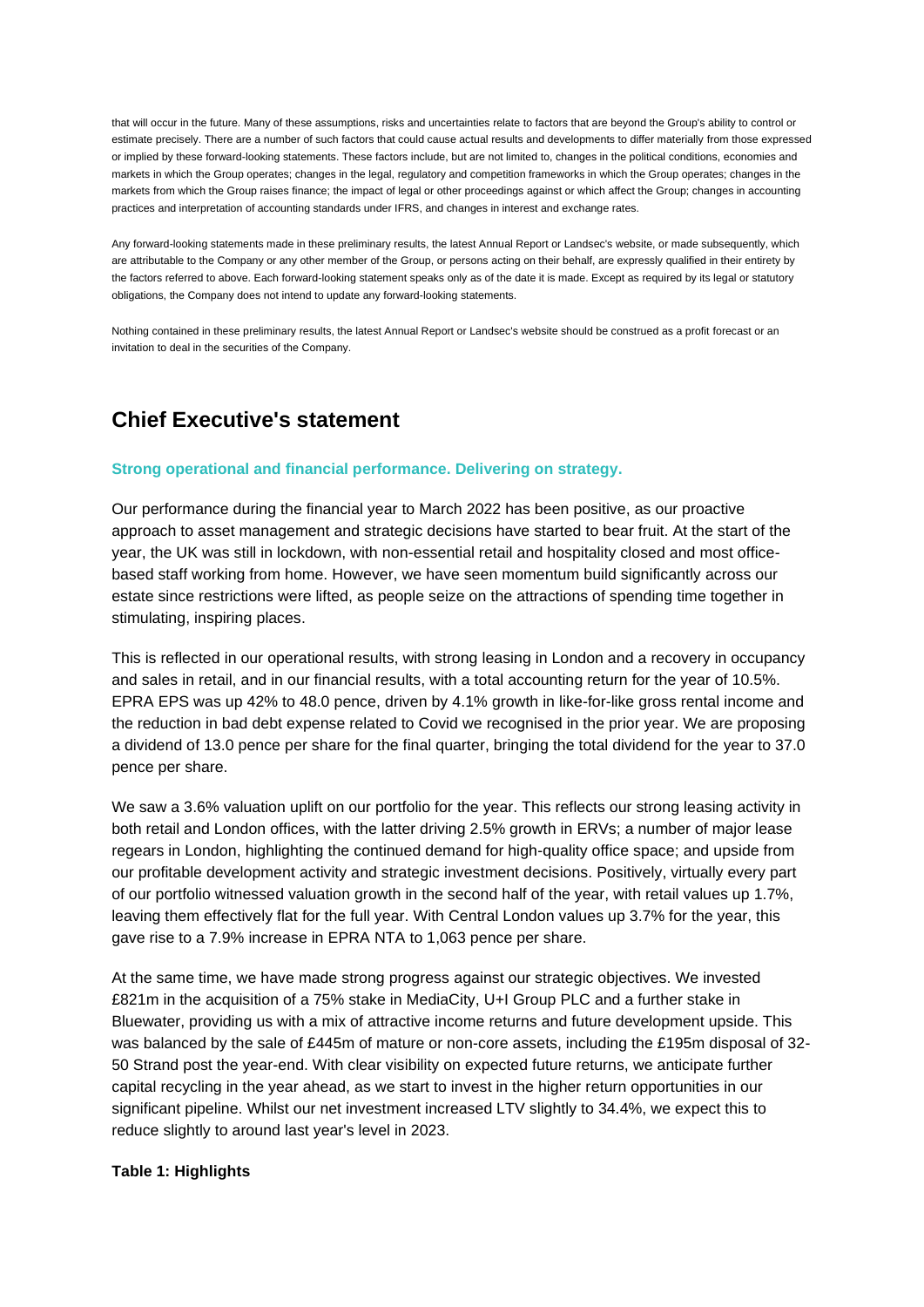that will occur in the future. Many of these assumptions, risks and uncertainties relate to factors that are beyond the Group's ability to control or estimate precisely. There are a number of such factors that could cause actual results and developments to differ materially from those expressed or implied by these forward-looking statements. These factors include, but are not limited to, changes in the political conditions, economies and markets in which the Group operates; changes in the legal, regulatory and competition frameworks in which the Group operates; changes in the markets from which the Group raises finance; the impact of legal or other proceedings against or which affect the Group; changes in accounting practices and interpretation of accounting standards under IFRS, and changes in interest and exchange rates.

Any forward-looking statements made in these preliminary results, the latest Annual Report or Landsec's website, or made subsequently, which are attributable to the Company or any other member of the Group, or persons acting on their behalf, are expressly qualified in their entirety by the factors referred to above. Each forward-looking statement speaks only as of the date it is made. Except as required by its legal or statutory obligations, the Company does not intend to update any forward-looking statements.

Nothing contained in these preliminary results, the latest Annual Report or Landsec's website should be construed as a profit forecast or an invitation to deal in the securities of the Company.

## Chief Executive's statement

**Strong operational and financial performance. Delivering on strategy.**

Our performance during the financial year to March 2022 has been positive, as our proactive approach to asset management and strategic decisions have started to bear fruit. At the start of the year, the UK was still in lockdown, with non-essential retail and hospitality closed and most office-based staff working from home. However, we have seen momentum build significantly across our estate since restrictions were lifted, as people seize on the attractions of spending time together in stimulating, inspiring places.

This is reflected in our operational results, with strong leasing in London and a recovery in occupancy and sales in retail, and in our financial results, with a total accounting return for the year of 10.5%. EPRA EPS was up 42% to 48.0 pence, driven by 4.1% growth in like-for-like gross rental income and the reduction in bad debt expense related to Covid we recognised in the prior year. We are proposing a dividend of 13.0 pence per share for the final quarter, bringing the total dividend for the year to 37.0 pence per share.

We saw a 3.6% valuation uplift on our portfolio for the year. This reflects our strong leasing activity in both retail and London offices, with the latter driving 2.5% growth in ERVs; a number of major lease regears in London, highlighting the continued demand for high-quality office space; and upside from our profitable development activity and strategic investment decisions. Positively, virtually every part of our portfolio witnessed valuation growth in the second half of the year, with retail values up 1.7%, leaving them effectively flat for the full year. With Central London values up 3.7% for the year, this gave rise to a 7.9% increase in EPRA NTA to 1,063 pence per share.

At the same time, we have made strong progress against our strategic objectives. We invested £821m in the acquisition of a 75% stake in MediaCity, U+I Group PLC and a further stake in Bluewater, providing us with a mix of attractive income returns and future development upside. This was balanced by the sale of £445m of mature or non-core assets, including the £195m disposal of 32-50 Strand post the year-end. With clear visibility on expected future returns, we anticipate further capital recycling in the year ahead, as we start to invest in the higher return opportunities in our significant pipeline. Whilst our net investment increased LTV slightly to 34.4%, we expect this to reduce slightly to around last year's level in 2023.

**Table 1: Highlights**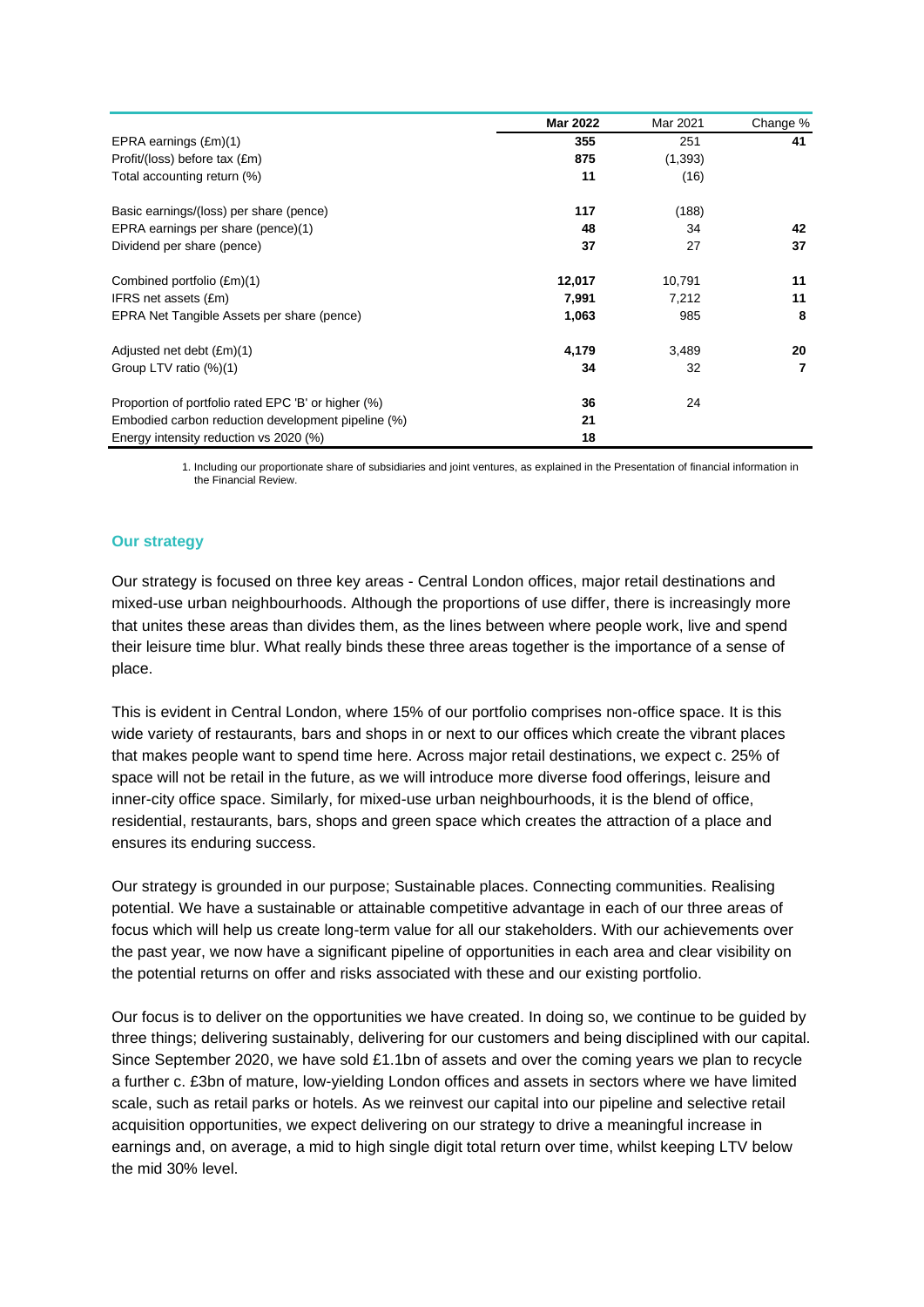| | **Mar 2022** | Mar 2021 | Change % |
|---|---|---|---|
| EPRA earnings (£m)(1) | **355** | 251 | **41** |
| Profit/(loss) before tax (£m) | **875** | (1,393) | |
| Total accounting return (%) | **11** | (16) | |
| Basic earnings/(loss) per share (pence) | **117** | (188) | |
| EPRA earnings per share (pence)(1) | **48** | 34 | **42** |
| Dividend per share (pence) | **37** | 27 | **37** |
| Combined portfolio (£m)(1) | **12,017** | 10,791 | **11** |
| IFRS net assets (£m) | **7,991** | 7,212 | **11** |
| EPRA Net Tangible Assets per share (pence) | **1,063** | 985 | **8** |
| Adjusted net debt (£m)(1) | **4,179** | 3,489 | **20** |
| Group LTV ratio (%)(1) | **34** | 32 | **7** |
| Proportion of portfolio rated EPC 'B' or higher (%) | **36** | 24 | |
| Embodied carbon reduction development pipeline (%) | **21** | | |
| Energy intensity reduction vs 2020 (%) | **18** | | |

1. Including our proportionate share of subsidiaries and joint ventures, as explained in the Presentation of financial information in the Financial Review.

## Our strategy

Our strategy is focused on three key areas - Central London offices, major retail destinations and mixed-use urban neighbourhoods. Although the proportions of use differ, there is increasingly more that unites these areas than divides them, as the lines between where people work, live and spend their leisure time blur. What really binds these three areas together is the importance of a sense of place.

This is evident in Central London, where 15% of our portfolio comprises non-office space. It is this wide variety of restaurants, bars and shops in or next to our offices which create the vibrant places that makes people want to spend time here. Across major retail destinations, we expect c. 25% of space will not be retail in the future, as we will introduce more diverse food offerings, leisure and inner-city office space. Similarly, for mixed-use urban neighbourhoods, it is the blend of office, residential, restaurants, bars, shops and green space which creates the attraction of a place and ensures its enduring success.

Our strategy is grounded in our purpose; Sustainable places. Connecting communities. Realising potential. We have a sustainable or attainable competitive advantage in each of our three areas of focus which will help us create long-term value for all our stakeholders. With our achievements over the past year, we now have a significant pipeline of opportunities in each area and clear visibility on the potential returns on offer and risks associated with these and our existing portfolio.

Our focus is to deliver on the opportunities we have created. In doing so, we continue to be guided by three things; delivering sustainably, delivering for our customers and being disciplined with our capital. Since September 2020, we have sold £1.1bn of assets and over the coming years we plan to recycle a further c. £3bn of mature, low-yielding London offices and assets in sectors where we have limited scale, such as retail parks or hotels. As we reinvest our capital into our pipeline and selective retail acquisition opportunities, we expect delivering on our strategy to drive a meaningful increase in earnings and, on average, a mid to high single digit total return over time, whilst keeping LTV below the mid 30% level.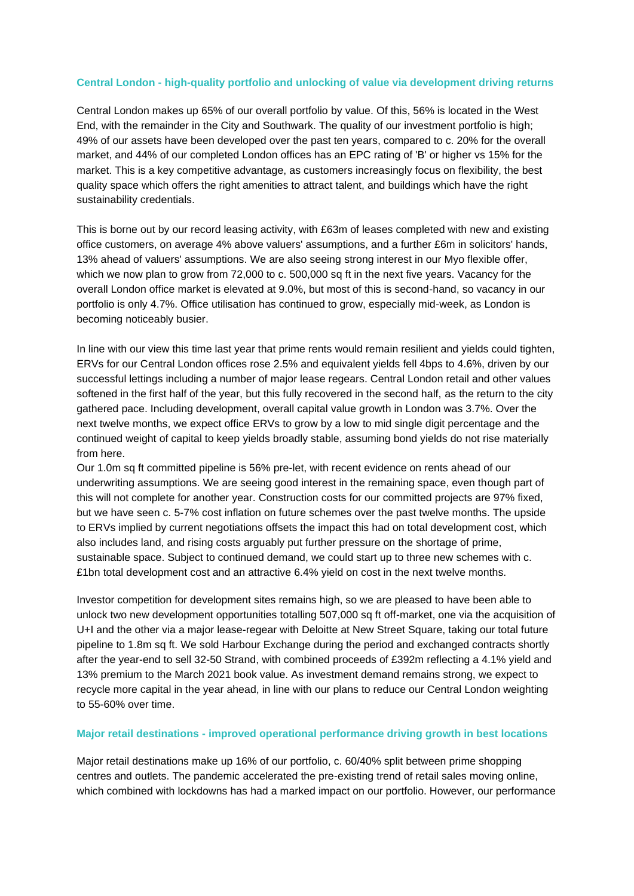### Central London - high-quality portfolio and unlocking of value via development driving returns

Central London makes up 65% of our overall portfolio by value. Of this, 56% is located in the West End, with the remainder in the City and Southwark. The quality of our investment portfolio is high; 49% of our assets have been developed over the past ten years, compared to c. 20% for the overall market, and 44% of our completed London offices has an EPC rating of 'B' or higher vs 15% for the market. This is a key competitive advantage, as customers increasingly focus on flexibility, the best quality space which offers the right amenities to attract talent, and buildings which have the right sustainability credentials.

This is borne out by our record leasing activity, with £63m of leases completed with new and existing office customers, on average 4% above valuers' assumptions, and a further £6m in solicitors' hands, 13% ahead of valuers' assumptions. We are also seeing strong interest in our Myo flexible offer, which we now plan to grow from 72,000 to c. 500,000 sq ft in the next five years. Vacancy for the overall London office market is elevated at 9.0%, but most of this is second-hand, so vacancy in our portfolio is only 4.7%. Office utilisation has continued to grow, especially mid-week, as London is becoming noticeably busier.

In line with our view this time last year that prime rents would remain resilient and yields could tighten, ERVs for our Central London offices rose 2.5% and equivalent yields fell 4bps to 4.6%, driven by our successful lettings including a number of major lease regears. Central London retail and other values softened in the first half of the year, but this fully recovered in the second half, as the return to the city gathered pace. Including development, overall capital value growth in London was 3.7%. Over the next twelve months, we expect office ERVs to grow by a low to mid single digit percentage and the continued weight of capital to keep yields broadly stable, assuming bond yields do not rise materially from here.

Our 1.0m sq ft committed pipeline is 56% pre-let, with recent evidence on rents ahead of our underwriting assumptions. We are seeing good interest in the remaining space, even though part of this will not complete for another year. Construction costs for our committed projects are 97% fixed, but we have seen c. 5-7% cost inflation on future schemes over the past twelve months. The upside to ERVs implied by current negotiations offsets the impact this had on total development cost, which also includes land, and rising costs arguably put further pressure on the shortage of prime, sustainable space. Subject to continued demand, we could start up to three new schemes with c. £1bn total development cost and an attractive 6.4% yield on cost in the next twelve months.

Investor competition for development sites remains high, so we are pleased to have been able to unlock two new development opportunities totalling 507,000 sq ft off-market, one via the acquisition of U+I and the other via a major lease-regear with Deloitte at New Street Square, taking our total future pipeline to 1.8m sq ft. We sold Harbour Exchange during the period and exchanged contracts shortly after the year-end to sell 32-50 Strand, with combined proceeds of £392m reflecting a 4.1% yield and 13% premium to the March 2021 book value. As investment demand remains strong, we expect to recycle more capital in the year ahead, in line with our plans to reduce our Central London weighting to 55-60% over time.

### Major retail destinations - improved operational performance driving growth in best locations

Major retail destinations make up 16% of our portfolio, c. 60/40% split between prime shopping centres and outlets. The pandemic accelerated the pre-existing trend of retail sales moving online, which combined with lockdowns has had a marked impact on our portfolio. However, our performance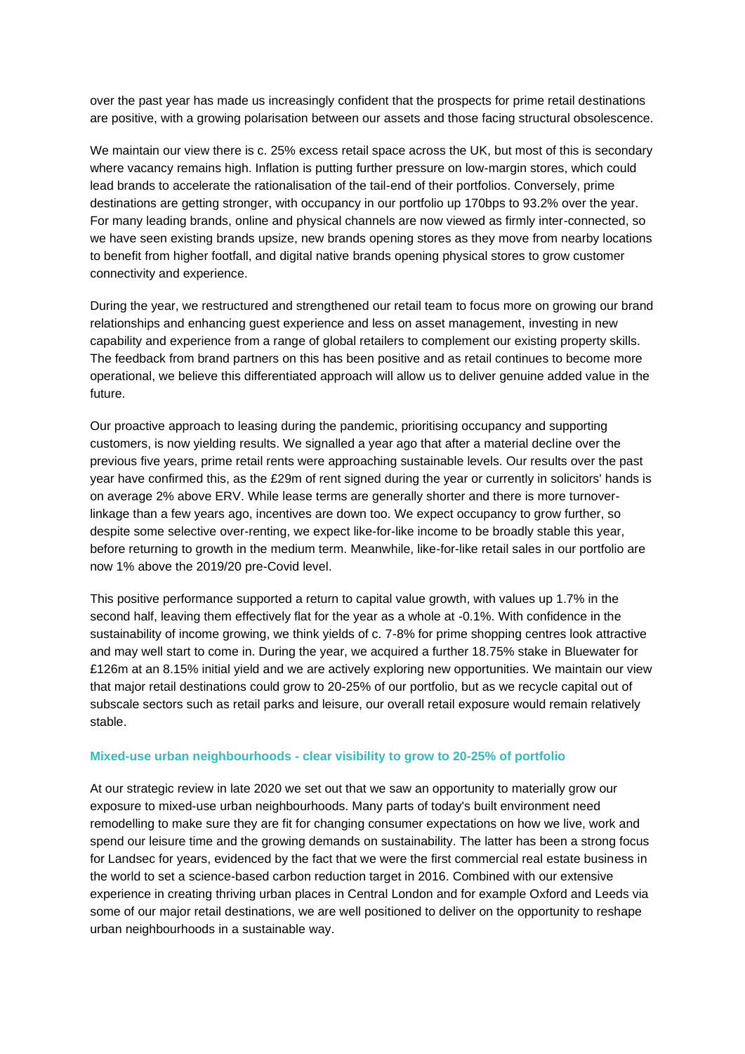over the past year has made us increasingly confident that the prospects for prime retail destinations are positive, with a growing polarisation between our assets and those facing structural obsolescence.

We maintain our view there is c. 25% excess retail space across the UK, but most of this is secondary where vacancy remains high. Inflation is putting further pressure on low-margin stores, which could lead brands to accelerate the rationalisation of the tail-end of their portfolios. Conversely, prime destinations are getting stronger, with occupancy in our portfolio up 170bps to 93.2% over the year. For many leading brands, online and physical channels are now viewed as firmly inter-connected, so we have seen existing brands upsize, new brands opening stores as they move from nearby locations to benefit from higher footfall, and digital native brands opening physical stores to grow customer connectivity and experience.

During the year, we restructured and strengthened our retail team to focus more on growing our brand relationships and enhancing guest experience and less on asset management, investing in new capability and experience from a range of global retailers to complement our existing property skills. The feedback from brand partners on this has been positive and as retail continues to become more operational, we believe this differentiated approach will allow us to deliver genuine added value in the future.

Our proactive approach to leasing during the pandemic, prioritising occupancy and supporting customers, is now yielding results. We signalled a year ago that after a material decline over the previous five years, prime retail rents were approaching sustainable levels. Our results over the past year have confirmed this, as the £29m of rent signed during the year or currently in solicitors' hands is on average 2% above ERV. While lease terms are generally shorter and there is more turnover-linkage than a few years ago, incentives are down too. We expect occupancy to grow further, so despite some selective over-renting, we expect like-for-like income to be broadly stable this year, before returning to growth in the medium term. Meanwhile, like-for-like retail sales in our portfolio are now 1% above the 2019/20 pre-Covid level.

This positive performance supported a return to capital value growth, with values up 1.7% in the second half, leaving them effectively flat for the year as a whole at -0.1%. With confidence in the sustainability of income growing, we think yields of c. 7-8% for prime shopping centres look attractive and may well start to come in. During the year, we acquired a further 18.75% stake in Bluewater for £126m at an 8.15% initial yield and we are actively exploring new opportunities. We maintain our view that major retail destinations could grow to 20-25% of our portfolio, but as we recycle capital out of subscale sectors such as retail parks and leisure, our overall retail exposure would remain relatively stable.

### Mixed-use urban neighbourhoods - clear visibility to grow to 20-25% of portfolio

At our strategic review in late 2020 we set out that we saw an opportunity to materially grow our exposure to mixed-use urban neighbourhoods. Many parts of today's built environment need remodelling to make sure they are fit for changing consumer expectations on how we live, work and spend our leisure time and the growing demands on sustainability. The latter has been a strong focus for Landsec for years, evidenced by the fact that we were the first commercial real estate business in the world to set a science-based carbon reduction target in 2016. Combined with our extensive experience in creating thriving urban places in Central London and for example Oxford and Leeds via some of our major retail destinations, we are well positioned to deliver on the opportunity to reshape urban neighbourhoods in a sustainable way.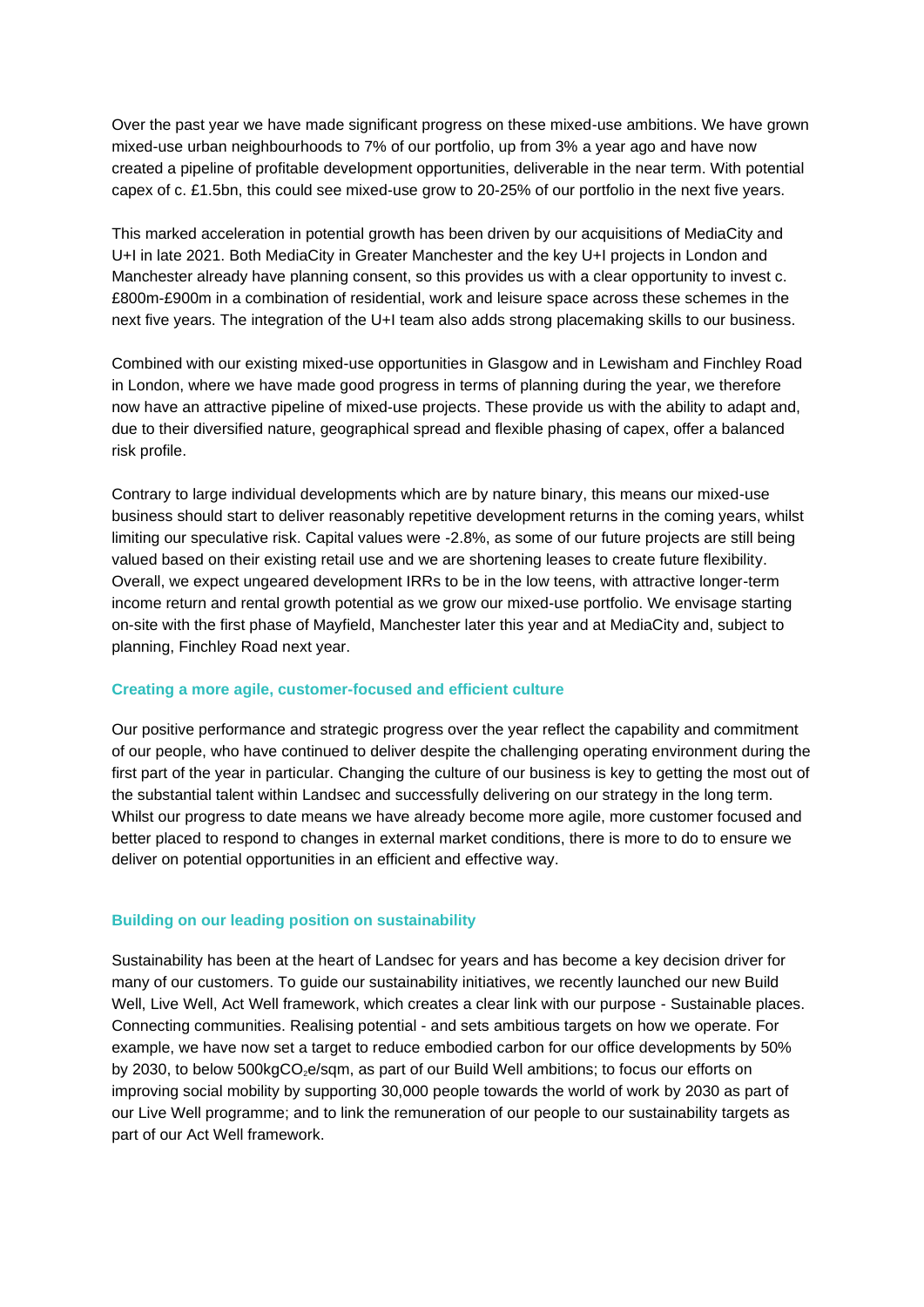Over the past year we have made significant progress on these mixed-use ambitions. We have grown mixed-use urban neighbourhoods to 7% of our portfolio, up from 3% a year ago and have now created a pipeline of profitable development opportunities, deliverable in the near term. With potential capex of c. £1.5bn, this could see mixed-use grow to 20-25% of our portfolio in the next five years.

This marked acceleration in potential growth has been driven by our acquisitions of MediaCity and U+I in late 2021. Both MediaCity in Greater Manchester and the key U+I projects in London and Manchester already have planning consent, so this provides us with a clear opportunity to invest c. £800m-£900m in a combination of residential, work and leisure space across these schemes in the next five years. The integration of the U+I team also adds strong placemaking skills to our business.

Combined with our existing mixed-use opportunities in Glasgow and in Lewisham and Finchley Road in London, where we have made good progress in terms of planning during the year, we therefore now have an attractive pipeline of mixed-use projects. These provide us with the ability to adapt and, due to their diversified nature, geographical spread and flexible phasing of capex, offer a balanced risk profile.

Contrary to large individual developments which are by nature binary, this means our mixed-use business should start to deliver reasonably repetitive development returns in the coming years, whilst limiting our speculative risk. Capital values were -2.8%, as some of our future projects are still being valued based on their existing retail use and we are shortening leases to create future flexibility. Overall, we expect ungeared development IRRs to be in the low teens, with attractive longer-term income return and rental growth potential as we grow our mixed-use portfolio. We envisage starting on-site with the first phase of Mayfield, Manchester later this year and at MediaCity and, subject to planning, Finchley Road next year.

#### Creating a more agile, customer-focused and efficient culture

Our positive performance and strategic progress over the year reflect the capability and commitment of our people, who have continued to deliver despite the challenging operating environment during the first part of the year in particular. Changing the culture of our business is key to getting the most out of the substantial talent within Landsec and successfully delivering on our strategy in the long term. Whilst our progress to date means we have already become more agile, more customer focused and better placed to respond to changes in external market conditions, there is more to do to ensure we deliver on potential opportunities in an efficient and effective way.

#### Building on our leading position on sustainability

Sustainability has been at the heart of Landsec for years and has become a key decision driver for many of our customers. To guide our sustainability initiatives, we recently launched our new Build Well, Live Well, Act Well framework, which creates a clear link with our purpose - Sustainable places. Connecting communities. Realising potential - and sets ambitious targets on how we operate. For example, we have now set a target to reduce embodied carbon for our office developments by 50% by 2030, to below 500kg$CO_2$e/sqm, as part of our Build Well ambitions; to focus our efforts on improving social mobility by supporting 30,000 people towards the world of work by 2030 as part of our Live Well programme; and to link the remuneration of our people to our sustainability targets as part of our Act Well framework.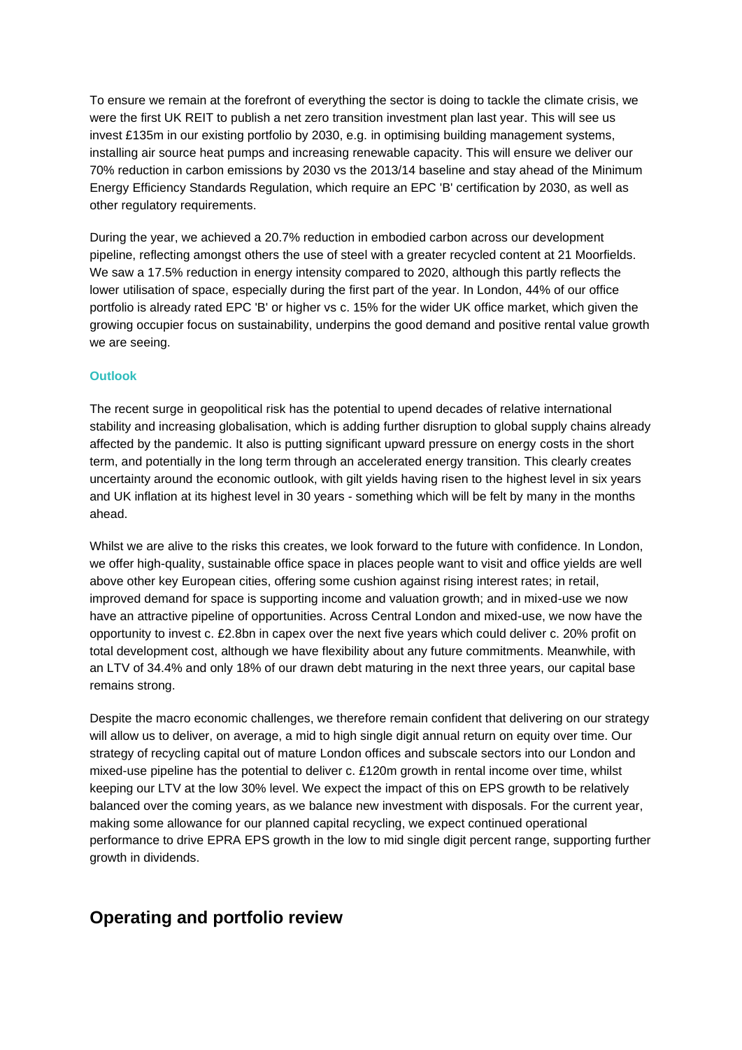To ensure we remain at the forefront of everything the sector is doing to tackle the climate crisis, we were the first UK REIT to publish a net zero transition investment plan last year. This will see us invest £135m in our existing portfolio by 2030, e.g. in optimising building management systems, installing air source heat pumps and increasing renewable capacity. This will ensure we deliver our 70% reduction in carbon emissions by 2030 vs the 2013/14 baseline and stay ahead of the Minimum Energy Efficiency Standards Regulation, which require an EPC 'B' certification by 2030, as well as other regulatory requirements.

During the year, we achieved a 20.7% reduction in embodied carbon across our development pipeline, reflecting amongst others the use of steel with a greater recycled content at 21 Moorfields. We saw a 17.5% reduction in energy intensity compared to 2020, although this partly reflects the lower utilisation of space, especially during the first part of the year. In London, 44% of our office portfolio is already rated EPC 'B' or higher vs c. 15% for the wider UK office market, which given the growing occupier focus on sustainability, underpins the good demand and positive rental value growth we are seeing.

### Outlook

The recent surge in geopolitical risk has the potential to upend decades of relative international stability and increasing globalisation, which is adding further disruption to global supply chains already affected by the pandemic. It also is putting significant upward pressure on energy costs in the short term, and potentially in the long term through an accelerated energy transition. This clearly creates uncertainty around the economic outlook, with gilt yields having risen to the highest level in six years and UK inflation at its highest level in 30 years - something which will be felt by many in the months ahead.

Whilst we are alive to the risks this creates, we look forward to the future with confidence. In London, we offer high-quality, sustainable office space in places people want to visit and office yields are well above other key European cities, offering some cushion against rising interest rates; in retail, improved demand for space is supporting income and valuation growth; and in mixed-use we now have an attractive pipeline of opportunities. Across Central London and mixed-use, we now have the opportunity to invest c. £2.8bn in capex over the next five years which could deliver c. 20% profit on total development cost, although we have flexibility about any future commitments. Meanwhile, with an LTV of 34.4% and only 18% of our drawn debt maturing in the next three years, our capital base remains strong.

Despite the macro economic challenges, we therefore remain confident that delivering on our strategy will allow us to deliver, on average, a mid to high single digit annual return on equity over time. Our strategy of recycling capital out of mature London offices and subscale sectors into our London and mixed-use pipeline has the potential to deliver c. £120m growth in rental income over time, whilst keeping our LTV at the low 30% level. We expect the impact of this on EPS growth to be relatively balanced over the coming years, as we balance new investment with disposals. For the current year, making some allowance for our planned capital recycling, we expect continued operational performance to drive EPRA EPS growth in the low to mid single digit percent range, supporting further growth in dividends.

## Operating and portfolio review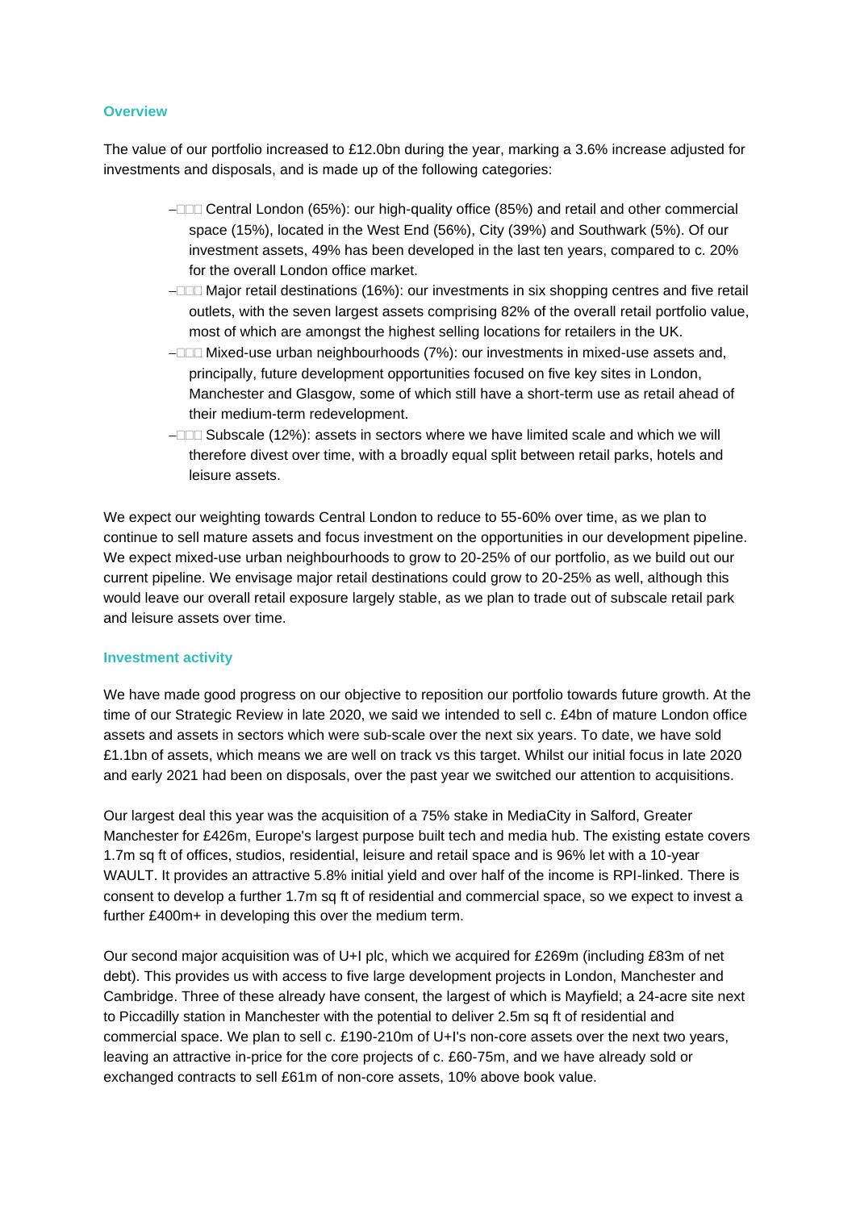## Overview

The value of our portfolio increased to £12.0bn during the year, marking a 3.6% increase adjusted for investments and disposals, and is made up of the following categories:

- Central London (65%): our high-quality office (85%) and retail and other commercial space (15%), located in the West End (56%), City (39%) and Southwark (5%). Of our investment assets, 49% has been developed in the last ten years, compared to c. 20% for the overall London office market.
- Major retail destinations (16%): our investments in six shopping centres and five retail outlets, with the seven largest assets comprising 82% of the overall retail portfolio value, most of which are amongst the highest selling locations for retailers in the UK.
- Mixed-use urban neighbourhoods (7%): our investments in mixed-use assets and, principally, future development opportunities focused on five key sites in London, Manchester and Glasgow, some of which still have a short-term use as retail ahead of their medium-term redevelopment.
- Subscale (12%): assets in sectors where we have limited scale and which we will therefore divest over time, with a broadly equal split between retail parks, hotels and leisure assets.

We expect our weighting towards Central London to reduce to 55-60% over time, as we plan to continue to sell mature assets and focus investment on the opportunities in our development pipeline. We expect mixed-use urban neighbourhoods to grow to 20-25% of our portfolio, as we build out our current pipeline. We envisage major retail destinations could grow to 20-25% as well, although this would leave our overall retail exposure largely stable, as we plan to trade out of subscale retail park and leisure assets over time.

## Investment activity

We have made good progress on our objective to reposition our portfolio towards future growth. At the time of our Strategic Review in late 2020, we said we intended to sell c. £4bn of mature London office assets and assets in sectors which were sub-scale over the next six years. To date, we have sold £1.1bn of assets, which means we are well on track vs this target. Whilst our initial focus in late 2020 and early 2021 had been on disposals, over the past year we switched our attention to acquisitions.

Our largest deal this year was the acquisition of a 75% stake in MediaCity in Salford, Greater Manchester for £426m, Europe's largest purpose built tech and media hub. The existing estate covers 1.7m sq ft of offices, studios, residential, leisure and retail space and is 96% let with a 10-year WAULT. It provides an attractive 5.8% initial yield and over half of the income is RPI-linked. There is consent to develop a further 1.7m sq ft of residential and commercial space, so we expect to invest a further £400m+ in developing this over the medium term.

Our second major acquisition was of U+I plc, which we acquired for £269m (including £83m of net debt). This provides us with access to five large development projects in London, Manchester and Cambridge. Three of these already have consent, the largest of which is Mayfield; a 24-acre site next to Piccadilly station in Manchester with the potential to deliver 2.5m sq ft of residential and commercial space. We plan to sell c. £190-210m of U+I's non-core assets over the next two years, leaving an attractive in-price for the core projects of c. £60-75m, and we have already sold or exchanged contracts to sell £61m of non-core assets, 10% above book value.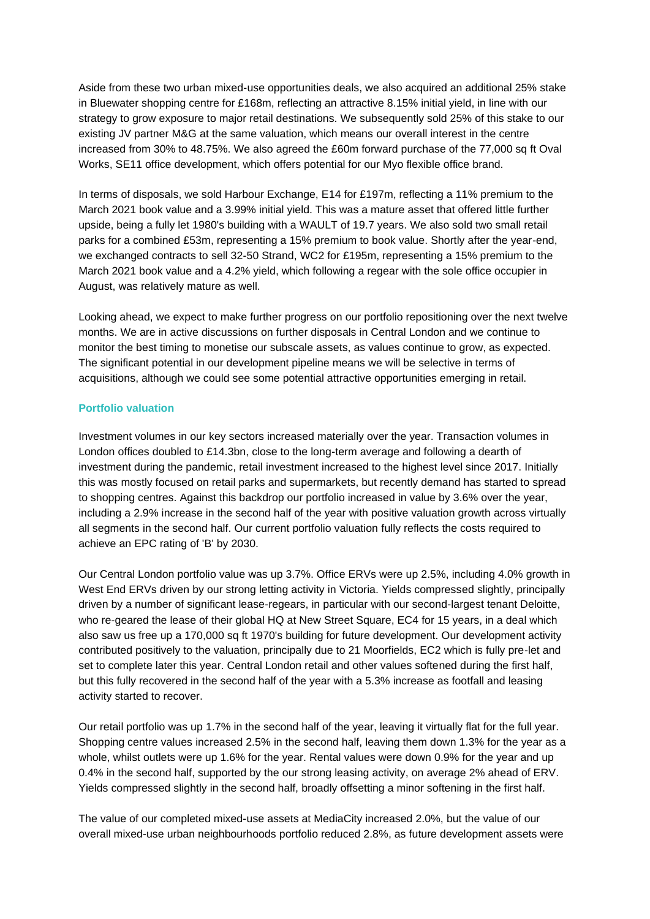Aside from these two urban mixed-use opportunities deals, we also acquired an additional 25% stake in Bluewater shopping centre for £168m, reflecting an attractive 8.15% initial yield, in line with our strategy to grow exposure to major retail destinations. We subsequently sold 25% of this stake to our existing JV partner M&G at the same valuation, which means our overall interest in the centre increased from 30% to 48.75%. We also agreed the £60m forward purchase of the 77,000 sq ft Oval Works, SE11 office development, which offers potential for our Myo flexible office brand.

In terms of disposals, we sold Harbour Exchange, E14 for £197m, reflecting a 11% premium to the March 2021 book value and a 3.99% initial yield. This was a mature asset that offered little further upside, being a fully let 1980's building with a WAULT of 19.7 years. We also sold two small retail parks for a combined £53m, representing a 15% premium to book value. Shortly after the year-end, we exchanged contracts to sell 32-50 Strand, WC2 for £195m, representing a 15% premium to the March 2021 book value and a 4.2% yield, which following a regear with the sole office occupier in August, was relatively mature as well.

Looking ahead, we expect to make further progress on our portfolio repositioning over the next twelve months. We are in active discussions on further disposals in Central London and we continue to monitor the best timing to monetise our subscale assets, as values continue to grow, as expected. The significant potential in our development pipeline means we will be selective in terms of acquisitions, although we could see some potential attractive opportunities emerging in retail.

### Portfolio valuation

Investment volumes in our key sectors increased materially over the year. Transaction volumes in London offices doubled to £14.3bn, close to the long-term average and following a dearth of investment during the pandemic, retail investment increased to the highest level since 2017. Initially this was mostly focused on retail parks and supermarkets, but recently demand has started to spread to shopping centres. Against this backdrop our portfolio increased in value by 3.6% over the year, including a 2.9% increase in the second half of the year with positive valuation growth across virtually all segments in the second half. Our current portfolio valuation fully reflects the costs required to achieve an EPC rating of 'B' by 2030.

Our Central London portfolio value was up 3.7%. Office ERVs were up 2.5%, including 4.0% growth in West End ERVs driven by our strong letting activity in Victoria. Yields compressed slightly, principally driven by a number of significant lease-regears, in particular with our second-largest tenant Deloitte, who re-geared the lease of their global HQ at New Street Square, EC4 for 15 years, in a deal which also saw us free up a 170,000 sq ft 1970's building for future development. Our development activity contributed positively to the valuation, principally due to 21 Moorfields, EC2 which is fully pre-let and set to complete later this year. Central London retail and other values softened during the first half, but this fully recovered in the second half of the year with a 5.3% increase as footfall and leasing activity started to recover.

Our retail portfolio was up 1.7% in the second half of the year, leaving it virtually flat for the full year. Shopping centre values increased 2.5% in the second half, leaving them down 1.3% for the year as a whole, whilst outlets were up 1.6% for the year. Rental values were down 0.9% for the year and up 0.4% in the second half, supported by the our strong leasing activity, on average 2% ahead of ERV. Yields compressed slightly in the second half, broadly offsetting a minor softening in the first half.

The value of our completed mixed-use assets at MediaCity increased 2.0%, but the value of our overall mixed-use urban neighbourhoods portfolio reduced 2.8%, as future development assets were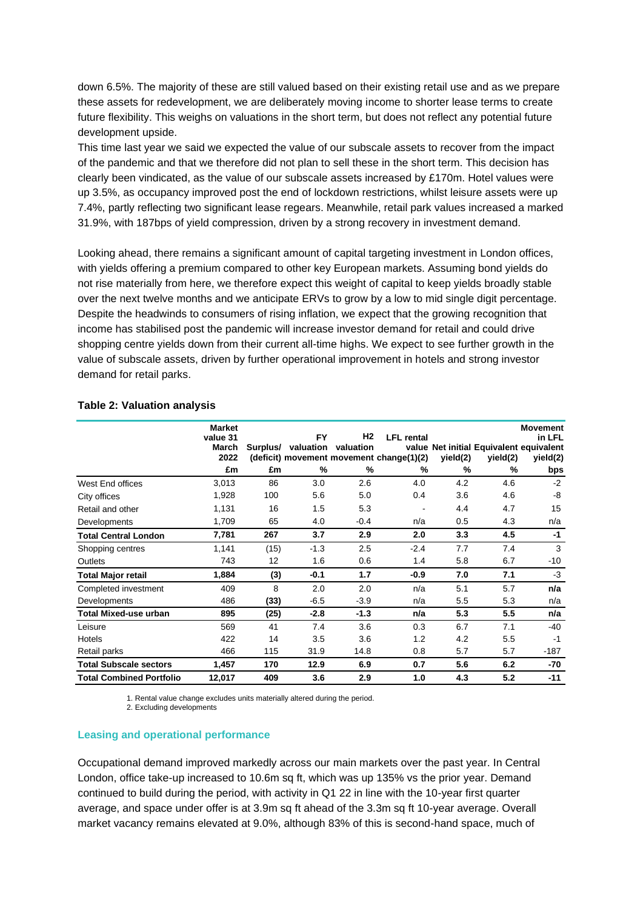down 6.5%. The majority of these are still valued based on their existing retail use and as we prepare these assets for redevelopment, we are deliberately moving income to shorter lease terms to create future flexibility. This weighs on valuations in the short term, but does not reflect any potential future development upside.

This time last year we said we expected the value of our subscale assets to recover from the impact of the pandemic and that we therefore did not plan to sell these in the short term. This decision has clearly been vindicated, as the value of our subscale assets increased by £170m. Hotel values were up 3.5%, as occupancy improved post the end of lockdown restrictions, whilst leisure assets were up 7.4%, partly reflecting two significant lease regears. Meanwhile, retail park values increased a marked 31.9%, with 187bps of yield compression, driven by a strong recovery in investment demand.

Looking ahead, there remains a significant amount of capital targeting investment in London offices, with yields offering a premium compared to other key European markets. Assuming bond yields do not rise materially from here, we therefore expect this weight of capital to keep yields broadly stable over the next twelve months and we anticipate ERVs to grow by a low to mid single digit percentage. Despite the headwinds to consumers of rising inflation, we expect that the growing recognition that income has stabilised post the pandemic will increase investor demand for retail and could drive shopping centre yields down from their current all-time highs. We expect to see further growth in the value of subscale assets, driven by further operational improvement in hotels and strong investor demand for retail parks.

**Table 2: Valuation analysis**

| | Market value 31 March 2022 | Surplus/ (deficit) | FY valuation movement | H2 valuation movement | LFL rental value change(1)(2) | Net initial yield(2) | Equivalent yield(2) | Movement in LFL equivalent yield(2) |
|---|---|---|---|---|---|---|---|---|
| | £m | £m | % | % | % | % | % | bps |
| West End offices | 3,013 | 86 | 3.0 | 2.6 | 4.0 | 4.2 | 4.6 | -2 |
| City offices | 1,928 | 100 | 5.6 | 5.0 | 0.4 | 3.6 | 4.6 | -8 |
| Retail and other | 1,131 | 16 | 1.5 | 5.3 | - | 4.4 | 4.7 | 15 |
| Developments | 1,709 | 65 | 4.0 | -0.4 | n/a | 0.5 | 4.3 | n/a |
| **Total Central London** | **7,781** | **267** | **3.7** | **2.9** | **2.0** | **3.3** | **4.5** | **-1** |
| Shopping centres | 1,141 | (15) | -1.3 | 2.5 | -2.4 | 7.7 | 7.4 | 3 |
| Outlets | 743 | 12 | 1.6 | 0.6 | 1.4 | 5.8 | 6.7 | -10 |
| **Total Major retail** | **1,884** | **(3)** | **-0.1** | **1.7** | **-0.9** | **7.0** | **7.1** | **-3** |
| Completed investment | 409 | 8 | 2.0 | 2.0 | n/a | 5.1 | 5.7 | **n/a** |
| Developments | 486 | **(33)** | -6.5 | -3.9 | n/a | 5.5 | 5.3 | n/a |
| **Total Mixed-use urban** | **895** | **(25)** | **-2.8** | **-1.3** | **n/a** | **5.3** | **5.5** | **n/a** |
| Leisure | 569 | 41 | 7.4 | 3.6 | 0.3 | 6.7 | 7.1 | -40 |
| Hotels | 422 | 14 | 3.5 | 3.6 | 1.2 | 4.2 | 5.5 | -1 |
| Retail parks | 466 | 115 | 31.9 | 14.8 | 0.8 | 5.7 | 5.7 | -187 |
| **Total Subscale sectors** | **1,457** | **170** | **12.9** | **6.9** | **0.7** | **5.6** | **6.2** | **-70** |
| **Total Combined Portfolio** | **12,017** | **409** | **3.6** | **2.9** | **1.0** | **4.3** | **5.2** | **-11** |

1. Rental value change excludes units materially altered during the period.
2. Excluding developments

### Leasing and operational performance

Occupational demand improved markedly across our main markets over the past year. In Central London, office take-up increased to 10.6m sq ft, which was up 135% vs the prior year. Demand continued to build during the period, with activity in Q1 22 in line with the 10-year first quarter average, and space under offer is at 3.9m sq ft ahead of the 3.3m sq ft 10-year average. Overall market vacancy remains elevated at 9.0%, although 83% of this is second-hand space, much of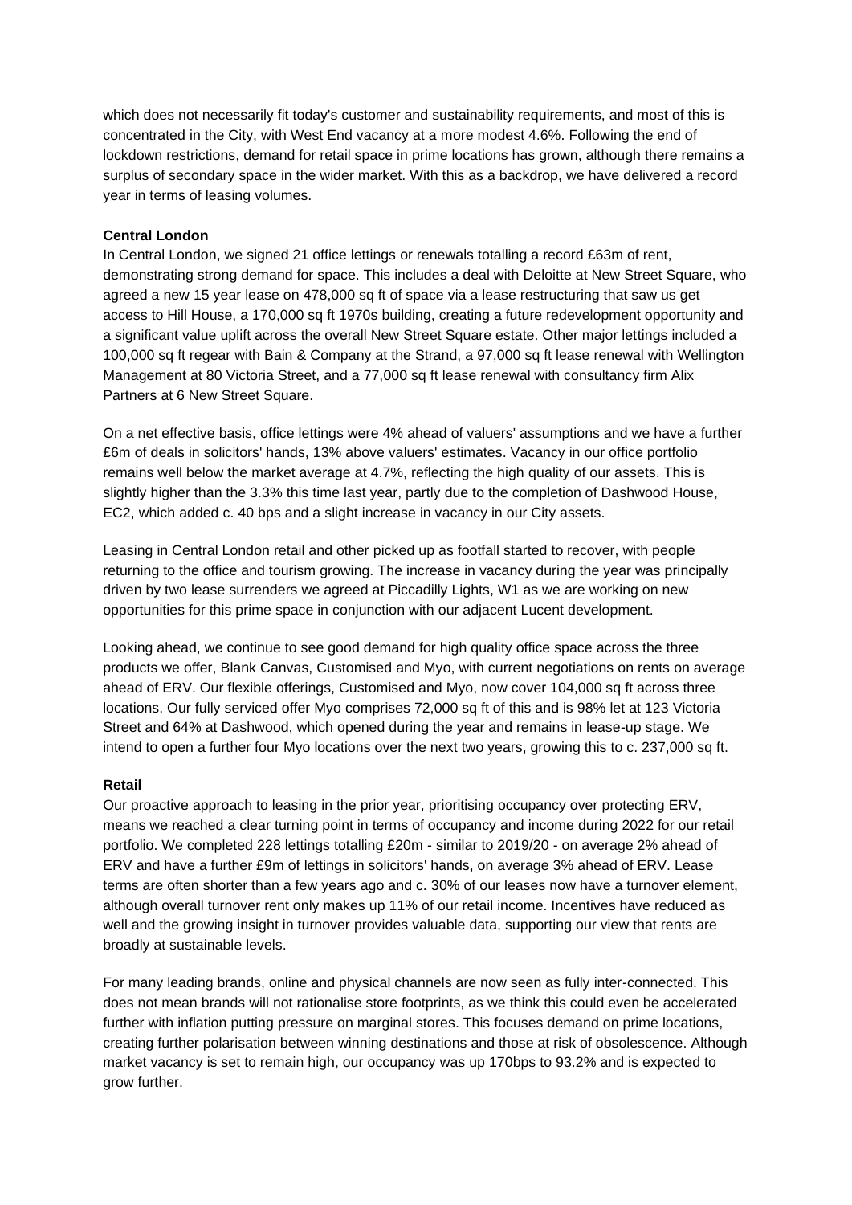which does not necessarily fit today's customer and sustainability requirements, and most of this is concentrated in the City, with West End vacancy at a more modest 4.6%. Following the end of lockdown restrictions, demand for retail space in prime locations has grown, although there remains a surplus of secondary space in the wider market. With this as a backdrop, we have delivered a record year in terms of leasing volumes.

**Central London**

In Central London, we signed 21 office lettings or renewals totalling a record £63m of rent, demonstrating strong demand for space. This includes a deal with Deloitte at New Street Square, who agreed a new 15 year lease on 478,000 sq ft of space via a lease restructuring that saw us get access to Hill House, a 170,000 sq ft 1970s building, creating a future redevelopment opportunity and a significant value uplift across the overall New Street Square estate. Other major lettings included a 100,000 sq ft regear with Bain & Company at the Strand, a 97,000 sq ft lease renewal with Wellington Management at 80 Victoria Street, and a 77,000 sq ft lease renewal with consultancy firm Alix Partners at 6 New Street Square.

On a net effective basis, office lettings were 4% ahead of valuers' assumptions and we have a further £6m of deals in solicitors' hands, 13% above valuers' estimates. Vacancy in our office portfolio remains well below the market average at 4.7%, reflecting the high quality of our assets. This is slightly higher than the 3.3% this time last year, partly due to the completion of Dashwood House, EC2, which added c. 40 bps and a slight increase in vacancy in our City assets.

Leasing in Central London retail and other picked up as footfall started to recover, with people returning to the office and tourism growing. The increase in vacancy during the year was principally driven by two lease surrenders we agreed at Piccadilly Lights, W1 as we are working on new opportunities for this prime space in conjunction with our adjacent Lucent development.

Looking ahead, we continue to see good demand for high quality office space across the three products we offer, Blank Canvas, Customised and Myo, with current negotiations on rents on average ahead of ERV. Our flexible offerings, Customised and Myo, now cover 104,000 sq ft across three locations. Our fully serviced offer Myo comprises 72,000 sq ft of this and is 98% let at 123 Victoria Street and 64% at Dashwood, which opened during the year and remains in lease-up stage. We intend to open a further four Myo locations over the next two years, growing this to c. 237,000 sq ft.

**Retail**

Our proactive approach to leasing in the prior year, prioritising occupancy over protecting ERV, means we reached a clear turning point in terms of occupancy and income during 2022 for our retail portfolio. We completed 228 lettings totalling £20m - similar to 2019/20 - on average 2% ahead of ERV and have a further £9m of lettings in solicitors' hands, on average 3% ahead of ERV. Lease terms are often shorter than a few years ago and c. 30% of our leases now have a turnover element, although overall turnover rent only makes up 11% of our retail income. Incentives have reduced as well and the growing insight in turnover provides valuable data, supporting our view that rents are broadly at sustainable levels.

For many leading brands, online and physical channels are now seen as fully inter-connected. This does not mean brands will not rationalise store footprints, as we think this could even be accelerated further with inflation putting pressure on marginal stores. This focuses demand on prime locations, creating further polarisation between winning destinations and those at risk of obsolescence. Although market vacancy is set to remain high, our occupancy was up 170bps to 93.2% and is expected to grow further.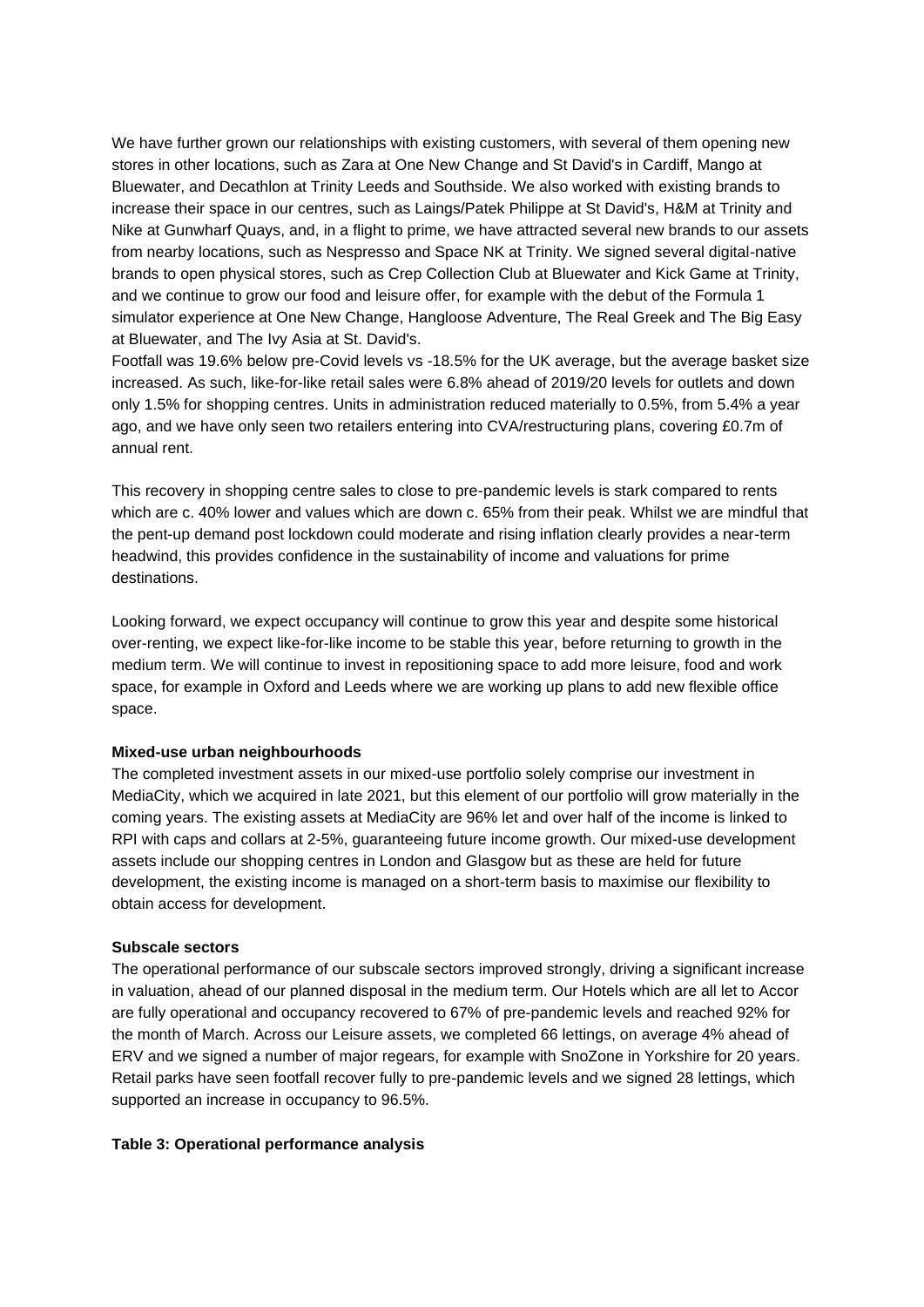We have further grown our relationships with existing customers, with several of them opening new stores in other locations, such as Zara at One New Change and St David's in Cardiff, Mango at Bluewater, and Decathlon at Trinity Leeds and Southside. We also worked with existing brands to increase their space in our centres, such as Laings/Patek Philippe at St David's, H&M at Trinity and Nike at Gunwharf Quays, and, in a flight to prime, we have attracted several new brands to our assets from nearby locations, such as Nespresso and Space NK at Trinity. We signed several digital-native brands to open physical stores, such as Crep Collection Club at Bluewater and Kick Game at Trinity, and we continue to grow our food and leisure offer, for example with the debut of the Formula 1 simulator experience at One New Change, Hangloose Adventure, The Real Greek and The Big Easy at Bluewater, and The Ivy Asia at St. David's.

Footfall was 19.6% below pre-Covid levels vs -18.5% for the UK average, but the average basket size increased. As such, like-for-like retail sales were 6.8% ahead of 2019/20 levels for outlets and down only 1.5% for shopping centres. Units in administration reduced materially to 0.5%, from 5.4% a year ago, and we have only seen two retailers entering into CVA/restructuring plans, covering £0.7m of annual rent.

This recovery in shopping centre sales to close to pre-pandemic levels is stark compared to rents which are c. 40% lower and values which are down c. 65% from their peak. Whilst we are mindful that the pent-up demand post lockdown could moderate and rising inflation clearly provides a near-term headwind, this provides confidence in the sustainability of income and valuations for prime destinations.

Looking forward, we expect occupancy will continue to grow this year and despite some historical over-renting, we expect like-for-like income to be stable this year, before returning to growth in the medium term. We will continue to invest in repositioning space to add more leisure, food and work space, for example in Oxford and Leeds where we are working up plans to add new flexible office space.

**Mixed-use urban neighbourhoods**

The completed investment assets in our mixed-use portfolio solely comprise our investment in MediaCity, which we acquired in late 2021, but this element of our portfolio will grow materially in the coming years. The existing assets at MediaCity are 96% let and over half of the income is linked to RPI with caps and collars at 2-5%, guaranteeing future income growth. Our mixed-use development assets include our shopping centres in London and Glasgow but as these are held for future development, the existing income is managed on a short-term basis to maximise our flexibility to obtain access for development.

**Subscale sectors**

The operational performance of our subscale sectors improved strongly, driving a significant increase in valuation, ahead of our planned disposal in the medium term. Our Hotels which are all let to Accor are fully operational and occupancy recovered to 67% of pre-pandemic levels and reached 92% for the month of March. Across our Leisure assets, we completed 66 lettings, on average 4% ahead of ERV and we signed a number of major regears, for example with SnoZone in Yorkshire for 20 years. Retail parks have seen footfall recover fully to pre-pandemic levels and we signed 28 lettings, which supported an increase in occupancy to 96.5%.

**Table 3: Operational performance analysis**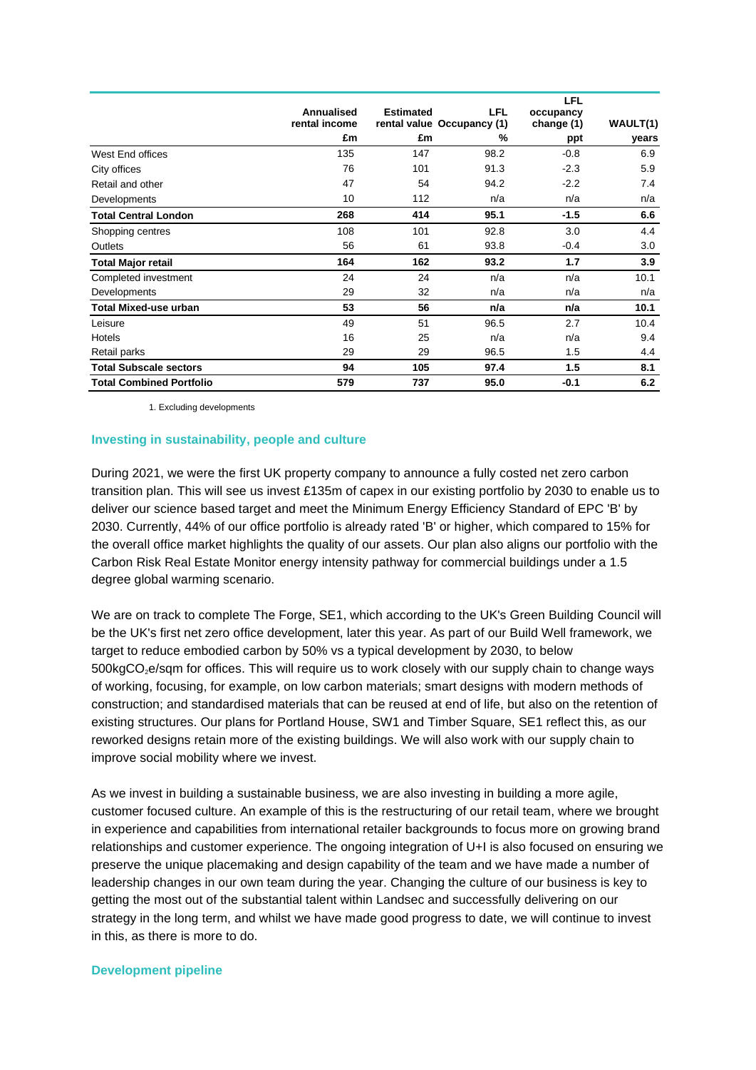| | Annualised rental income | Estimated rental value | LFL Occupancy (1) | LFL occupancy change (1) | WAULT(1) |
|---|---|---|---|---|---|
| | £m | £m | % | ppt | years |
| West End offices | 135 | 147 | 98.2 | -0.8 | 6.9 |
| City offices | 76 | 101 | 91.3 | -2.3 | 5.9 |
| Retail and other | 47 | 54 | 94.2 | -2.2 | 7.4 |
| Developments | 10 | 112 | n/a | n/a | n/a |
| **Total Central London** | **268** | **414** | **95.1** | **-1.5** | **6.6** |
| Shopping centres | 108 | 101 | 92.8 | 3.0 | 4.4 |
| Outlets | 56 | 61 | 93.8 | -0.4 | 3.0 |
| **Total Major retail** | **164** | **162** | **93.2** | **1.7** | **3.9** |
| Completed investment | 24 | 24 | n/a | n/a | 10.1 |
| Developments | 29 | 32 | n/a | n/a | n/a |
| **Total Mixed-use urban** | **53** | **56** | **n/a** | **n/a** | **10.1** |
| Leisure | 49 | 51 | 96.5 | 2.7 | 10.4 |
| Hotels | 16 | 25 | n/a | n/a | 9.4 |
| Retail parks | 29 | 29 | 96.5 | 1.5 | 4.4 |
| **Total Subscale sectors** | **94** | **105** | **97.4** | **1.5** | **8.1** |
| **Total Combined Portfolio** | **579** | **737** | **95.0** | **-0.1** | **6.2** |

1. Excluding developments

## Investing in sustainability, people and culture

During 2021, we were the first UK property company to announce a fully costed net zero carbon transition plan. This will see us invest £135m of capex in our existing portfolio by 2030 to enable us to deliver our science based target and meet the Minimum Energy Efficiency Standard of EPC 'B' by 2030. Currently, 44% of our office portfolio is already rated 'B' or higher, which compared to 15% for the overall office market highlights the quality of our assets. Our plan also aligns our portfolio with the Carbon Risk Real Estate Monitor energy intensity pathway for commercial buildings under a 1.5 degree global warming scenario.

We are on track to complete The Forge, SE1, which according to the UK's Green Building Council will be the UK's first net zero office development, later this year. As part of our Build Well framework, we target to reduce embodied carbon by 50% vs a typical development by 2030, to below 500kg$CO_2$e/sqm for offices. This will require us to work closely with our supply chain to change ways of working, focusing, for example, on low carbon materials; smart designs with modern methods of construction; and standardised materials that can be reused at end of life, but also on the retention of existing structures. Our plans for Portland House, SW1 and Timber Square, SE1 reflect this, as our reworked designs retain more of the existing buildings. We will also work with our supply chain to improve social mobility where we invest.

As we invest in building a sustainable business, we are also investing in building a more agile, customer focused culture. An example of this is the restructuring of our retail team, where we brought in experience and capabilities from international retailer backgrounds to focus more on growing brand relationships and customer experience. The ongoing integration of U+I is also focused on ensuring we preserve the unique placemaking and design capability of the team and we have made a number of leadership changes in our own team during the year. Changing the culture of our business is key to getting the most out of the substantial talent within Landsec and successfully delivering on our strategy in the long term, and whilst we have made good progress to date, we will continue to invest in this, as there is more to do.

## Development pipeline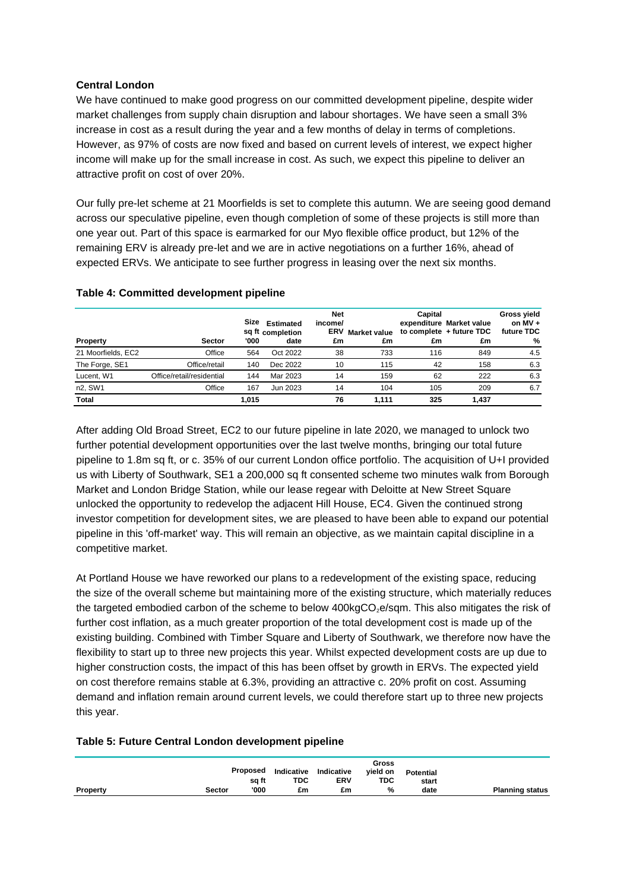**Central London**

We have continued to make good progress on our committed development pipeline, despite wider market challenges from supply chain disruption and labour shortages. We have seen a small 3% increase in cost as a result during the year and a few months of delay in terms of completions. However, as 97% of costs are now fixed and based on current levels of interest, we expect higher income will make up for the small increase in cost. As such, we expect this pipeline to deliver an attractive profit on cost of over 20%.

Our fully pre-let scheme at 21 Moorfields is set to complete this autumn. We are seeing good demand across our speculative pipeline, even though completion of some of these projects is still more than one year out. Part of this space is earmarked for our Myo flexible office product, but 12% of the remaining ERV is already pre-let and we are in active negotiations on a further 16%, ahead of expected ERVs. We anticipate to see further progress in leasing over the next six months.

**Table 4: Committed development pipeline**

| Property | Sector | Size sq ft '000 | Estimated completion date | Net income/ ERV £m | Market value £m | Capital expenditure to complete £m | Market value + future TDC £m | Gross yield on MV + future TDC % |
|---|---|---|---|---|---|---|---|---|
| 21 Moorfields, EC2 | Office | 564 | Oct 2022 | 38 | 733 | 116 | 849 | 4.5 |
| The Forge, SE1 | Office/retail | 140 | Dec 2022 | 10 | 115 | 42 | 158 | 6.3 |
| Lucent, W1 | Office/retail/residential | 144 | Mar 2023 | 14 | 159 | 62 | 222 | 6.3 |
| n2, SW1 | Office | 167 | Jun 2023 | 14 | 104 | 105 | 209 | 6.7 |
| **Total** | | **1,015** | | **76** | **1,111** | **325** | **1,437** | |

After adding Old Broad Street, EC2 to our future pipeline in late 2020, we managed to unlock two further potential development opportunities over the last twelve months, bringing our total future pipeline to 1.8m sq ft, or c. 35% of our current London office portfolio. The acquisition of U+I provided us with Liberty of Southwark, SE1 a 200,000 sq ft consented scheme two minutes walk from Borough Market and London Bridge Station, while our lease regear with Deloitte at New Street Square unlocked the opportunity to redevelop the adjacent Hill House, EC4. Given the continued strong investor competition for development sites, we are pleased to have been able to expand our potential pipeline in this 'off-market' way. This will remain an objective, as we maintain capital discipline in a competitive market.

At Portland House we have reworked our plans to a redevelopment of the existing space, reducing the size of the overall scheme but maintaining more of the existing structure, which materially reduces the targeted embodied carbon of the scheme to below 400kg$CO_2$e/sqm. This also mitigates the risk of further cost inflation, as a much greater proportion of the total development cost is made up of the existing building. Combined with Timber Square and Liberty of Southwark, we therefore now have the flexibility to start up to three new projects this year. Whilst expected development costs are up due to higher construction costs, the impact of this has been offset by growth in ERVs. The expected yield on cost therefore remains stable at 6.3%, providing an attractive c. 20% profit on cost. Assuming demand and inflation remain around current levels, we could therefore start up to three new projects this year.

**Table 5: Future Central London development pipeline**

| Property | Sector | Proposed sq ft '000 | Indicative TDC £m | Indicative ERV £m | Gross yield on TDC % | Potential start date | Planning status |
|---|---|---|---|---|---|---|---|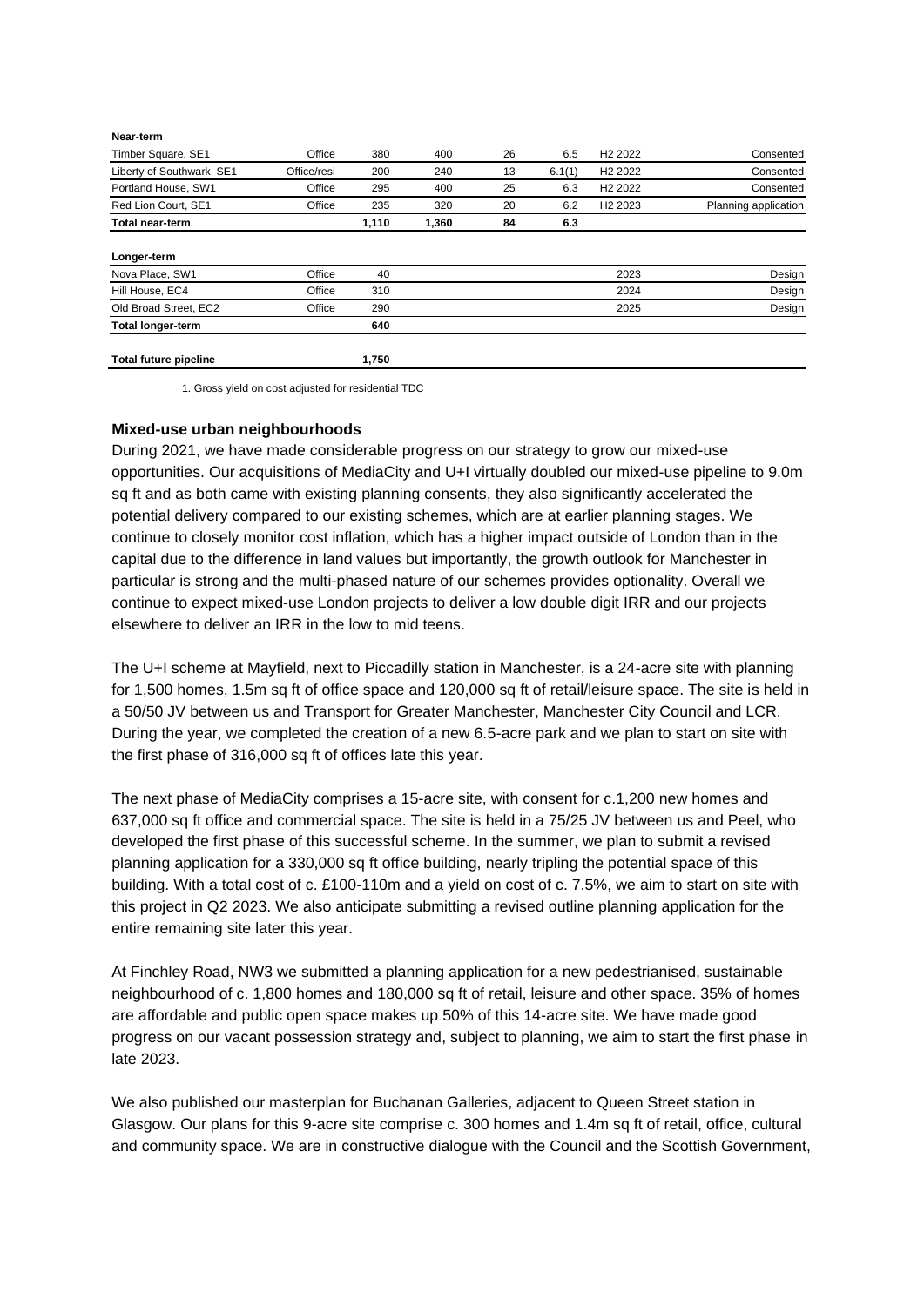| Near-term | | | | | | | |
|---|---|---|---|---|---|---|---|
| Timber Square, SE1 | Office | 380 | 400 | 26 | 6.5 | H2 2022 | Consented |
| Liberty of Southwark, SE1 | Office/resi | 200 | 240 | 13 | 6.1(1) | H2 2022 | Consented |
| Portland House, SW1 | Office | 295 | 400 | 25 | 6.3 | H2 2022 | Consented |
| Red Lion Court, SE1 | Office | 235 | 320 | 20 | 6.2 | H2 2023 | Planning application |
| **Total near-term** | | **1,110** | **1,360** | **84** | **6.3** | | |
| **Longer-term** | | | | | | | |
| Nova Place, SW1 | Office | 40 | | | | 2023 | Design |
| Hill House, EC4 | Office | 310 | | | | 2024 | Design |
| Old Broad Street, EC2 | Office | 290 | | | | 2025 | Design |
| **Total longer-term** | | **640** | | | | | |
| **Total future pipeline** | | **1,750** | | | | | |

1. Gross yield on cost adjusted for residential TDC

**Mixed-use urban neighbourhoods**

During 2021, we have made considerable progress on our strategy to grow our mixed-use opportunities. Our acquisitions of MediaCity and U+I virtually doubled our mixed-use pipeline to 9.0m sq ft and as both came with existing planning consents, they also significantly accelerated the potential delivery compared to our existing schemes, which are at earlier planning stages. We continue to closely monitor cost inflation, which has a higher impact outside of London than in the capital due to the difference in land values but importantly, the growth outlook for Manchester in particular is strong and the multi-phased nature of our schemes provides optionality. Overall we continue to expect mixed-use London projects to deliver a low double digit IRR and our projects elsewhere to deliver an IRR in the low to mid teens.

The U+I scheme at Mayfield, next to Piccadilly station in Manchester, is a 24-acre site with planning for 1,500 homes, 1.5m sq ft of office space and 120,000 sq ft of retail/leisure space. The site is held in a 50/50 JV between us and Transport for Greater Manchester, Manchester City Council and LCR. During the year, we completed the creation of a new 6.5-acre park and we plan to start on site with the first phase of 316,000 sq ft of offices late this year.

The next phase of MediaCity comprises a 15-acre site, with consent for c.1,200 new homes and 637,000 sq ft office and commercial space. The site is held in a 75/25 JV between us and Peel, who developed the first phase of this successful scheme. In the summer, we plan to submit a revised planning application for a 330,000 sq ft office building, nearly tripling the potential space of this building. With a total cost of c. £100-110m and a yield on cost of c. 7.5%, we aim to start on site with this project in Q2 2023. We also anticipate submitting a revised outline planning application for the entire remaining site later this year.

At Finchley Road, NW3 we submitted a planning application for a new pedestrianised, sustainable neighbourhood of c. 1,800 homes and 180,000 sq ft of retail, leisure and other space. 35% of homes are affordable and public open space makes up 50% of this 14-acre site. We have made good progress on our vacant possession strategy and, subject to planning, we aim to start the first phase in late 2023.

We also published our masterplan for Buchanan Galleries, adjacent to Queen Street station in Glasgow. Our plans for this 9-acre site comprise c. 300 homes and 1.4m sq ft of retail, office, cultural and community space. We are in constructive dialogue with the Council and the Scottish Government,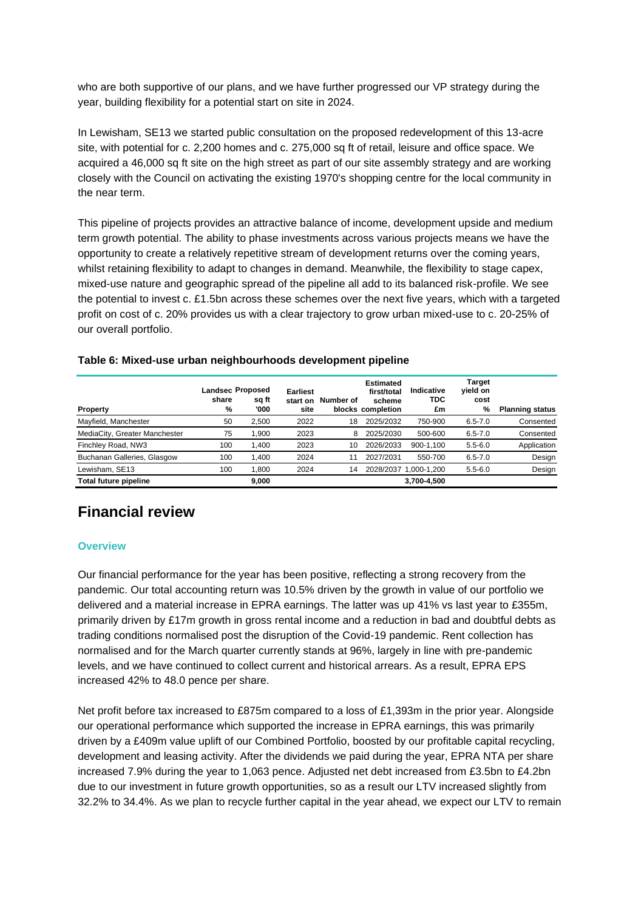who are both supportive of our plans, and we have further progressed our VP strategy during the year, building flexibility for a potential start on site in 2024.

In Lewisham, SE13 we started public consultation on the proposed redevelopment of this 13-acre site, with potential for c. 2,200 homes and c. 275,000 sq ft of retail, leisure and office space. We acquired a 46,000 sq ft site on the high street as part of our site assembly strategy and are working closely with the Council on activating the existing 1970's shopping centre for the local community in the near term.

This pipeline of projects provides an attractive balance of income, development upside and medium term growth potential. The ability to phase investments across various projects means we have the opportunity to create a relatively repetitive stream of development returns over the coming years, whilst retaining flexibility to adapt to changes in demand. Meanwhile, the flexibility to stage capex, mixed-use nature and geographic spread of the pipeline all add to its balanced risk-profile. We see the potential to invest c. £1.5bn across these schemes over the next five years, which with a targeted profit on cost of c. 20% provides us with a clear trajectory to grow urban mixed-use to c. 20-25% of our overall portfolio.

**Table 6: Mixed-use urban neighbourhoods development pipeline**

| Property | Landsec share % | Proposed sq ft '000 | Earliest start on site | Number of blocks | Estimated first/total scheme completion | Indicative TDC £m | Target yield on cost % | Planning status |
|---|---|---|---|---|---|---|---|---|
| Mayfield, Manchester | 50 | 2,500 | 2022 | 18 | 2025/2032 | 750-900 | 6.5-7.0 | Consented |
| MediaCity, Greater Manchester | 75 | 1,900 | 2023 | 8 | 2025/2030 | 500-600 | 6.5-7.0 | Consented |
| Finchley Road, NW3 | 100 | 1,400 | 2023 | 10 | 2026/2033 | 900-1,100 | 5.5-6.0 | Application |
| Buchanan Galleries, Glasgow | 100 | 1,400 | 2024 | 11 | 2027/2031 | 550-700 | 6.5-7.0 | Design |
| Lewisham, SE13 | 100 | 1,800 | 2024 | 14 | 2028/2037 | 1,000-1,200 | 5.5-6.0 | Design |
| **Total future pipeline** | | **9,000** | | | | **3,700-4,500** | | |

# Financial review

### Overview

Our financial performance for the year has been positive, reflecting a strong recovery from the pandemic. Our total accounting return was 10.5% driven by the growth in value of our portfolio we delivered and a material increase in EPRA earnings. The latter was up 41% vs last year to £355m, primarily driven by £17m growth in gross rental income and a reduction in bad and doubtful debts as trading conditions normalised post the disruption of the Covid-19 pandemic. Rent collection has normalised and for the March quarter currently stands at 96%, largely in line with pre-pandemic levels, and we have continued to collect current and historical arrears. As a result, EPRA EPS increased 42% to 48.0 pence per share.

Net profit before tax increased to £875m compared to a loss of £1,393m in the prior year. Alongside our operational performance which supported the increase in EPRA earnings, this was primarily driven by a £409m value uplift of our Combined Portfolio, boosted by our profitable capital recycling, development and leasing activity. After the dividends we paid during the year, EPRA NTA per share increased 7.9% during the year to 1,063 pence. Adjusted net debt increased from £3.5bn to £4.2bn due to our investment in future growth opportunities, so as a result our LTV increased slightly from 32.2% to 34.4%. As we plan to recycle further capital in the year ahead, we expect our LTV to remain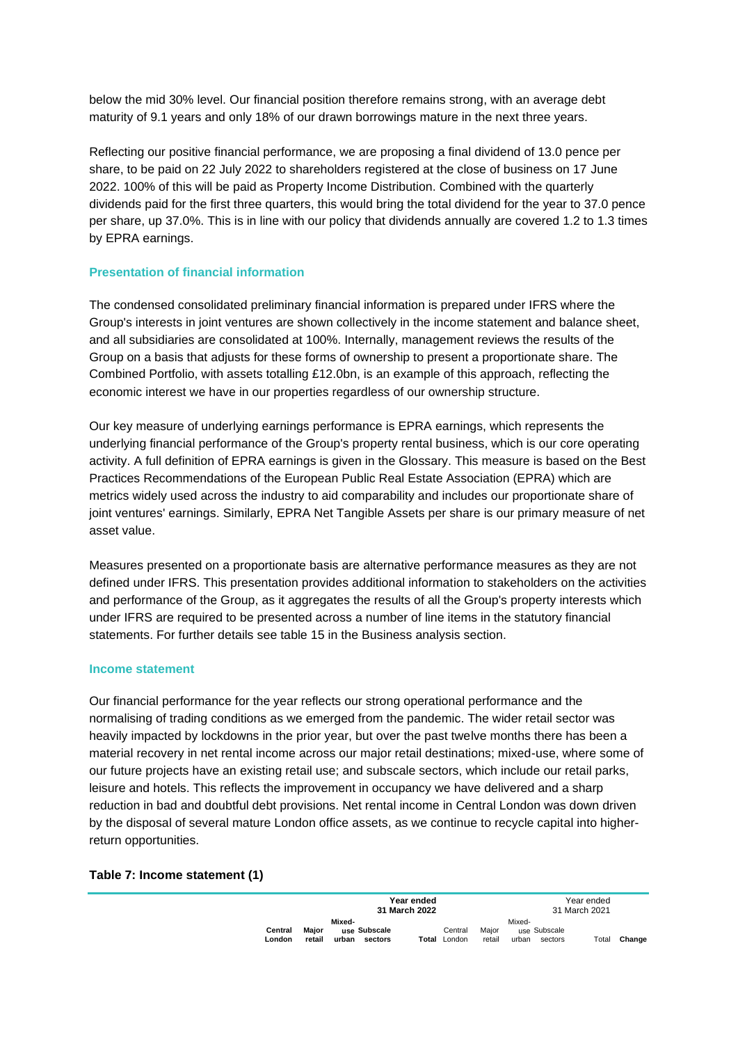below the mid 30% level. Our financial position therefore remains strong, with an average debt maturity of 9.1 years and only 18% of our drawn borrowings mature in the next three years.

Reflecting our positive financial performance, we are proposing a final dividend of 13.0 pence per share, to be paid on 22 July 2022 to shareholders registered at the close of business on 17 June 2022. 100% of this will be paid as Property Income Distribution. Combined with the quarterly dividends paid for the first three quarters, this would bring the total dividend for the year to 37.0 pence per share, up 37.0%. This is in line with our policy that dividends annually are covered 1.2 to 1.3 times by EPRA earnings.

### Presentation of financial information

The condensed consolidated preliminary financial information is prepared under IFRS where the Group's interests in joint ventures are shown collectively in the income statement and balance sheet, and all subsidiaries are consolidated at 100%. Internally, management reviews the results of the Group on a basis that adjusts for these forms of ownership to present a proportionate share. The Combined Portfolio, with assets totalling £12.0bn, is an example of this approach, reflecting the economic interest we have in our properties regardless of our ownership structure.

Our key measure of underlying earnings performance is EPRA earnings, which represents the underlying financial performance of the Group's property rental business, which is our core operating activity. A full definition of EPRA earnings is given in the Glossary. This measure is based on the Best Practices Recommendations of the European Public Real Estate Association (EPRA) which are metrics widely used across the industry to aid comparability and includes our proportionate share of joint ventures' earnings. Similarly, EPRA Net Tangible Assets per share is our primary measure of net asset value.

Measures presented on a proportionate basis are alternative performance measures as they are not defined under IFRS. This presentation provides additional information to stakeholders on the activities and performance of the Group, as it aggregates the results of all the Group's property interests which under IFRS are required to be presented across a number of line items in the statutory financial statements. For further details see table 15 in the Business analysis section.

### Income statement

Our financial performance for the year reflects our strong operational performance and the normalising of trading conditions as we emerged from the pandemic. The wider retail sector was heavily impacted by lockdowns in the prior year, but over the past twelve months there has been a material recovery in net rental income across our major retail destinations; mixed-use, where some of our future projects have an existing retail use; and subscale sectors, which include our retail parks, leisure and hotels. This reflects the improvement in occupancy we have delivered and a sharp reduction in bad and doubtful debt provisions. Net rental income in Central London was down driven by the disposal of several mature London office assets, as we continue to recycle capital into higher-return opportunities.

**Table 7: Income statement (1)**

| | Year ended 31 March 2022 | | | | | Year ended 31 March 2021 | | | | | |
|---|---|---|---|---|---|---|---|---|---|---|---|
| | **Central London** | **Major retail** | **Mixed-use urban** | **Subscale sectors** | **Total** | Central London | Major retail | Mixed-use urban | Subscale sectors | Total | **Change** |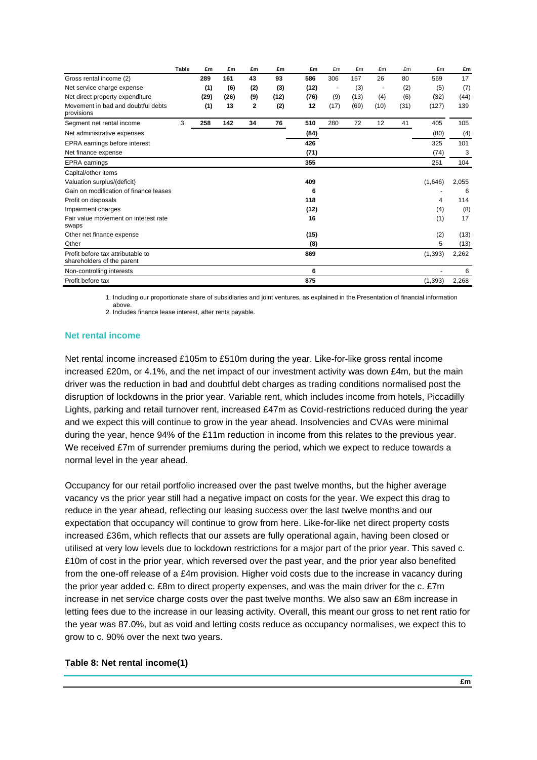| | Table | £m | £m | £m | £m | £m | £m | £m | £m | £m | £m | £m |
|---|---|---|---|---|---|---|---|---|---|---|---|---|
| Gross rental income (2) | | **289** | **161** | **43** | **93** | **586** | 306 | 157 | 26 | 80 | 569 | 17 |
| Net service charge expense | | **(1)** | **(6)** | **(2)** | **(3)** | **(12)** | - | (3) | - | (2) | (5) | (7) |
| Net direct property expenditure | | **(29)** | **(26)** | **(9)** | **(12)** | **(76)** | (9) | (13) | (4) | (6) | (32) | (44) |
| Movement in bad and doubtful debts provisions | | **(1)** | **13** | **2** | **(2)** | **12** | (17) | (69) | (10) | (31) | (127) | 139 |
| Segment net rental income | 3 | **258** | **142** | **34** | **76** | **510** | 280 | 72 | 12 | 41 | 405 | 105 |
| Net administrative expenses | | | | | | **(84)** | | | | | (80) | (4) |
| EPRA earnings before interest | | | | | | **426** | | | | | 325 | 101 |
| Net finance expense | | | | | | **(71)** | | | | | (74) | 3 |
| EPRA earnings | | | | | | **355** | | | | | 251 | 104 |
| Capital/other items | | | | | | | | | | | | |
| Valuation surplus/(deficit) | | | | | | **409** | | | | | (1,646) | 2,055 |
| Gain on modification of finance leases | | | | | | **6** | | | | | - | 6 |
| Profit on disposals | | | | | | **118** | | | | | 4 | 114 |
| Impairment charges | | | | | | **(12)** | | | | | (4) | (8) |
| Fair value movement on interest rate swaps | | | | | | **16** | | | | | (1) | 17 |
| Other net finance expense | | | | | | **(15)** | | | | | (2) | (13) |
| Other | | | | | | **(8)** | | | | | 5 | (13) |
| Profit before tax attributable to shareholders of the parent | | | | | | **869** | | | | | (1,393) | 2,262 |
| Non-controlling interests | | | | | | **6** | | | | | - | 6 |
| Profit before tax | | | | | | **875** | | | | | (1,393) | 2,268 |

1. Including our proportionate share of subsidiaries and joint ventures, as explained in the Presentation of financial information above.
2. Includes finance lease interest, after rents payable.

## Net rental income

Net rental income increased £105m to £510m during the year. Like-for-like gross rental income increased £20m, or 4.1%, and the net impact of our investment activity was down £4m, but the main driver was the reduction in bad and doubtful debt charges as trading conditions normalised post the disruption of lockdowns in the prior year. Variable rent, which includes income from hotels, Piccadilly Lights, parking and retail turnover rent, increased £47m as Covid-restrictions reduced during the year and we expect this will continue to grow in the year ahead. Insolvencies and CVAs were minimal during the year, hence 94% of the £11m reduction in income from this relates to the previous year. We received £7m of surrender premiums during the period, which we expect to reduce towards a normal level in the year ahead.

Occupancy for our retail portfolio increased over the past twelve months, but the higher average vacancy vs the prior year still had a negative impact on costs for the year. We expect this drag to reduce in the year ahead, reflecting our leasing success over the last twelve months and our expectation that occupancy will continue to grow from here. Like-for-like net direct property costs increased £36m, which reflects that our assets are fully operational again, having been closed or utilised at very low levels due to lockdown restrictions for a major part of the prior year. This saved c. £10m of cost in the prior year, which reversed over the past year, and the prior year also benefited from the one-off release of a £4m provision. Higher void costs due to the increase in vacancy during the prior year added c. £8m to direct property expenses, and was the main driver for the c. £7m increase in net service charge costs over the past twelve months. We also saw an £8m increase in letting fees due to the increase in our leasing activity. Overall, this meant our gross to net rent ratio for the year was 87.0%, but as void and letting costs reduce as occupancy normalises, we expect this to grow to c. 90% over the next two years.

**Table 8: Net rental income(1)**

| | £m |
|---|---|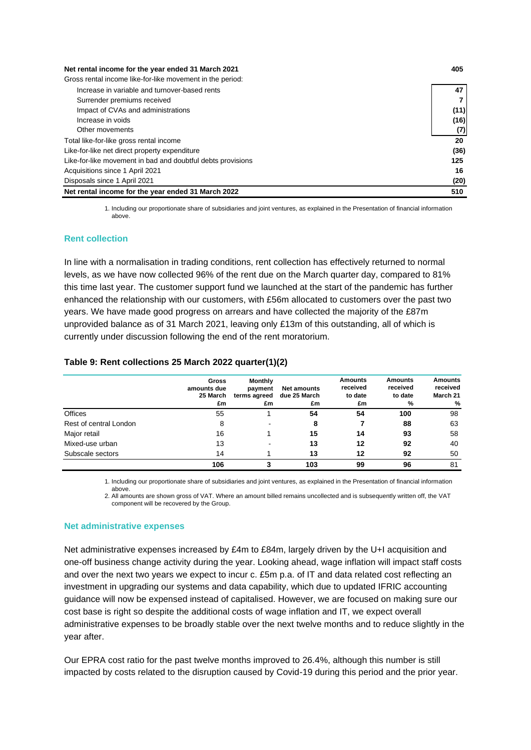| | £m |
|---|---|
| **Net rental income for the year ended 31 March 2021** | **405** |
| Gross rental income like-for-like movement in the period: | |
| Increase in variable and turnover-based rents | 47 |
| Surrender premiums received | 7 |
| Impact of CVAs and administrations | (11) |
| Increase in voids | (16) |
| Other movements | (7) |
| Total like-for-like gross rental income | 20 |
| Like-for-like net direct property expenditure | (36) |
| Like-for-like movement in bad and doubtful debts provisions | 125 |
| Acquisitions since 1 April 2021 | 16 |
| Disposals since 1 April 2021 | (20) |
| **Net rental income for the year ended 31 March 2022** | **510** |

1. Including our proportionate share of subsidiaries and joint ventures, as explained in the Presentation of financial information above.

### Rent collection

In line with a normalisation in trading conditions, rent collection has effectively returned to normal levels, as we have now collected 96% of the rent due on the March quarter day, compared to 81% this time last year. The customer support fund we launched at the start of the pandemic has further enhanced the relationship with our customers, with £56m allocated to customers over the past two years. We have made good progress on arrears and have collected the majority of the £87m unprovided balance as of 31 March 2021, leaving only £13m of this outstanding, all of which is currently under discussion following the end of the rent moratorium.

**Table 9: Rent collections 25 March 2022 quarter(1)(2)**

| | Gross amounts due 25 March £m | Monthly payment terms agreed £m | Net amounts due 25 March £m | Amounts received to date £m | Amounts received to date % | Amounts received March 21 % |
|---|---|---|---|---|---|---|
| Offices | 55 | 1 | **54** | **54** | **100** | 98 |
| Rest of central London | 8 | - | **8** | **7** | **88** | 63 |
| Major retail | 16 | 1 | **15** | **14** | **93** | 58 |
| Mixed-use urban | 13 | - | **13** | **12** | **92** | 40 |
| Subscale sectors | 14 | 1 | **13** | **12** | **92** | 50 |
| | **106** | **3** | **103** | **99** | **96** | 81 |

1. Including our proportionate share of subsidiaries and joint ventures, as explained in the Presentation of financial information above.
2. All amounts are shown gross of VAT. Where an amount billed remains uncollected and is subsequently written off, the VAT component will be recovered by the Group.

### Net administrative expenses

Net administrative expenses increased by £4m to £84m, largely driven by the U+I acquisition and one-off business change activity during the year. Looking ahead, wage inflation will impact staff costs and over the next two years we expect to incur c. £5m p.a. of IT and data related cost reflecting an investment in upgrading our systems and data capability, which due to updated IFRIC accounting guidance will now be expensed instead of capitalised. However, we are focused on making sure our cost base is right so despite the additional costs of wage inflation and IT, we expect overall administrative expenses to be broadly stable over the next twelve months and to reduce slightly in the year after.

Our EPRA cost ratio for the past twelve months improved to 26.4%, although this number is still impacted by costs related to the disruption caused by Covid-19 during this period and the prior year.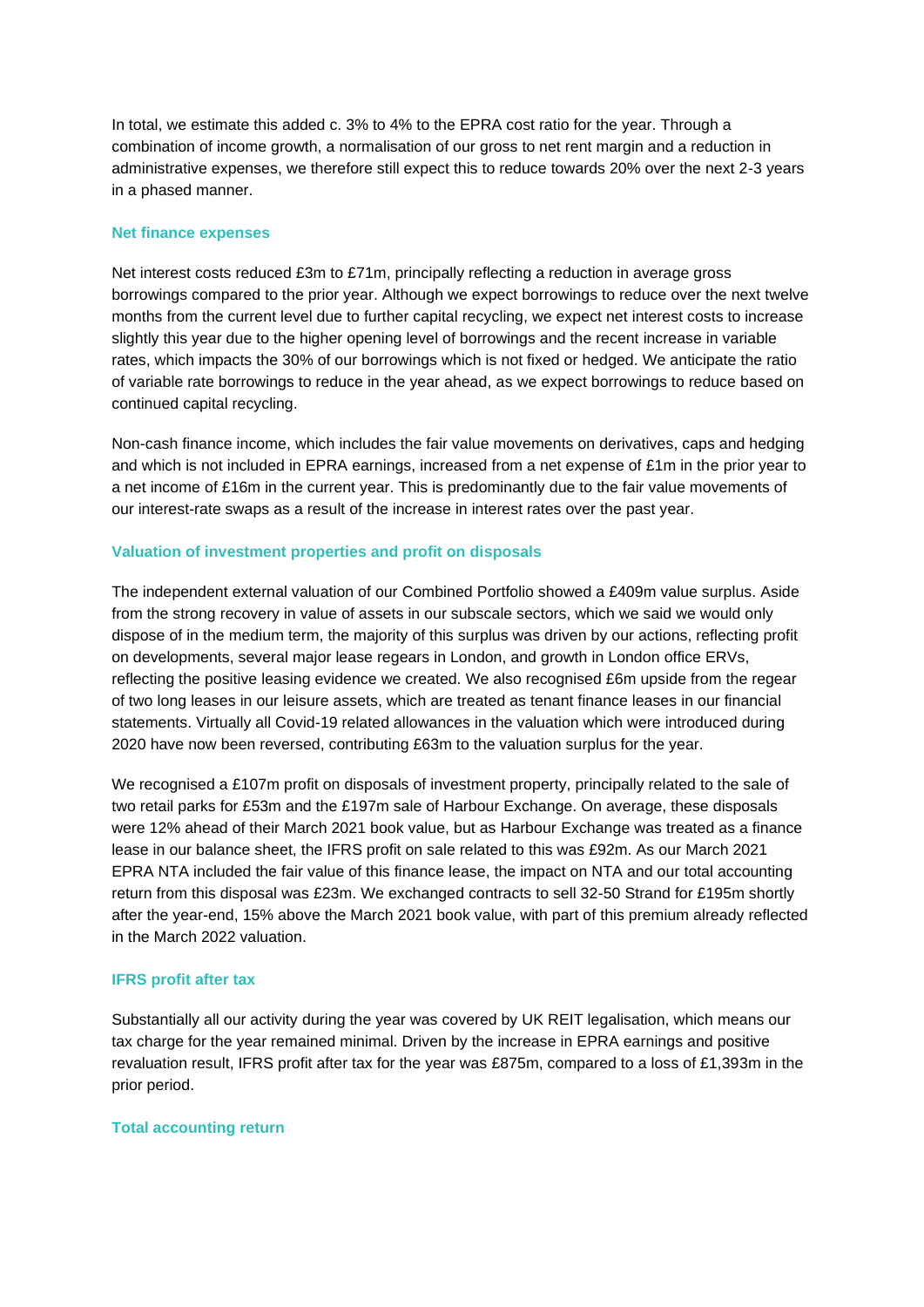In total, we estimate this added c. 3% to 4% to the EPRA cost ratio for the year. Through a combination of income growth, a normalisation of our gross to net rent margin and a reduction in administrative expenses, we therefore still expect this to reduce towards 20% over the next 2-3 years in a phased manner.

### Net finance expenses

Net interest costs reduced £3m to £71m, principally reflecting a reduction in average gross borrowings compared to the prior year. Although we expect borrowings to reduce over the next twelve months from the current level due to further capital recycling, we expect net interest costs to increase slightly this year due to the higher opening level of borrowings and the recent increase in variable rates, which impacts the 30% of our borrowings which is not fixed or hedged. We anticipate the ratio of variable rate borrowings to reduce in the year ahead, as we expect borrowings to reduce based on continued capital recycling.

Non-cash finance income, which includes the fair value movements on derivatives, caps and hedging and which is not included in EPRA earnings, increased from a net expense of £1m in the prior year to a net income of £16m in the current year. This is predominantly due to the fair value movements of our interest-rate swaps as a result of the increase in interest rates over the past year.

### Valuation of investment properties and profit on disposals

The independent external valuation of our Combined Portfolio showed a £409m value surplus. Aside from the strong recovery in value of assets in our subscale sectors, which we said we would only dispose of in the medium term, the majority of this surplus was driven by our actions, reflecting profit on developments, several major lease regears in London, and growth in London office ERVs, reflecting the positive leasing evidence we created. We also recognised £6m upside from the regear of two long leases in our leisure assets, which are treated as tenant finance leases in our financial statements. Virtually all Covid-19 related allowances in the valuation which were introduced during 2020 have now been reversed, contributing £63m to the valuation surplus for the year.

We recognised a £107m profit on disposals of investment property, principally related to the sale of two retail parks for £53m and the £197m sale of Harbour Exchange. On average, these disposals were 12% ahead of their March 2021 book value, but as Harbour Exchange was treated as a finance lease in our balance sheet, the IFRS profit on sale related to this was £92m. As our March 2021 EPRA NTA included the fair value of this finance lease, the impact on NTA and our total accounting return from this disposal was £23m. We exchanged contracts to sell 32-50 Strand for £195m shortly after the year-end, 15% above the March 2021 book value, with part of this premium already reflected in the March 2022 valuation.

### IFRS profit after tax

Substantially all our activity during the year was covered by UK REIT legalisation, which means our tax charge for the year remained minimal. Driven by the increase in EPRA earnings and positive revaluation result, IFRS profit after tax for the year was £875m, compared to a loss of £1,393m in the prior period.

### Total accounting return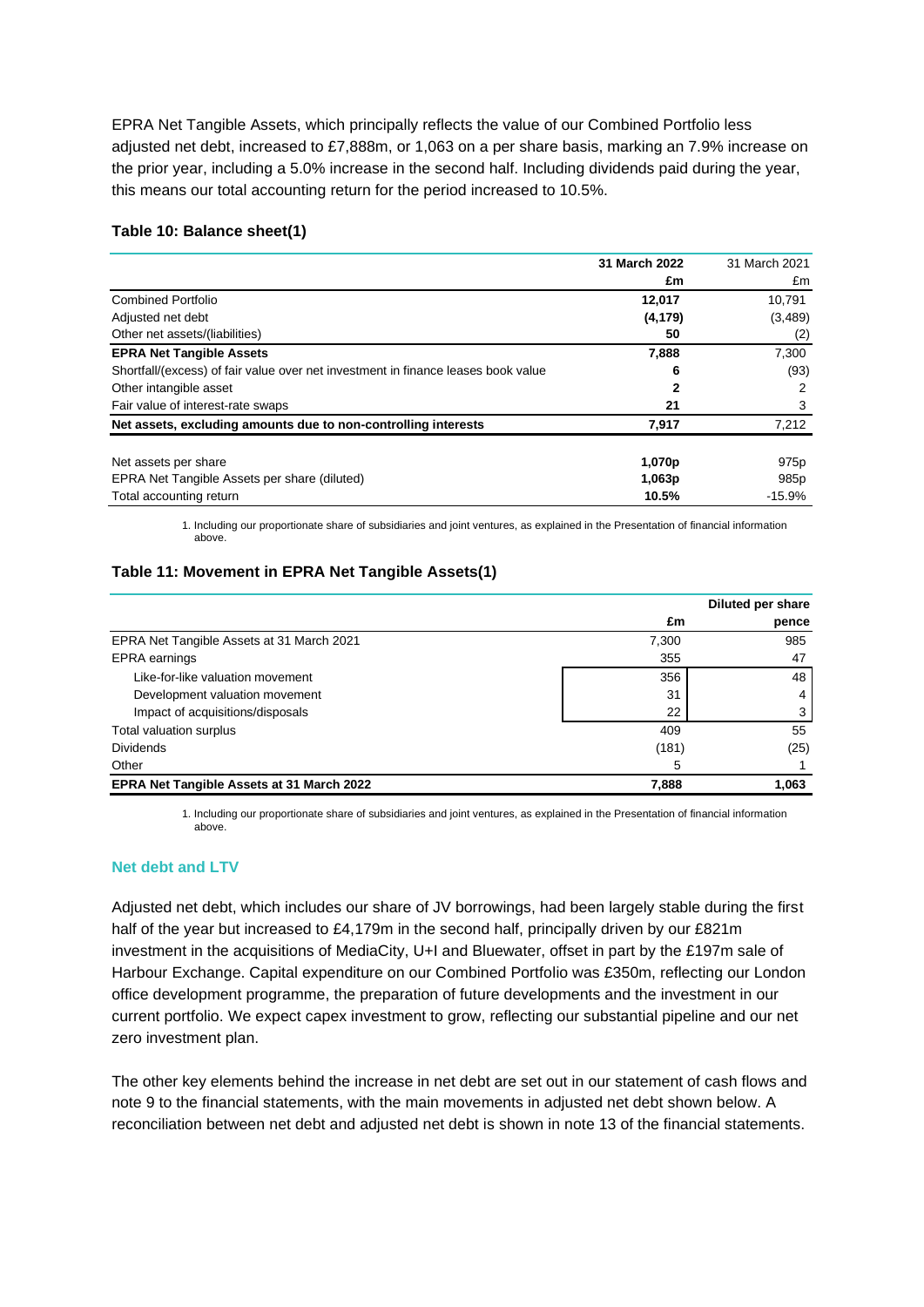EPRA Net Tangible Assets, which principally reflects the value of our Combined Portfolio less adjusted net debt, increased to £7,888m, or 1,063 on a per share basis, marking an 7.9% increase on the prior year, including a 5.0% increase in the second half. Including dividends paid during the year, this means our total accounting return for the period increased to 10.5%.

**Table 10: Balance sheet(1)**

| | 31 March 2022 | 31 March 2021 |
|---|---|---|
| | £m | £m |
| Combined Portfolio | **12,017** | 10,791 |
| Adjusted net debt | **(4,179)** | (3,489) |
| Other net assets/(liabilities) | **50** | (2) |
| **EPRA Net Tangible Assets** | **7,888** | 7,300 |
| Shortfall/(excess) of fair value over net investment in finance leases book value | **6** | (93) |
| Other intangible asset | **2** | 2 |
| Fair value of interest-rate swaps | **21** | 3 |
| **Net assets, excluding amounts due to non-controlling interests** | **7,917** | 7,212 |
| | | |
| Net assets per share | **1,070p** | 975p |
| EPRA Net Tangible Assets per share (diluted) | **1,063p** | 985p |
| Total accounting return | **10.5%** | -15.9% |

1. Including our proportionate share of subsidiaries and joint ventures, as explained in the Presentation of financial information above.

**Table 11: Movement in EPRA Net Tangible Assets(1)**

| | £m | Diluted per share pence |
|---|---|---|
| EPRA Net Tangible Assets at 31 March 2021 | 7,300 | 985 |
| EPRA earnings | 355 | 47 |
| Like-for-like valuation movement | 356 | 48 |
| Development valuation movement | 31 | 4 |
| Impact of acquisitions/disposals | 22 | 3 |
| Total valuation surplus | 409 | 55 |
| Dividends | (181) | (25) |
| Other | 5 | 1 |
| **EPRA Net Tangible Assets at 31 March 2022** | **7,888** | **1,063** |

1. Including our proportionate share of subsidiaries and joint ventures, as explained in the Presentation of financial information above.

### Net debt and LTV

Adjusted net debt, which includes our share of JV borrowings, had been largely stable during the first half of the year but increased to £4,179m in the second half, principally driven by our £821m investment in the acquisitions of MediaCity, U+I and Bluewater, offset in part by the £197m sale of Harbour Exchange. Capital expenditure on our Combined Portfolio was £350m, reflecting our London office development programme, the preparation of future developments and the investment in our current portfolio. We expect capex investment to grow, reflecting our substantial pipeline and our net zero investment plan.

The other key elements behind the increase in net debt are set out in our statement of cash flows and note 9 to the financial statements, with the main movements in adjusted net debt shown below. A reconciliation between net debt and adjusted net debt is shown in note 13 of the financial statements.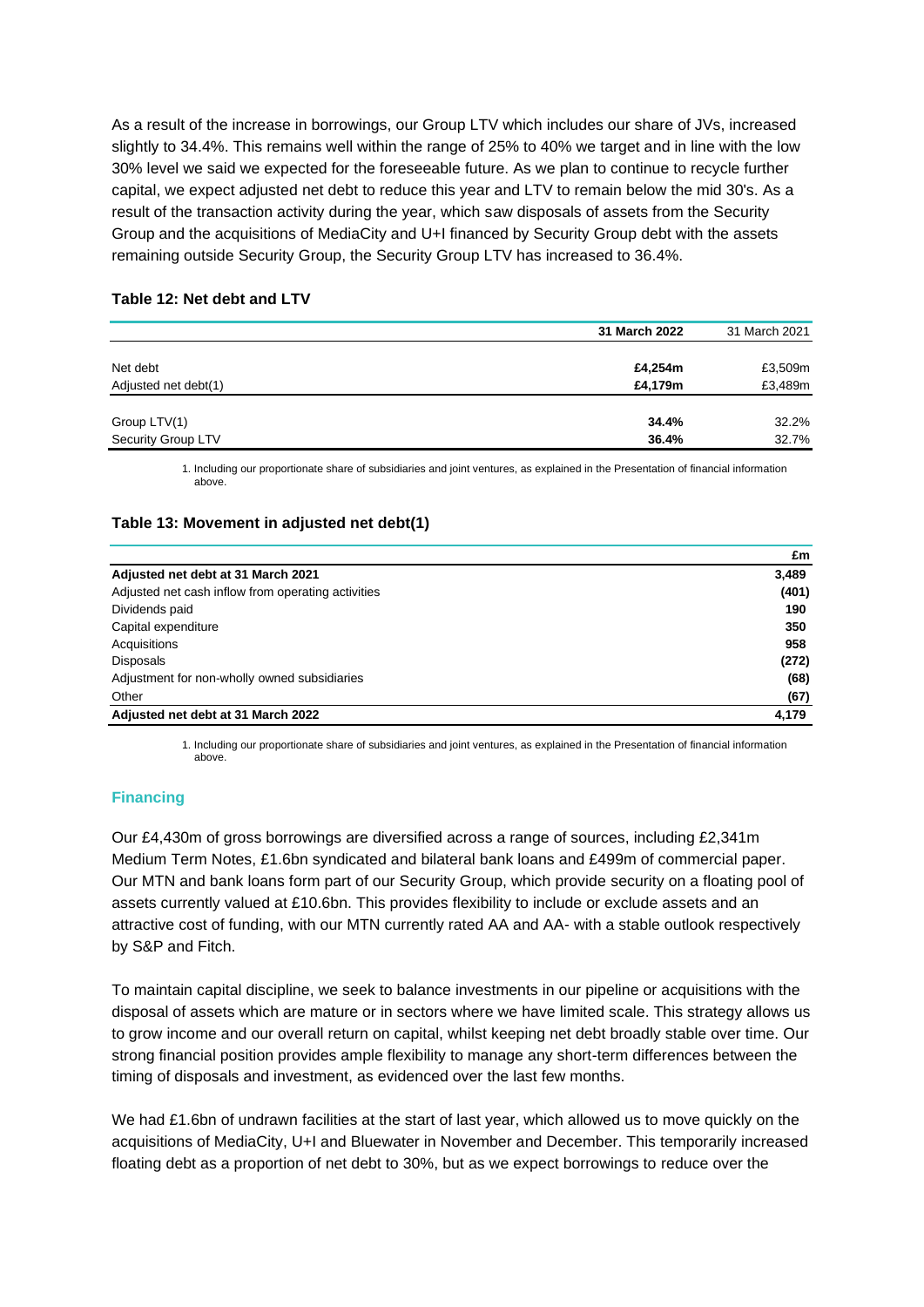As a result of the increase in borrowings, our Group LTV which includes our share of JVs, increased slightly to 34.4%. This remains well within the range of 25% to 40% we target and in line with the low 30% level we said we expected for the foreseeable future. As we plan to continue to recycle further capital, we expect adjusted net debt to reduce this year and LTV to remain below the mid 30's. As a result of the transaction activity during the year, which saw disposals of assets from the Security Group and the acquisitions of MediaCity and U+I financed by Security Group debt with the assets remaining outside Security Group, the Security Group LTV has increased to 36.4%.

**Table 12: Net debt and LTV**

| | 31 March 2022 | 31 March 2021 |
|---|---|---|
| Net debt | **£4,254m** | £3,509m |
| Adjusted net debt(1) | **£4,179m** | £3,489m |
| Group LTV(1) | **34.4%** | 32.2% |
| Security Group LTV | **36.4%** | 32.7% |

1. Including our proportionate share of subsidiaries and joint ventures, as explained in the Presentation of financial information above.

**Table 13: Movement in adjusted net debt(1)**

| | £m |
|---|---|
| **Adjusted net debt at 31 March 2021** | **3,489** |
| Adjusted net cash inflow from operating activities | **(401)** |
| Dividends paid | **190** |
| Capital expenditure | **350** |
| Acquisitions | **958** |
| Disposals | **(272)** |
| Adjustment for non-wholly owned subsidiaries | **(68)** |
| Other | **(67)** |
| **Adjusted net debt at 31 March 2022** | **4,179** |

1. Including our proportionate share of subsidiaries and joint ventures, as explained in the Presentation of financial information above.

## Financing

Our £4,430m of gross borrowings are diversified across a range of sources, including £2,341m Medium Term Notes, £1.6bn syndicated and bilateral bank loans and £499m of commercial paper. Our MTN and bank loans form part of our Security Group, which provide security on a floating pool of assets currently valued at £10.6bn. This provides flexibility to include or exclude assets and an attractive cost of funding, with our MTN currently rated AA and AA- with a stable outlook respectively by S&P and Fitch.

To maintain capital discipline, we seek to balance investments in our pipeline or acquisitions with the disposal of assets which are mature or in sectors where we have limited scale. This strategy allows us to grow income and our overall return on capital, whilst keeping net debt broadly stable over time. Our strong financial position provides ample flexibility to manage any short-term differences between the timing of disposals and investment, as evidenced over the last few months.

We had £1.6bn of undrawn facilities at the start of last year, which allowed us to move quickly on the acquisitions of MediaCity, U+I and Bluewater in November and December. This temporarily increased floating debt as a proportion of net debt to 30%, but as we expect borrowings to reduce over the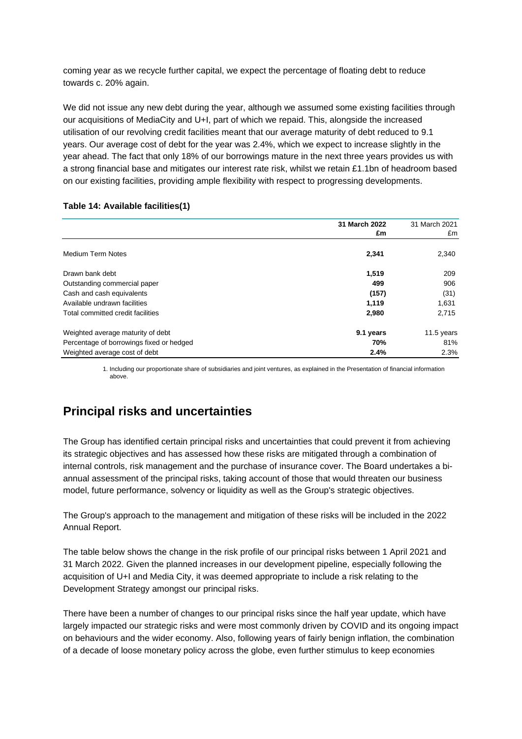coming year as we recycle further capital, we expect the percentage of floating debt to reduce towards c. 20% again.

We did not issue any new debt during the year, although we assumed some existing facilities through our acquisitions of MediaCity and U+I, part of which we repaid. This, alongside the increased utilisation of our revolving credit facilities meant that our average maturity of debt reduced to 9.1 years. Our average cost of debt for the year was 2.4%, which we expect to increase slightly in the year ahead. The fact that only 18% of our borrowings mature in the next three years provides us with a strong financial base and mitigates our interest rate risk, whilst we retain £1.1bn of headroom based on our existing facilities, providing ample flexibility with respect to progressing developments.

**Table 14: Available facilities(1)**

| | **31 March 2022** | 31 March 2021 |
|---|---|---|
| | **£m** | £m |
| Medium Term Notes | **2,341** | 2,340 |
| Drawn bank debt | **1,519** | 209 |
| Outstanding commercial paper | **499** | 906 |
| Cash and cash equivalents | **(157)** | (31) |
| Available undrawn facilities | **1,119** | 1,631 |
| Total committed credit facilities | **2,980** | 2,715 |
| Weighted average maturity of debt | **9.1 years** | 11.5 years |
| Percentage of borrowings fixed or hedged | **70%** | 81% |
| Weighted average cost of debt | **2.4%** | 2.3% |

1. Including our proportionate share of subsidiaries and joint ventures, as explained in the Presentation of financial information above.

## Principal risks and uncertainties

The Group has identified certain principal risks and uncertainties that could prevent it from achieving its strategic objectives and has assessed how these risks are mitigated through a combination of internal controls, risk management and the purchase of insurance cover. The Board undertakes a bi-annual assessment of the principal risks, taking account of those that would threaten our business model, future performance, solvency or liquidity as well as the Group's strategic objectives.

The Group's approach to the management and mitigation of these risks will be included in the 2022 Annual Report.

The table below shows the change in the risk profile of our principal risks between 1 April 2021 and 31 March 2022. Given the planned increases in our development pipeline, especially following the acquisition of U+I and Media City, it was deemed appropriate to include a risk relating to the Development Strategy amongst our principal risks.

There have been a number of changes to our principal risks since the half year update, which have largely impacted our strategic risks and were most commonly driven by COVID and its ongoing impact on behaviours and the wider economy. Also, following years of fairly benign inflation, the combination of a decade of loose monetary policy across the globe, even further stimulus to keep economies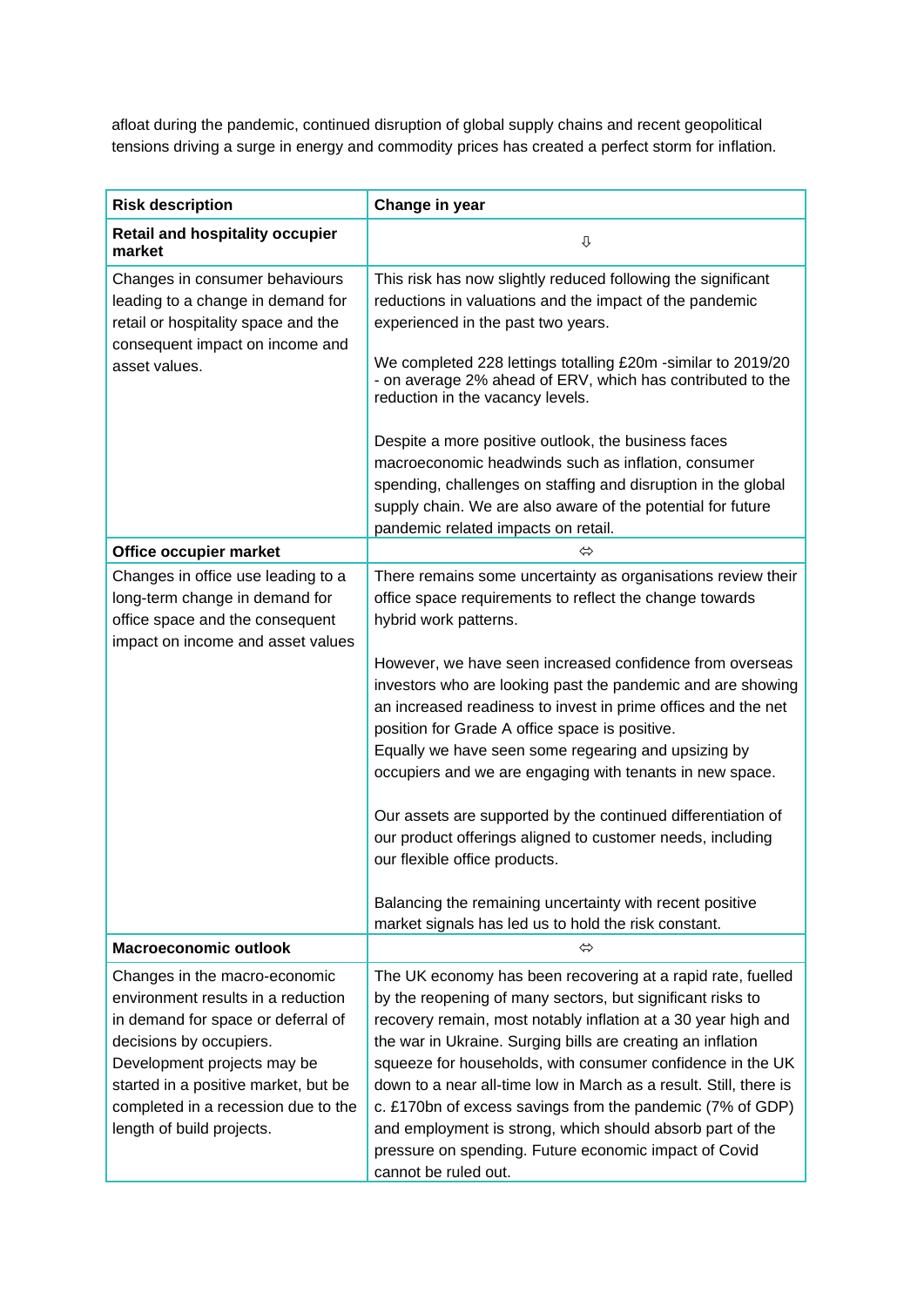afloat during the pandemic, continued disruption of global supply chains and recent geopolitical tensions driving a surge in energy and commodity prices has created a perfect storm for inflation.

| Risk description | Change in year |
|---|---|
| **Retail and hospitality occupier market** | ⇩ |
| Changes in consumer behaviours leading to a change in demand for retail or hospitality space and the consequent impact on income and asset values. | This risk has now slightly reduced following the significant reductions in valuations and the impact of the pandemic experienced in the past two years.<br><br>We completed 228 lettings totalling £20m -similar to 2019/20 - on average 2% ahead of ERV, which has contributed to the reduction in the vacancy levels.<br><br>Despite a more positive outlook, the business faces macroeconomic headwinds such as inflation, consumer spending, challenges on staffing and disruption in the global supply chain. We are also aware of the potential for future pandemic related impacts on retail. |
| **Office occupier market** | ⇔ |
| Changes in office use leading to a long-term change in demand for office space and the consequent impact on income and asset values | There remains some uncertainty as organisations review their office space requirements to reflect the change towards hybrid work patterns.<br><br>However, we have seen increased confidence from overseas investors who are looking past the pandemic and are showing an increased readiness to invest in prime offices and the net position for Grade A office space is positive.<br>Equally we have seen some regearing and upsizing by occupiers and we are engaging with tenants in new space.<br><br>Our assets are supported by the continued differentiation of our product offerings aligned to customer needs, including our flexible office products.<br><br>Balancing the remaining uncertainty with recent positive market signals has led us to hold the risk constant. |
| **Macroeconomic outlook** | ⇔ |
| Changes in the macro-economic environment results in a reduction in demand for space or deferral of decisions by occupiers.<br>Development projects may be started in a positive market, but be completed in a recession due to the length of build projects. | The UK economy has been recovering at a rapid rate, fuelled by the reopening of many sectors, but significant risks to recovery remain, most notably inflation at a 30 year high and the war in Ukraine. Surging bills are creating an inflation squeeze for households, with consumer confidence in the UK down to a near all-time low in March as a result. Still, there is c. £170bn of excess savings from the pandemic (7% of GDP) and employment is strong, which should absorb part of the pressure on spending. Future economic impact of Covid cannot be ruled out. |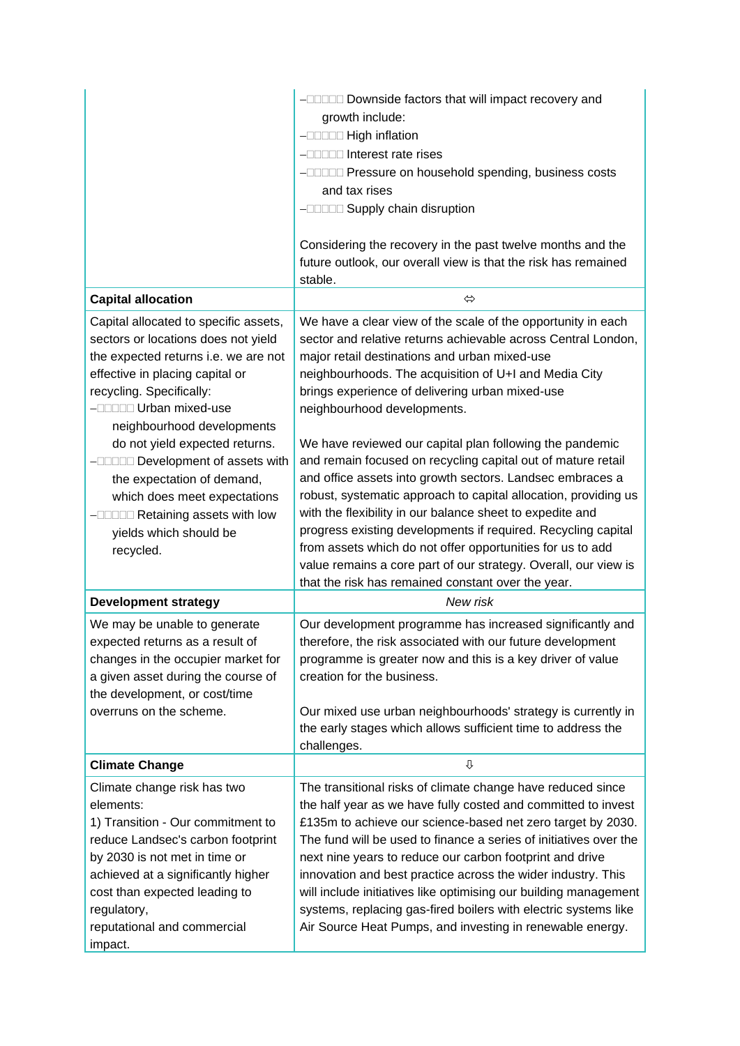| | |
|---|---|
| | – Downside factors that will impact recovery and growth include:<br>– High inflation<br>– Interest rate rises<br>– Pressure on household spending, business costs and tax rises<br>– Supply chain disruption<br><br>Considering the recovery in the past twelve months and the future outlook, our overall view is that the risk has remained stable. |
| **Capital allocation** | ⇔ |
| Capital allocated to specific assets, sectors or locations does not yield the expected returns i.e. we are not effective in placing capital or recycling. Specifically:<br>– Urban mixed-use neighbourhood developments do not yield expected returns.<br>– Development of assets with the expectation of demand, which does meet expectations<br>– Retaining assets with low yields which should be recycled. | We have a clear view of the scale of the opportunity in each sector and relative returns achievable across Central London, major retail destinations and urban mixed-use neighbourhoods. The acquisition of U+I and Media City brings experience of delivering urban mixed-use neighbourhood developments.<br><br>We have reviewed our capital plan following the pandemic and remain focused on recycling capital out of mature retail and office assets into growth sectors. Landsec embraces a robust, systematic approach to capital allocation, providing us with the flexibility in our balance sheet to expedite and progress existing developments if required. Recycling capital from assets which do not offer opportunities for us to add value remains a core part of our strategy. Overall, our view is that the risk has remained constant over the year. |
| **Development strategy** | *New risk* |
| We may be unable to generate expected returns as a result of changes in the occupier market for a given asset during the course of the development, or cost/time overruns on the scheme. | Our development programme has increased significantly and therefore, the risk associated with our future development programme is greater now and this is a key driver of value creation for the business.<br><br>Our mixed use urban neighbourhoods' strategy is currently in the early stages which allows sufficient time to address the challenges. |
| **Climate Change** | ⇩ |
| Climate change risk has two elements:<br>1) Transition - Our commitment to reduce Landsec's carbon footprint by 2030 is not met in time or achieved at a significantly higher cost than expected leading to regulatory, reputational and commercial impact. | The transitional risks of climate change have reduced since the half year as we have fully costed and committed to invest £135m to achieve our science-based net zero target by 2030. The fund will be used to finance a series of initiatives over the next nine years to reduce our carbon footprint and drive innovation and best practice across the wider industry. This will include initiatives like optimising our building management systems, replacing gas-fired boilers with electric systems like Air Source Heat Pumps, and investing in renewable energy. |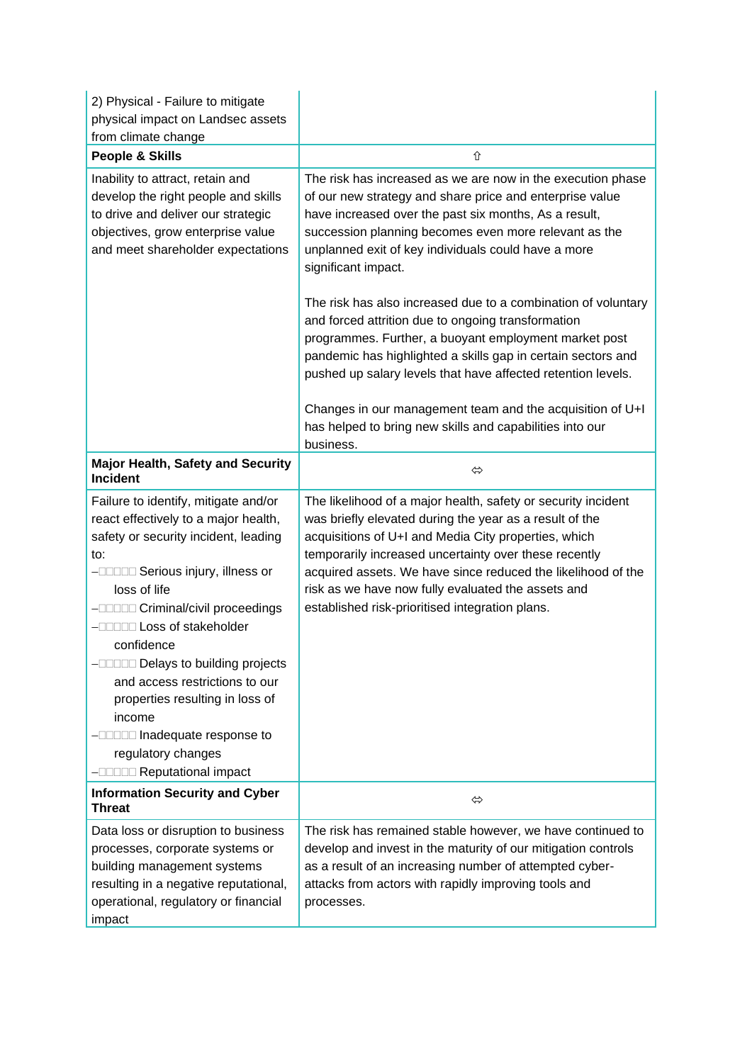| 2) Physical - Failure to mitigate physical impact on Landsec assets from climate change | |
|---|---|
| **People & Skills** | ⇧ |
| Inability to attract, retain and develop the right people and skills to drive and deliver our strategic objectives, grow enterprise value and meet shareholder expectations | The risk has increased as we are now in the execution phase of our new strategy and share price and enterprise value have increased over the past six months, As a result, succession planning becomes even more relevant as the unplanned exit of key individuals could have a more significant impact.<br><br>The risk has also increased due to a combination of voluntary and forced attrition due to ongoing transformation programmes. Further, a buoyant employment market post pandemic has highlighted a skills gap in certain sectors and pushed up salary levels that have affected retention levels.<br><br>Changes in our management team and the acquisition of U+I has helped to bring new skills and capabilities into our business. |
| **Major Health, Safety and Security Incident** | ⇔ |
| Failure to identify, mitigate and/or react effectively to a major health, safety or security incident, leading to:<br>– Serious injury, illness or loss of life<br>– Criminal/civil proceedings<br>– Loss of stakeholder confidence<br>– Delays to building projects and access restrictions to our properties resulting in loss of income<br>– Inadequate response to regulatory changes<br>– Reputational impact | The likelihood of a major health, safety or security incident was briefly elevated during the year as a result of the acquisitions of U+I and Media City properties, which temporarily increased uncertainty over these recently acquired assets. We have since reduced the likelihood of the risk as we have now fully evaluated the assets and established risk-prioritised integration plans. |
| **Information Security and Cyber Threat** | ⇔ |
| Data loss or disruption to business processes, corporate systems or building management systems resulting in a negative reputational, operational, regulatory or financial impact | The risk has remained stable however, we have continued to develop and invest in the maturity of our mitigation controls as a result of an increasing number of attempted cyber-attacks from actors with rapidly improving tools and processes. |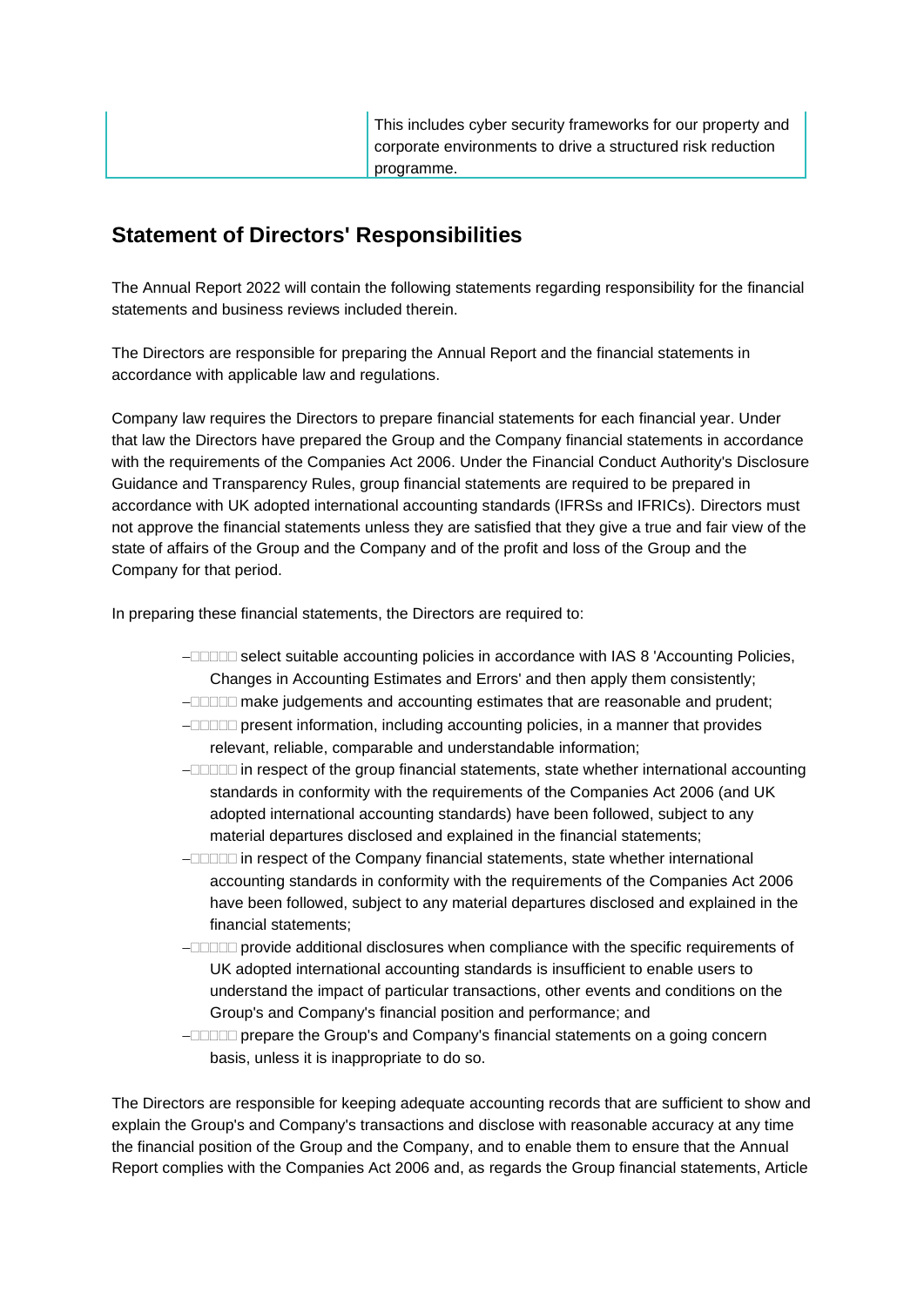| | This includes cyber security frameworks for our property and corporate environments to drive a structured risk reduction programme. |
|---|---|

## Statement of Directors' Responsibilities

The Annual Report 2022 will contain the following statements regarding responsibility for the financial statements and business reviews included therein.

The Directors are responsible for preparing the Annual Report and the financial statements in accordance with applicable law and regulations.

Company law requires the Directors to prepare financial statements for each financial year. Under that law the Directors have prepared the Group and the Company financial statements in accordance with the requirements of the Companies Act 2006. Under the Financial Conduct Authority's Disclosure Guidance and Transparency Rules, group financial statements are required to be prepared in accordance with UK adopted international accounting standards (IFRSs and IFRICs). Directors must not approve the financial statements unless they are satisfied that they give a true and fair view of the state of affairs of the Group and the Company and of the profit and loss of the Group and the Company for that period.

In preparing these financial statements, the Directors are required to:

- select suitable accounting policies in accordance with IAS 8 'Accounting Policies, Changes in Accounting Estimates and Errors' and then apply them consistently;
- make judgements and accounting estimates that are reasonable and prudent;
- present information, including accounting policies, in a manner that provides relevant, reliable, comparable and understandable information;
- in respect of the group financial statements, state whether international accounting standards in conformity with the requirements of the Companies Act 2006 (and UK adopted international accounting standards) have been followed, subject to any material departures disclosed and explained in the financial statements;
- in respect of the Company financial statements, state whether international accounting standards in conformity with the requirements of the Companies Act 2006 have been followed, subject to any material departures disclosed and explained in the financial statements;
- provide additional disclosures when compliance with the specific requirements of UK adopted international accounting standards is insufficient to enable users to understand the impact of particular transactions, other events and conditions on the Group's and Company's financial position and performance; and
- prepare the Group's and Company's financial statements on a going concern basis, unless it is inappropriate to do so.

The Directors are responsible for keeping adequate accounting records that are sufficient to show and explain the Group's and Company's transactions and disclose with reasonable accuracy at any time the financial position of the Group and the Company, and to enable them to ensure that the Annual Report complies with the Companies Act 2006 and, as regards the Group financial statements, Article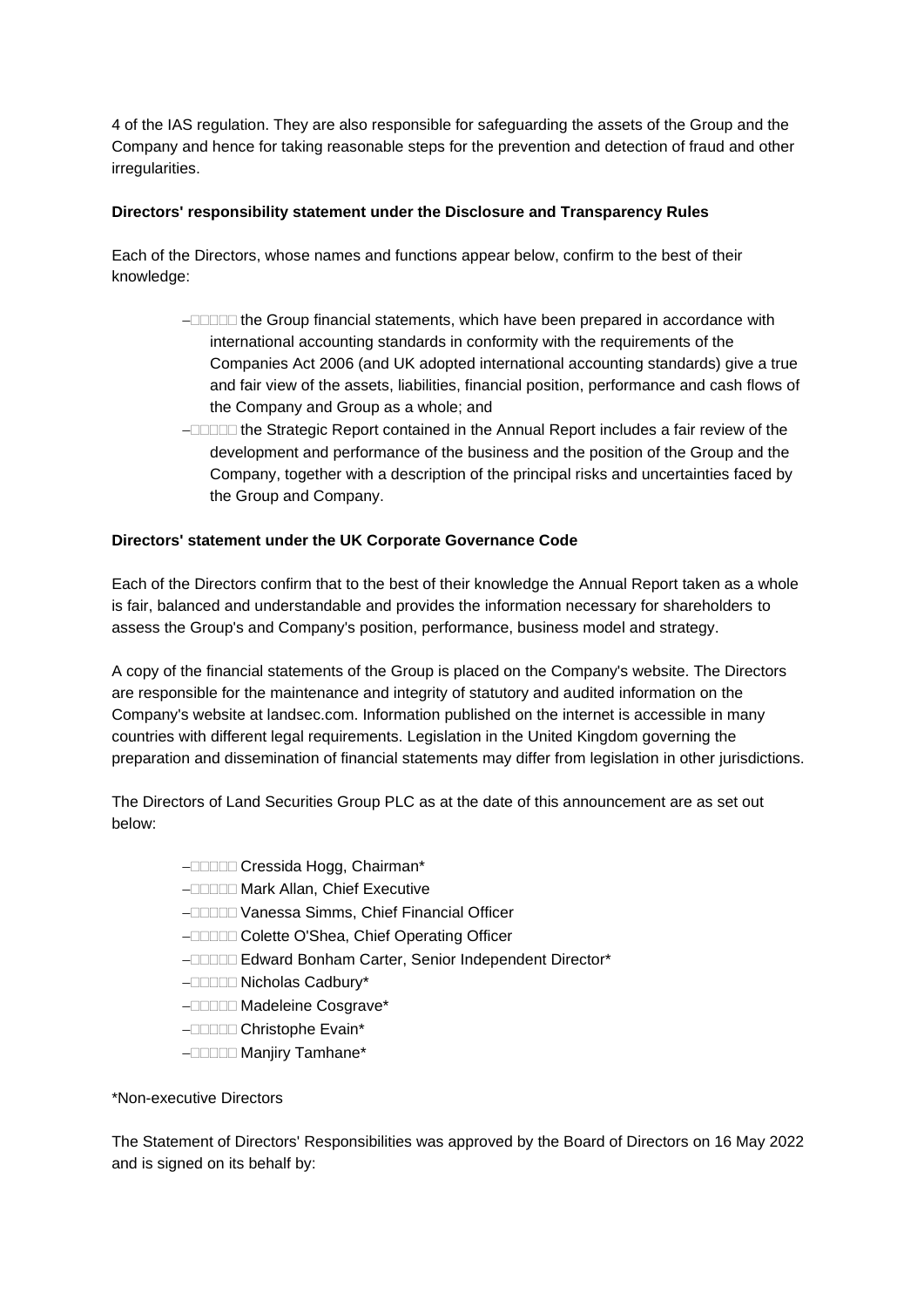4 of the IAS regulation. They are also responsible for safeguarding the assets of the Group and the Company and hence for taking reasonable steps for the prevention and detection of fraud and other irregularities.

**Directors' responsibility statement under the Disclosure and Transparency Rules**

Each of the Directors, whose names and functions appear below, confirm to the best of their knowledge:

- the Group financial statements, which have been prepared in accordance with international accounting standards in conformity with the requirements of the Companies Act 2006 (and UK adopted international accounting standards) give a true and fair view of the assets, liabilities, financial position, performance and cash flows of the Company and Group as a whole; and
- the Strategic Report contained in the Annual Report includes a fair review of the development and performance of the business and the position of the Group and the Company, together with a description of the principal risks and uncertainties faced by the Group and Company.

**Directors' statement under the UK Corporate Governance Code**

Each of the Directors confirm that to the best of their knowledge the Annual Report taken as a whole is fair, balanced and understandable and provides the information necessary for shareholders to assess the Group's and Company's position, performance, business model and strategy.

A copy of the financial statements of the Group is placed on the Company's website. The Directors are responsible for the maintenance and integrity of statutory and audited information on the Company's website at landsec.com. Information published on the internet is accessible in many countries with different legal requirements. Legislation in the United Kingdom governing the preparation and dissemination of financial statements may differ from legislation in other jurisdictions.

The Directors of Land Securities Group PLC as at the date of this announcement are as set out below:

- Cressida Hogg, Chairman*
- Mark Allan, Chief Executive
- Vanessa Simms, Chief Financial Officer
- Colette O'Shea, Chief Operating Officer
- Edward Bonham Carter, Senior Independent Director*
- Nicholas Cadbury*
- Madeleine Cosgrave*
- Christophe Evain*
- Manjiry Tamhane*

*Non-executive Directors

The Statement of Directors' Responsibilities was approved by the Board of Directors on 16 May 2022 and is signed on its behalf by: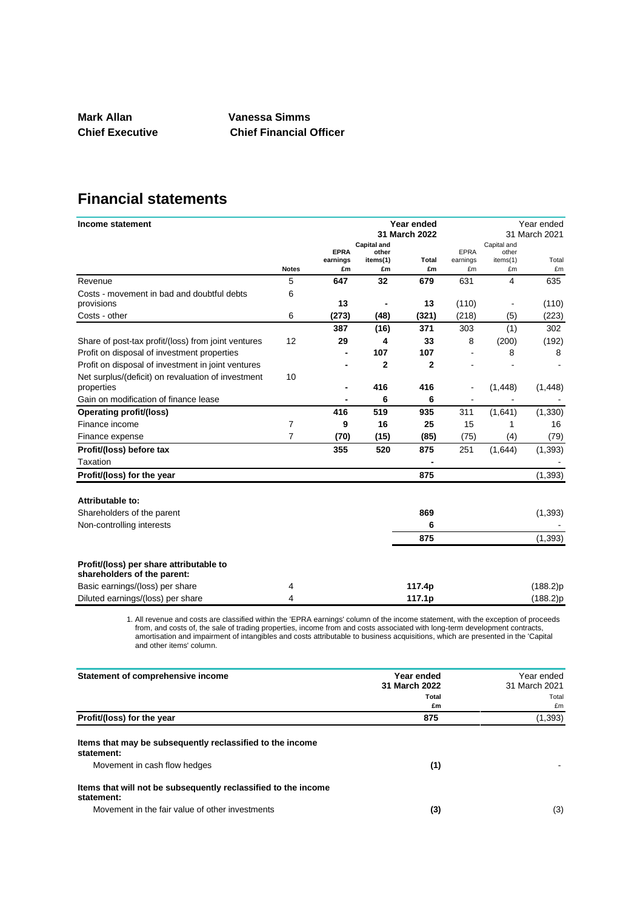**Mark Allan** **Vanessa Simms**
**Chief Executive** **Chief Financial Officer**

# Financial statements

| Income statement | | Year ended 31 March 2022 | | | Year ended 31 March 2021 | | |
|---|---|---|---|---|---|---|---|
| | Notes | EPRA earnings £m | Capital and other items(1) £m | Total £m | EPRA earnings £m | Capital and other items(1) £m | Total £m |
| Revenue | 5 | 647 | 32 | 679 | 631 | 4 | 635 |
| Costs - movement in bad and doubtful debts provisions | 6 | 13 | - | 13 | (110) | - | (110) |
| Costs - other | 6 | (273) | (48) | (321) | (218) | (5) | (223) |
| | | 387 | (16) | 371 | 303 | (1) | 302 |
| Share of post-tax profit/(loss) from joint ventures | 12 | 29 | 4 | 33 | 8 | (200) | (192) |
| Profit on disposal of investment properties | | - | 107 | 107 | - | 8 | 8 |
| Profit on disposal of investment in joint ventures | | - | 2 | 2 | - | - | - |
| Net surplus/(deficit) on revaluation of investment properties | 10 | - | 416 | 416 | - | (1,448) | (1,448) |
| Gain on modification of finance lease | | - | 6 | 6 | - | - | - |
| **Operating profit/(loss)** | | 416 | 519 | 935 | 311 | (1,641) | (1,330) |
| Finance income | 7 | 9 | 16 | 25 | 15 | 1 | 16 |
| Finance expense | 7 | (70) | (15) | (85) | (75) | (4) | (79) |
| **Profit/(loss) before tax** | | 355 | 520 | 875 | 251 | (1,644) | (1,393) |
| Taxation | | | | - | | | - |
| **Profit/(loss) for the year** | | | | 875 | | | (1,393) |
| | | | | | | | |
| **Attributable to:** | | | | | | | |
| Shareholders of the parent | | | | 869 | | | (1,393) |
| Non-controlling interests | | | | 6 | | | - |
| | | | | 875 | | | (1,393) |
| | | | | | | | |
| **Profit/(loss) per share attributable to shareholders of the parent:** | | | | | | | |
| Basic earnings/(loss) per share | 4 | | | 117.4p | | | (188.2)p |
| Diluted earnings/(loss) per share | 4 | | | 117.1p | | | (188.2)p |

1. All revenue and costs are classified within the 'EPRA earnings' column of the income statement, with the exception of proceeds from, and costs of, the sale of trading properties, income from and costs associated with long-term development contracts, amortisation and impairment of intangibles and costs attributable to business acquisitions, which are presented in the 'Capital and other items' column.

| Statement of comprehensive income | Year ended 31 March 2022 Total £m | Year ended 31 March 2021 Total £m |
|---|---|---|
| **Profit/(loss) for the year** | 875 | (1,393) |
| | | |
| **Items that may be subsequently reclassified to the income statement:** | | |
| Movement in cash flow hedges | (1) | - |
| | | |
| **Items that will not be subsequently reclassified to the income statement:** | | |
| Movement in the fair value of other investments | (3) | (3) |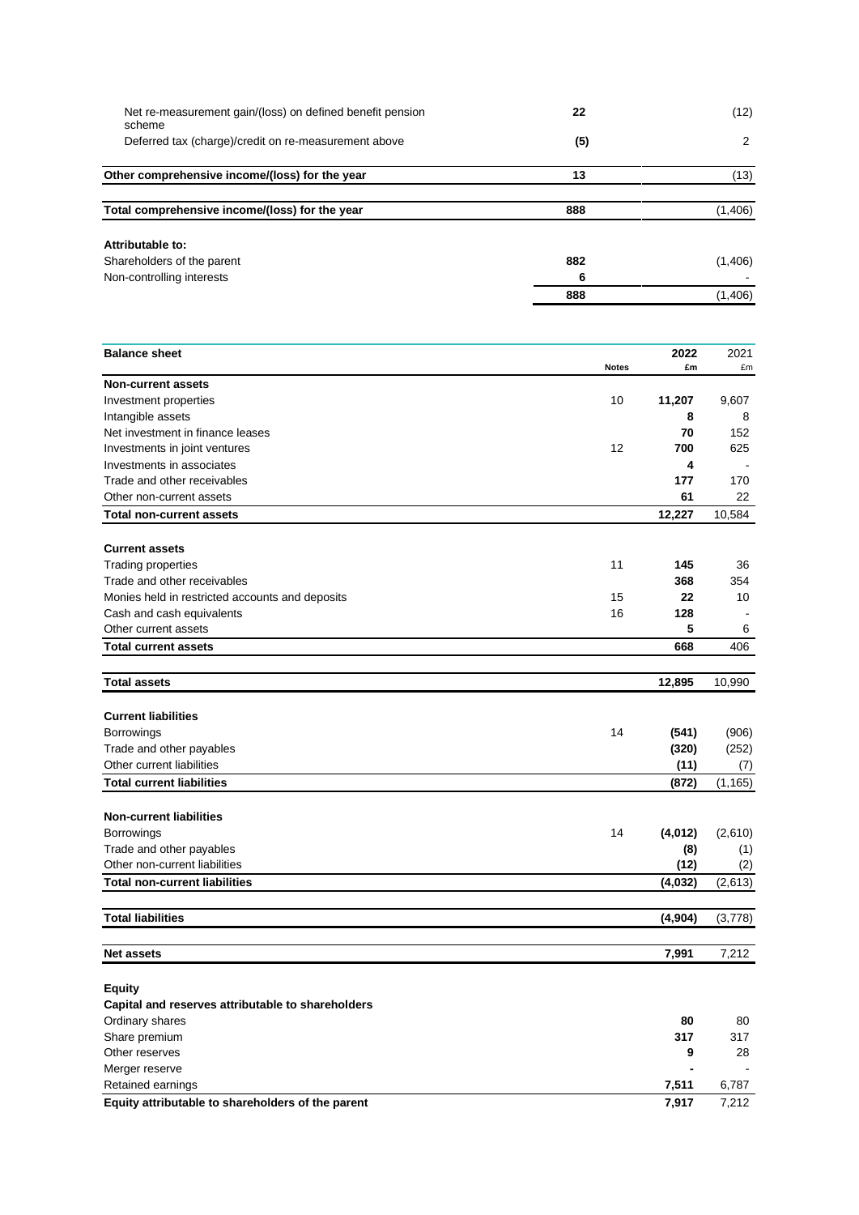| | | |
|---|---|---|
| Net re-measurement gain/(loss) on defined benefit pension scheme | **22** | (12) |
| Deferred tax (charge)/credit on re-measurement above | **(5)** | 2 |
| **Other comprehensive income/(loss) for the year** | **13** | (13) |
| **Total comprehensive income/(loss) for the year** | **888** | (1,406) |
| **Attributable to:** | | |
| Shareholders of the parent | **882** | (1,406) |
| Non-controlling interests | **6** | - |
| | **888** | (1,406) |

| **Balance sheet** | Notes | **2022** £m | 2021 £m |
|---|---|---|---|
| **Non-current assets** | | | |
| Investment properties | 10 | **11,207** | 9,607 |
| Intangible assets | | **8** | 8 |
| Net investment in finance leases | | **70** | 152 |
| Investments in joint ventures | 12 | **700** | 625 |
| Investments in associates | | **4** | - |
| Trade and other receivables | | **177** | 170 |
| Other non-current assets | | **61** | 22 |
| **Total non-current assets** | | **12,227** | 10,584 |
| **Current assets** | | | |
| Trading properties | 11 | **145** | 36 |
| Trade and other receivables | | **368** | 354 |
| Monies held in restricted accounts and deposits | 15 | **22** | 10 |
| Cash and cash equivalents | 16 | **128** | - |
| Other current assets | | **5** | 6 |
| **Total current assets** | | **668** | 406 |
| **Total assets** | | **12,895** | 10,990 |
| **Current liabilities** | | | |
| Borrowings | 14 | **(541)** | (906) |
| Trade and other payables | | **(320)** | (252) |
| Other current liabilities | | **(11)** | (7) |
| **Total current liabilities** | | **(872)** | (1,165) |
| **Non-current liabilities** | | | |
| Borrowings | 14 | **(4,012)** | (2,610) |
| Trade and other payables | | **(8)** | (1) |
| Other non-current liabilities | | **(12)** | (2) |
| **Total non-current liabilities** | | **(4,032)** | (2,613) |
| **Total liabilities** | | **(4,904)** | (3,778) |
| **Net assets** | | **7,991** | 7,212 |
| **Equity** | | | |
| **Capital and reserves attributable to shareholders** | | | |
| Ordinary shares | | **80** | 80 |
| Share premium | | **317** | 317 |
| Other reserves | | **9** | 28 |
| Merger reserve | | **-** | - |
| Retained earnings | | **7,511** | 6,787 |
| **Equity attributable to shareholders of the parent** | | **7,917** | 7,212 |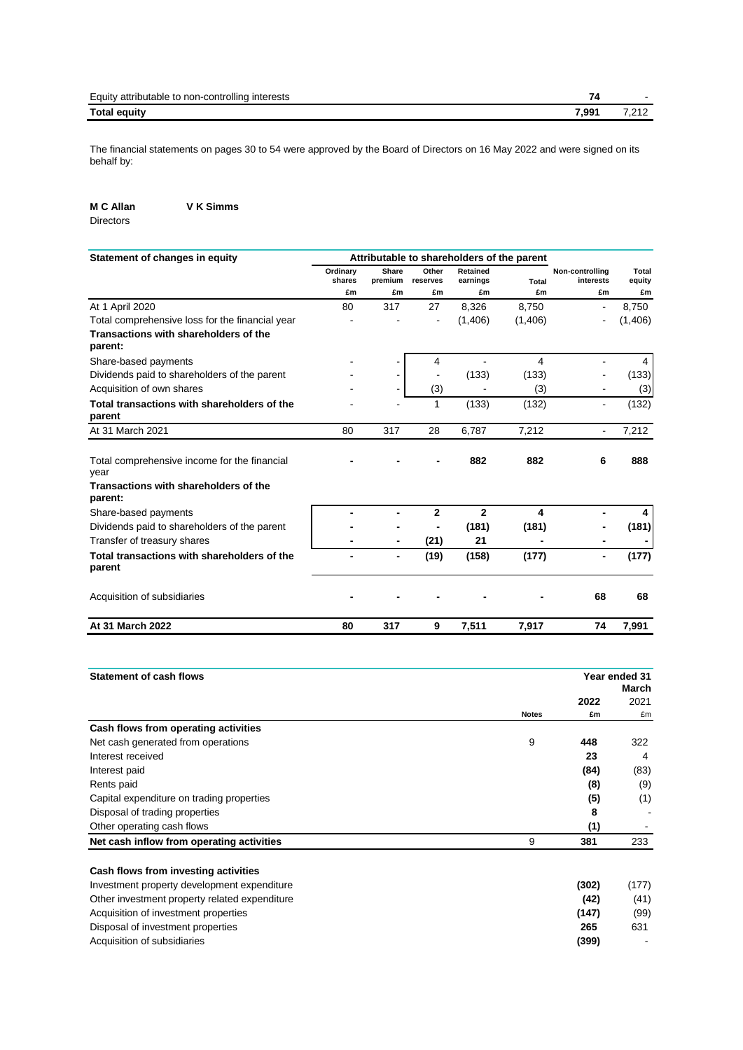| | | |
|---|---|---|
| Equity attributable to non-controlling interests | **74** | - |
| **Total equity** | **7,991** | 7,212 |

The financial statements on pages 30 to 54 were approved by the Board of Directors on 16 May 2022 and were signed on its behalf by:

**M C Allan** **V K Simms**
Directors

| Statement of changes in equity | Attributable to shareholders of the parent | | | | | | |
|---|---|---|---|---|---|---|---|
| | Ordinary shares | Share premium | Other reserves | Retained earnings | Total | Non-controlling interests | Total equity |
| | £m | £m | £m | £m | £m | £m | £m |
| At 1 April 2020 | 80 | 317 | 27 | 8,326 | 8,750 | - | 8,750 |
| Total comprehensive loss for the financial year | - | - | - | (1,406) | (1,406) | - | (1,406) |
| **Transactions with shareholders of the parent:** | | | | | | | |
| Share-based payments | - | - | 4 | - | 4 | - | 4 |
| Dividends paid to shareholders of the parent | - | - | - | (133) | (133) | - | (133) |
| Acquisition of own shares | - | - | (3) | - | (3) | - | (3) |
| **Total transactions with shareholders of the parent** | - | - | 1 | (133) | (132) | - | (132) |
| At 31 March 2021 | 80 | 317 | 28 | 6,787 | 7,212 | - | 7,212 |
| Total comprehensive income for the financial year | **-** | **-** | **-** | **882** | **882** | **6** | **888** |
| **Transactions with shareholders of the parent:** | | | | | | | |
| Share-based payments | **-** | **-** | **2** | **2** | **4** | **-** | **4** |
| Dividends paid to shareholders of the parent | **-** | **-** | **-** | **(181)** | **(181)** | **-** | **(181)** |
| Transfer of treasury shares | **-** | **-** | **(21)** | **21** | **-** | **-** | **-** |
| **Total transactions with shareholders of the parent** | **-** | **-** | **(19)** | **(158)** | **(177)** | **-** | **(177)** |
| Acquisition of subsidiaries | **-** | **-** | **-** | **-** | **-** | **68** | **68** |
| **At 31 March 2022** | **80** | **317** | **9** | **7,511** | **7,917** | **74** | **7,991** |

| Statement of cash flows | | Year ended 31 March | |
|---|---|---|---|
| | | 2022 | 2021 |
| | Notes | £m | £m |
| **Cash flows from operating activities** | | | |
| Net cash generated from operations | 9 | **448** | 322 |
| Interest received | | **23** | 4 |
| Interest paid | | **(84)** | (83) |
| Rents paid | | **(8)** | (9) |
| Capital expenditure on trading properties | | **(5)** | (1) |
| Disposal of trading properties | | **8** | - |
| Other operating cash flows | | **(1)** | - |
| **Net cash inflow from operating activities** | 9 | **381** | 233 |
| | | | |
| **Cash flows from investing activities** | | | |
| Investment property development expenditure | | **(302)** | (177) |
| Other investment property related expenditure | | **(42)** | (41) |
| Acquisition of investment properties | | **(147)** | (99) |
| Disposal of investment properties | | **265** | 631 |
| Acquisition of subsidiaries | | **(399)** | - |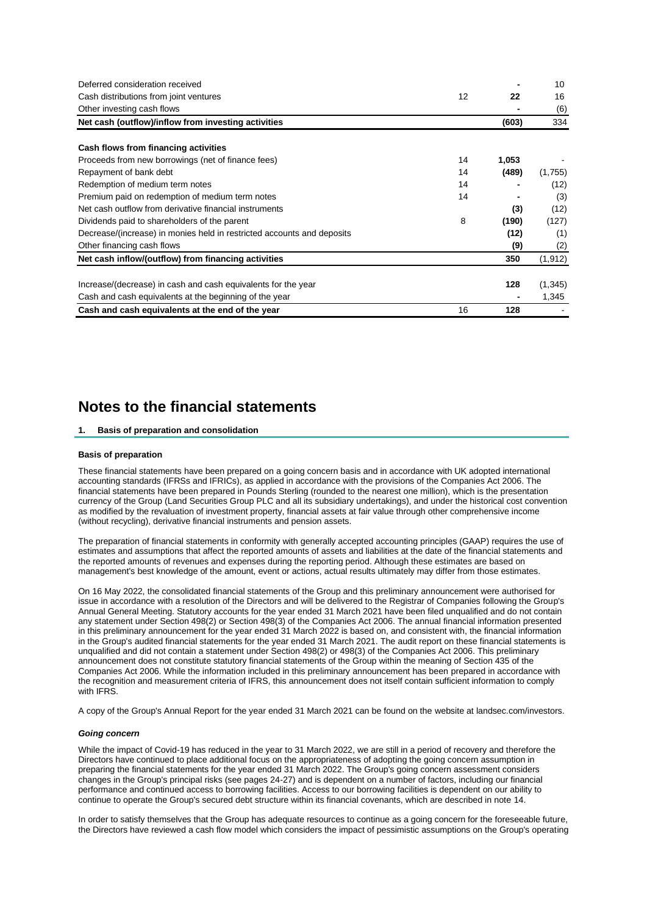| | Notes | | |
|---|---|---|---|
| Deferred consideration received | | - | 10 |
| Cash distributions from joint ventures | 12 | 22 | 16 |
| Other investing cash flows | | - | (6) |
| **Net cash (outflow)/inflow from investing activities** | | **(603)** | 334 |
| | | | |
| **Cash flows from financing activities** | | | |
| Proceeds from new borrowings (net of finance fees) | 14 | **1,053** | - |
| Repayment of bank debt | 14 | **(489)** | (1,755) |
| Redemption of medium term notes | 14 | - | (12) |
| Premium paid on redemption of medium term notes | 14 | - | (3) |
| Net cash outflow from derivative financial instruments | | **(3)** | (12) |
| Dividends paid to shareholders of the parent | 8 | **(190)** | (127) |
| Decrease/(increase) in monies held in restricted accounts and deposits | | **(12)** | (1) |
| Other financing cash flows | | **(9)** | (2) |
| **Net cash inflow/(outflow) from financing activities** | | **350** | (1,912) |
| | | | |
| Increase/(decrease) in cash and cash equivalents for the year | | **128** | (1,345) |
| Cash and cash equivalents at the beginning of the year | | - | 1,345 |
| **Cash and cash equivalents at the end of the year** | 16 | **128** | - |

# Notes to the financial statements

## 1. Basis of preparation and consolidation

**Basis of preparation**

These financial statements have been prepared on a going concern basis and in accordance with UK adopted international accounting standards (IFRSs and IFRICs), as applied in accordance with the provisions of the Companies Act 2006. The financial statements have been prepared in Pounds Sterling (rounded to the nearest one million), which is the presentation currency of the Group (Land Securities Group PLC and all its subsidiary undertakings), and under the historical cost convention as modified by the revaluation of investment property, financial assets at fair value through other comprehensive income (without recycling), derivative financial instruments and pension assets.

The preparation of financial statements in conformity with generally accepted accounting principles (GAAP) requires the use of estimates and assumptions that affect the reported amounts of assets and liabilities at the date of the financial statements and the reported amounts of revenues and expenses during the reporting period. Although these estimates are based on management's best knowledge of the amount, event or actions, actual results ultimately may differ from those estimates.

On 16 May 2022, the consolidated financial statements of the Group and this preliminary announcement were authorised for issue in accordance with a resolution of the Directors and will be delivered to the Registrar of Companies following the Group's Annual General Meeting. Statutory accounts for the year ended 31 March 2021 have been filed unqualified and do not contain any statement under Section 498(2) or Section 498(3) of the Companies Act 2006. The annual financial information presented in this preliminary announcement for the year ended 31 March 2022 is based on, and consistent with, the financial information in the Group's audited financial statements for the year ended 31 March 2021. The audit report on these financial statements is unqualified and did not contain a statement under Section 498(2) or 498(3) of the Companies Act 2006. This preliminary announcement does not constitute statutory financial statements of the Group within the meaning of Section 435 of the Companies Act 2006. While the information included in this preliminary announcement has been prepared in accordance with the recognition and measurement criteria of IFRS, this announcement does not itself contain sufficient information to comply with IFRS.

A copy of the Group's Annual Report for the year ended 31 March 2021 can be found on the website at landsec.com/investors.

***Going concern***

While the impact of Covid-19 has reduced in the year to 31 March 2022, we are still in a period of recovery and therefore the Directors have continued to place additional focus on the appropriateness of adopting the going concern assumption in preparing the financial statements for the year ended 31 March 2022. The Group's going concern assessment considers changes in the Group's principal risks (see pages 24-27) and is dependent on a number of factors, including our financial performance and continued access to borrowing facilities. Access to our borrowing facilities is dependent on our ability to continue to operate the Group's secured debt structure within its financial covenants, which are described in note 14.

In order to satisfy themselves that the Group has adequate resources to continue as a going concern for the foreseeable future, the Directors have reviewed a cash flow model which considers the impact of pessimistic assumptions on the Group's operating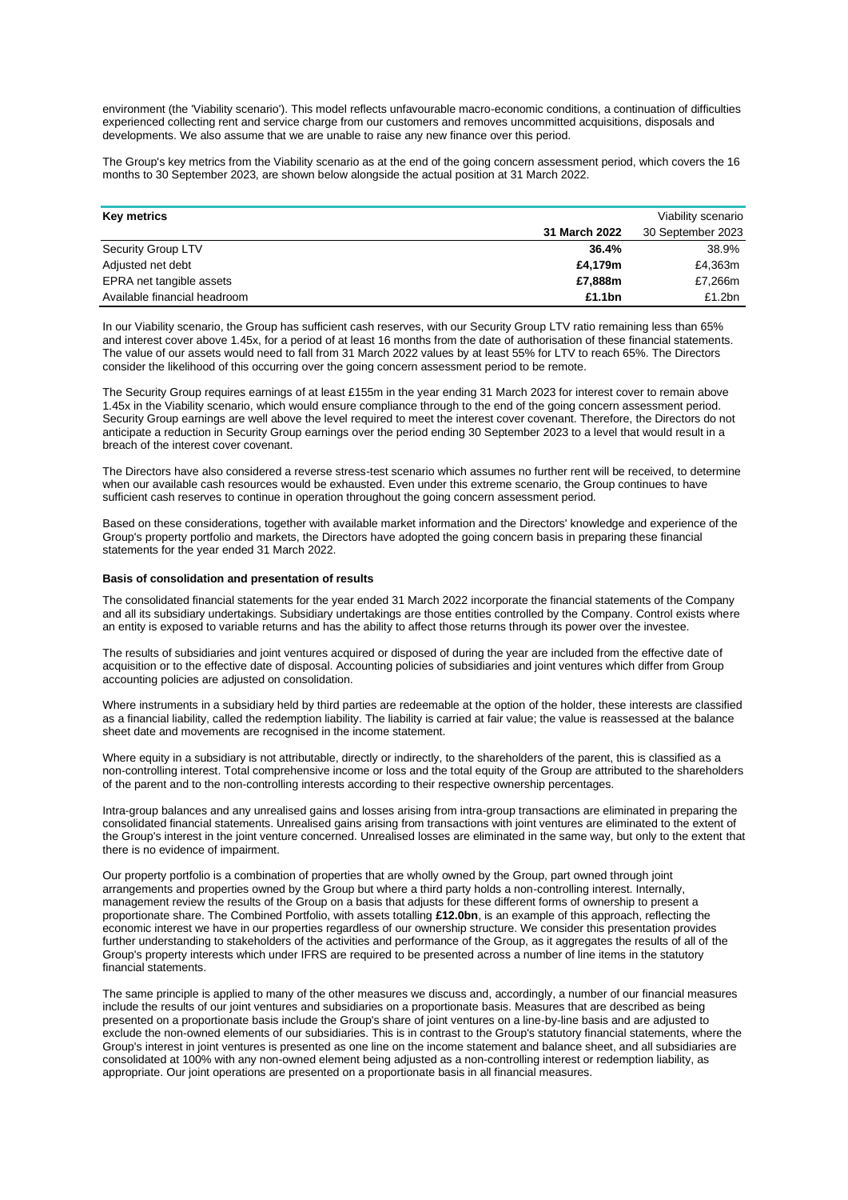environment (the 'Viability scenario'). This model reflects unfavourable macro-economic conditions, a continuation of difficulties experienced collecting rent and service charge from our customers and removes uncommitted acquisitions, disposals and developments. We also assume that we are unable to raise any new finance over this period.

The Group's key metrics from the Viability scenario as at the end of the going concern assessment period, which covers the 16 months to 30 September 2023, are shown below alongside the actual position at 31 March 2022.

| **Key metrics** | | Viability scenario |
|---|---|---|
| | **31 March 2022** | 30 September 2023 |
| Security Group LTV | **36.4%** | 38.9% |
| Adjusted net debt | **£4,179m** | £4,363m |
| EPRA net tangible assets | **£7,888m** | £7,266m |
| Available financial headroom | **£1.1bn** | £1.2bn |

In our Viability scenario, the Group has sufficient cash reserves, with our Security Group LTV ratio remaining less than 65% and interest cover above 1.45x, for a period of at least 16 months from the date of authorisation of these financial statements. The value of our assets would need to fall from 31 March 2022 values by at least 55% for LTV to reach 65%. The Directors consider the likelihood of this occurring over the going concern assessment period to be remote.

The Security Group requires earnings of at least £155m in the year ending 31 March 2023 for interest cover to remain above 1.45x in the Viability scenario, which would ensure compliance through to the end of the going concern assessment period. Security Group earnings are well above the level required to meet the interest cover covenant. Therefore, the Directors do not anticipate a reduction in Security Group earnings over the period ending 30 September 2023 to a level that would result in a breach of the interest cover covenant.

The Directors have also considered a reverse stress-test scenario which assumes no further rent will be received, to determine when our available cash resources would be exhausted. Even under this extreme scenario, the Group continues to have sufficient cash reserves to continue in operation throughout the going concern assessment period.

Based on these considerations, together with available market information and the Directors' knowledge and experience of the Group's property portfolio and markets, the Directors have adopted the going concern basis in preparing these financial statements for the year ended 31 March 2022.

**Basis of consolidation and presentation of results**

The consolidated financial statements for the year ended 31 March 2022 incorporate the financial statements of the Company and all its subsidiary undertakings. Subsidiary undertakings are those entities controlled by the Company. Control exists where an entity is exposed to variable returns and has the ability to affect those returns through its power over the investee.

The results of subsidiaries and joint ventures acquired or disposed of during the year are included from the effective date of acquisition or to the effective date of disposal. Accounting policies of subsidiaries and joint ventures which differ from Group accounting policies are adjusted on consolidation.

Where instruments in a subsidiary held by third parties are redeemable at the option of the holder, these interests are classified as a financial liability, called the redemption liability. The liability is carried at fair value; the value is reassessed at the balance sheet date and movements are recognised in the income statement.

Where equity in a subsidiary is not attributable, directly or indirectly, to the shareholders of the parent, this is classified as a non-controlling interest. Total comprehensive income or loss and the total equity of the Group are attributed to the shareholders of the parent and to the non-controlling interests according to their respective ownership percentages.

Intra-group balances and any unrealised gains and losses arising from intra-group transactions are eliminated in preparing the consolidated financial statements. Unrealised gains arising from transactions with joint ventures are eliminated to the extent of the Group's interest in the joint venture concerned. Unrealised losses are eliminated in the same way, but only to the extent that there is no evidence of impairment.

Our property portfolio is a combination of properties that are wholly owned by the Group, part owned through joint arrangements and properties owned by the Group but where a third party holds a non-controlling interest. Internally, management review the results of the Group on a basis that adjusts for these different forms of ownership to present a proportionate share. The Combined Portfolio, with assets totalling **£12.0bn**, is an example of this approach, reflecting the economic interest we have in our properties regardless of our ownership structure. We consider this presentation provides further understanding to stakeholders of the activities and performance of the Group, as it aggregates the results of all of the Group's property interests which under IFRS are required to be presented across a number of line items in the statutory financial statements.

The same principle is applied to many of the other measures we discuss and, accordingly, a number of our financial measures include the results of our joint ventures and subsidiaries on a proportionate basis. Measures that are described as being presented on a proportionate basis include the Group's share of joint ventures on a line-by-line basis and are adjusted to exclude the non-owned elements of our subsidiaries. This is in contrast to the Group's statutory financial statements, where the Group's interest in joint ventures is presented as one line on the income statement and balance sheet, and all subsidiaries are consolidated at 100% with any non-owned element being adjusted as a non-controlling interest or redemption liability, as appropriate. Our joint operations are presented on a proportionate basis in all financial measures.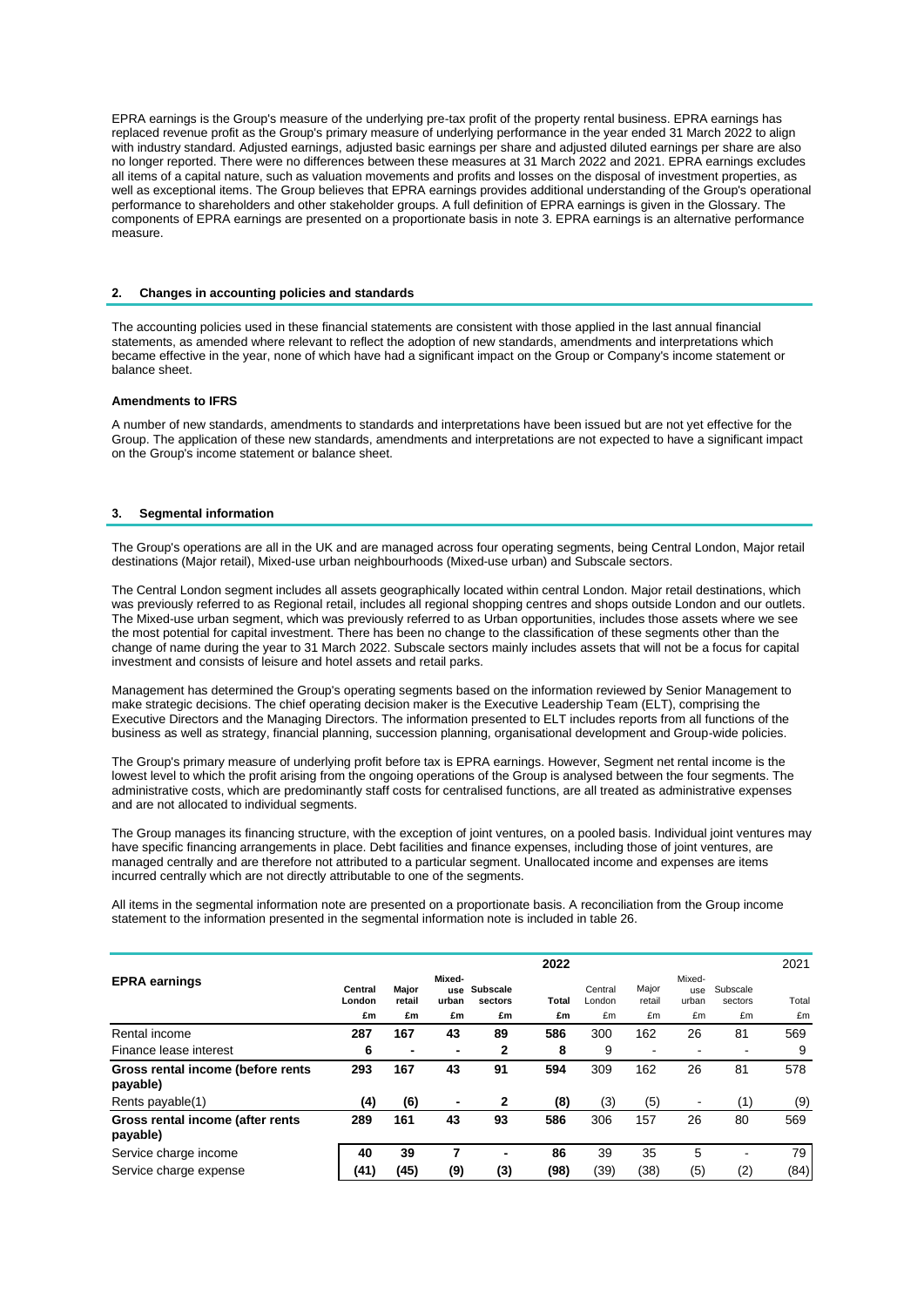EPRA earnings is the Group's measure of the underlying pre-tax profit of the property rental business. EPRA earnings has replaced revenue profit as the Group's primary measure of underlying performance in the year ended 31 March 2022 to align with industry standard. Adjusted earnings, adjusted basic earnings per share and adjusted diluted earnings per share are also no longer reported. There were no differences between these measures at 31 March 2022 and 2021. EPRA earnings excludes all items of a capital nature, such as valuation movements and profits and losses on the disposal of investment properties, as well as exceptional items. The Group believes that EPRA earnings provides additional understanding of the Group's operational performance to shareholders and other stakeholder groups. A full definition of EPRA earnings is given in the Glossary. The components of EPRA earnings are presented on a proportionate basis in note 3. EPRA earnings is an alternative performance measure.

## 2. Changes in accounting policies and standards

The accounting policies used in these financial statements are consistent with those applied in the last annual financial statements, as amended where relevant to reflect the adoption of new standards, amendments and interpretations which became effective in the year, none of which have had a significant impact on the Group or Company's income statement or balance sheet.

**Amendments to IFRS**

A number of new standards, amendments to standards and interpretations have been issued but are not yet effective for the Group. The application of these new standards, amendments and interpretations are not expected to have a significant impact on the Group's income statement or balance sheet.

## 3. Segmental information

The Group's operations are all in the UK and are managed across four operating segments, being Central London, Major retail destinations (Major retail), Mixed-use urban neighbourhoods (Mixed-use urban) and Subscale sectors.

The Central London segment includes all assets geographically located within central London. Major retail destinations, which was previously referred to as Regional retail, includes all regional shopping centres and shops outside London and our outlets. The Mixed-use urban segment, which was previously referred to as Urban opportunities, includes those assets where we see the most potential for capital investment. There has been no change to the classification of these segments other than the change of name during the year to 31 March 2022. Subscale sectors mainly includes assets that will not be a focus for capital investment and consists of leisure and hotel assets and retail parks.

Management has determined the Group's operating segments based on the information reviewed by Senior Management to make strategic decisions. The chief operating decision maker is the Executive Leadership Team (ELT), comprising the Executive Directors and the Managing Directors. The information presented to ELT includes reports from all functions of the business as well as strategy, financial planning, succession planning, organisational development and Group-wide policies.

The Group's primary measure of underlying profit before tax is EPRA earnings. However, Segment net rental income is the lowest level to which the profit arising from the ongoing operations of the Group is analysed between the four segments. The administrative costs, which are predominantly staff costs for centralised functions, are all treated as administrative expenses and are not allocated to individual segments.

The Group manages its financing structure, with the exception of joint ventures, on a pooled basis. Individual joint ventures may have specific financing arrangements in place. Debt facilities and finance expenses, including those of joint ventures, are managed centrally and are therefore not attributed to a particular segment. Unallocated income and expenses are items incurred centrally which are not directly attributable to one of the segments.

All items in the segmental information note are presented on a proportionate basis. A reconciliation from the Group income statement to the information presented in the segmental information note is included in table 26.

| EPRA earnings | 2022 | | | | | 2021 | | | | |
|---|---|---|---|---|---|---|---|---|---|---|
| | **Central London** | **Major retail** | **Mixed-use urban** | **Subscale sectors** | **Total** | Central London | Major retail | Mixed-use urban | Subscale sectors | Total |
| | **£m** | **£m** | **£m** | **£m** | **£m** | £m | £m | £m | £m | £m |
| Rental income | **287** | **167** | **43** | **89** | **586** | 300 | 162 | 26 | 81 | 569 |
| Finance lease interest | **6** | **-** | **-** | **2** | **8** | 9 | - | - | - | 9 |
| **Gross rental income (before rents payable)** | **293** | **167** | **43** | **91** | **594** | 309 | 162 | 26 | 81 | 578 |
| Rents payable(1) | **(4)** | **(6)** | **-** | **2** | **(8)** | (3) | (5) | - | (1) | (9) |
| **Gross rental income (after rents payable)** | **289** | **161** | **43** | **93** | **586** | 306 | 157 | 26 | 80 | 569 |
| Service charge income | **40** | **39** | **7** | **-** | **86** | 39 | 35 | 5 | - | 79 |
| Service charge expense | **(41)** | **(45)** | **(9)** | **(3)** | **(98)** | (39) | (38) | (5) | (2) | (84) |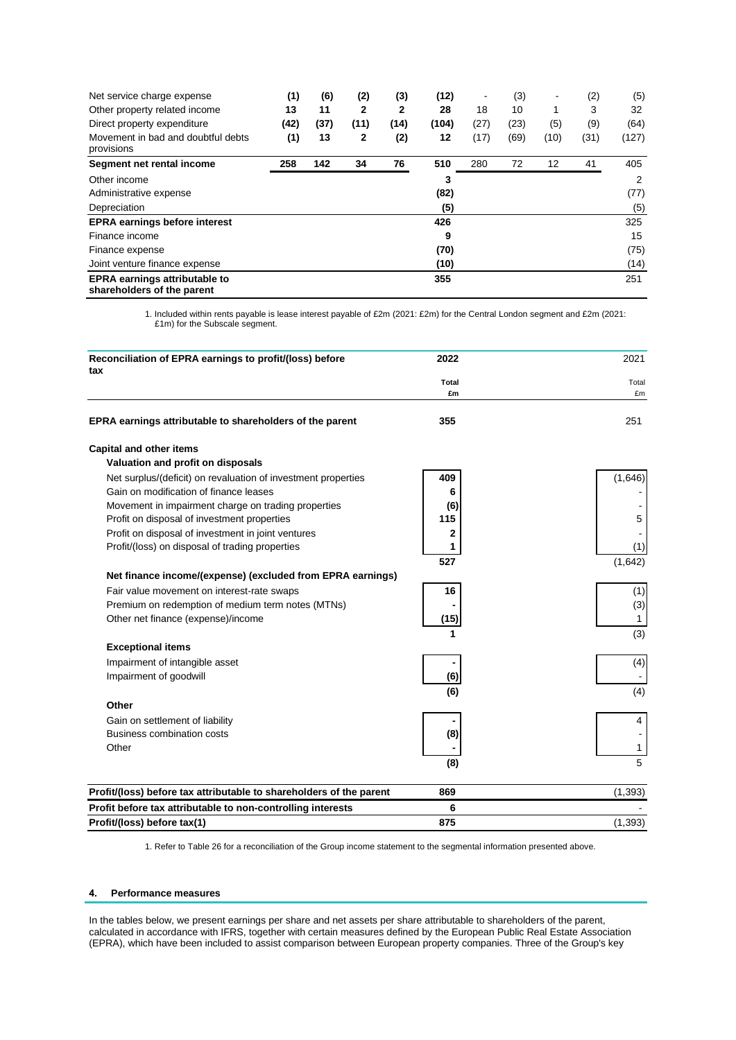| | | | | | | | | | | |
|---|---|---|---|---|---|---|---|---|---|---|
| Net service charge expense | **(1)** | **(6)** | **(2)** | **(3)** | **(12)** | - | (3) | - | (2) | (5) |
| Other property related income | **13** | **11** | **2** | **2** | **28** | 18 | 10 | 1 | 3 | 32 |
| Direct property expenditure | **(42)** | **(37)** | **(11)** | **(14)** | **(104)** | (27) | (23) | (5) | (9) | (64) |
| Movement in bad and doubtful debts provisions | **(1)** | **13** | **2** | **(2)** | **12** | (17) | (69) | (10) | (31) | (127) |
| **Segment net rental income** | **258** | **142** | **34** | **76** | **510** | 280 | 72 | 12 | 41 | 405 |
| Other income | | | | | **3** | | | | | 2 |
| Administrative expense | | | | | **(82)** | | | | | (77) |
| Depreciation | | | | | **(5)** | | | | | (5) |
| **EPRA earnings before interest** | | | | | **426** | | | | | 325 |
| Finance income | | | | | **9** | | | | | 15 |
| Finance expense | | | | | **(70)** | | | | | (75) |
| Joint venture finance expense | | | | | **(10)** | | | | | (14) |
| **EPRA earnings attributable to shareholders of the parent** | | | | | **355** | | | | | 251 |

1. Included within rents payable is lease interest payable of £2m (2021: £2m) for the Central London segment and £2m (2021: £1m) for the Subscale segment.

| **Reconciliation of EPRA earnings to profit/(loss) before tax** | **2022** | 2021 |
|---|---|---|
| | **Total £m** | Total £m |
| **EPRA earnings attributable to shareholders of the parent** | **355** | 251 |
| **Capital and other items** | | |
| **Valuation and profit on disposals** | | |
| Net surplus/(deficit) on revaluation of investment properties | **409** | (1,646) |
| Gain on modification of finance leases | **6** | - |
| Movement in impairment charge on trading properties | **(6)** | - |
| Profit on disposal of investment properties | **115** | 5 |
| Profit on disposal of investment in joint ventures | **2** | - |
| Profit/(loss) on disposal of trading properties | **1** | (1) |
| | **527** | (1,642) |
| **Net finance income/(expense) (excluded from EPRA earnings)** | | |
| Fair value movement on interest-rate swaps | **16** | (1) |
| Premium on redemption of medium term notes (MTNs) | **-** | (3) |
| Other net finance (expense)/income | **(15)** | 1 |
| | **1** | (3) |
| **Exceptional items** | | |
| Impairment of intangible asset | **-** | (4) |
| Impairment of goodwill | **(6)** | - |
| | **(6)** | (4) |
| **Other** | | |
| Gain on settlement of liability | **-** | 4 |
| Business combination costs | **(8)** | - |
| Other | **-** | 1 |
| | **(8)** | 5 |
| **Profit/(loss) before tax attributable to shareholders of the parent** | **869** | (1,393) |
| **Profit before tax attributable to non-controlling interests** | **6** | - |
| **Profit/(loss) before tax(1)** | **875** | (1,393) |

1. Refer to Table 26 for a reconciliation of the Group income statement to the segmental information presented above.

## 4. Performance measures

In the tables below, we present earnings per share and net assets per share attributable to shareholders of the parent, calculated in accordance with IFRS, together with certain measures defined by the European Public Real Estate Association (EPRA), which have been included to assist comparison between European property companies. Three of the Group's key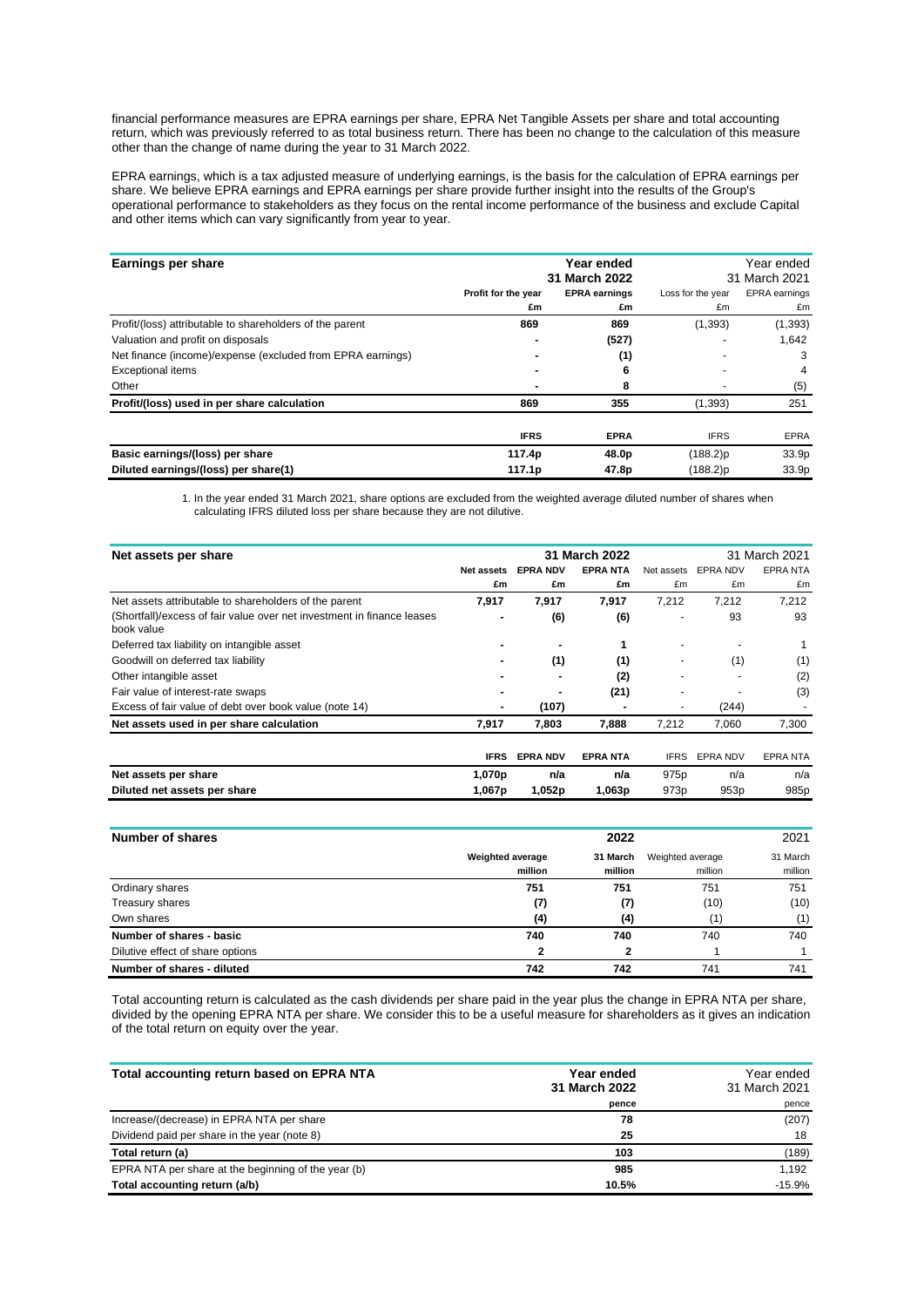financial performance measures are EPRA earnings per share, EPRA Net Tangible Assets per share and total accounting return, which was previously referred to as total business return. There has been no change to the calculation of this measure other than the change of name during the year to 31 March 2022.

EPRA earnings, which is a tax adjusted measure of underlying earnings, is the basis for the calculation of EPRA earnings per share. We believe EPRA earnings and EPRA earnings per share provide further insight into the results of the Group's operational performance to stakeholders as they focus on the rental income performance of the business and exclude Capital and other items which can vary significantly from year to year.

| Earnings per share | Year ended 31 March 2022 | | Year ended 31 March 2021 | |
|---|---|---|---|---|
| | Profit for the year | EPRA earnings | Loss for the year | EPRA earnings |
| | £m | £m | £m | £m |
| Profit/(loss) attributable to shareholders of the parent | 869 | 869 | (1,393) | (1,393) |
| Valuation and profit on disposals | - | (527) | - | 1,642 |
| Net finance (income)/expense (excluded from EPRA earnings) | - | (1) | - | 3 |
| Exceptional items | - | 6 | - | 4 |
| Other | - | 8 | - | (5) |
| **Profit/(loss) used in per share calculation** | 869 | 355 | (1,393) | 251 |
| | IFRS | EPRA | IFRS | EPRA |
| **Basic earnings/(loss) per share** | 117.4p | 48.0p | (188.2)p | 33.9p |
| **Diluted earnings/(loss) per share(1)** | 117.1p | 47.8p | (188.2)p | 33.9p |

1. In the year ended 31 March 2021, share options are excluded from the weighted average diluted number of shares when calculating IFRS diluted loss per share because they are not dilutive.

| Net assets per share | 31 March 2022 | | | 31 March 2021 | | |
|---|---|---|---|---|---|---|
| | Net assets | EPRA NDV | EPRA NTA | Net assets | EPRA NDV | EPRA NTA |
| | £m | £m | £m | £m | £m | £m |
| Net assets attributable to shareholders of the parent | 7,917 | 7,917 | 7,917 | 7,212 | 7,212 | 7,212 |
| (Shortfall)/excess of fair value over net investment in finance leases book value | - | (6) | (6) | - | 93 | 93 |
| Deferred tax liability on intangible asset | - | - | 1 | - | - | 1 |
| Goodwill on deferred tax liability | - | (1) | (1) | - | (1) | (1) |
| Other intangible asset | - | - | (2) | - | - | (2) |
| Fair value of interest-rate swaps | - | - | (21) | - | - | (3) |
| Excess of fair value of debt over book value (note 14) | - | (107) | - | - | (244) | - |
| **Net assets used in per share calculation** | 7,917 | 7,803 | 7,888 | 7,212 | 7,060 | 7,300 |
| | IFRS | EPRA NDV | EPRA NTA | IFRS | EPRA NDV | EPRA NTA |
| **Net assets per share** | 1,070p | n/a | n/a | 975p | n/a | n/a |
| **Diluted net assets per share** | 1,067p | 1,052p | 1,063p | 973p | 953p | 985p |

| Number of shares | 2022 | | 2021 | |
|---|---|---|---|---|
| | Weighted average | 31 March | Weighted average | 31 March |
| | million | million | million | million |
| Ordinary shares | 751 | 751 | 751 | 751 |
| Treasury shares | (7) | (7) | (10) | (10) |
| Own shares | (4) | (4) | (1) | (1) |
| **Number of shares - basic** | 740 | 740 | 740 | 740 |
| Dilutive effect of share options | 2 | 2 | 1 | 1 |
| **Number of shares - diluted** | 742 | 742 | 741 | 741 |

Total accounting return is calculated as the cash dividends per share paid in the year plus the change in EPRA NTA per share, divided by the opening EPRA NTA per share. We consider this to be a useful measure for shareholders as it gives an indication of the total return on equity over the year.

| Total accounting return based on EPRA NTA | Year ended 31 March 2022 | Year ended 31 March 2021 |
|---|---|---|
| | pence | pence |
| Increase/(decrease) in EPRA NTA per share | 78 | (207) |
| Dividend paid per share in the year (note 8) | 25 | 18 |
| **Total return (a)** | 103 | (189) |
| EPRA NTA per share at the beginning of the year (b) | 985 | 1,192 |
| **Total accounting return (a/b)** | 10.5% | -15.9% |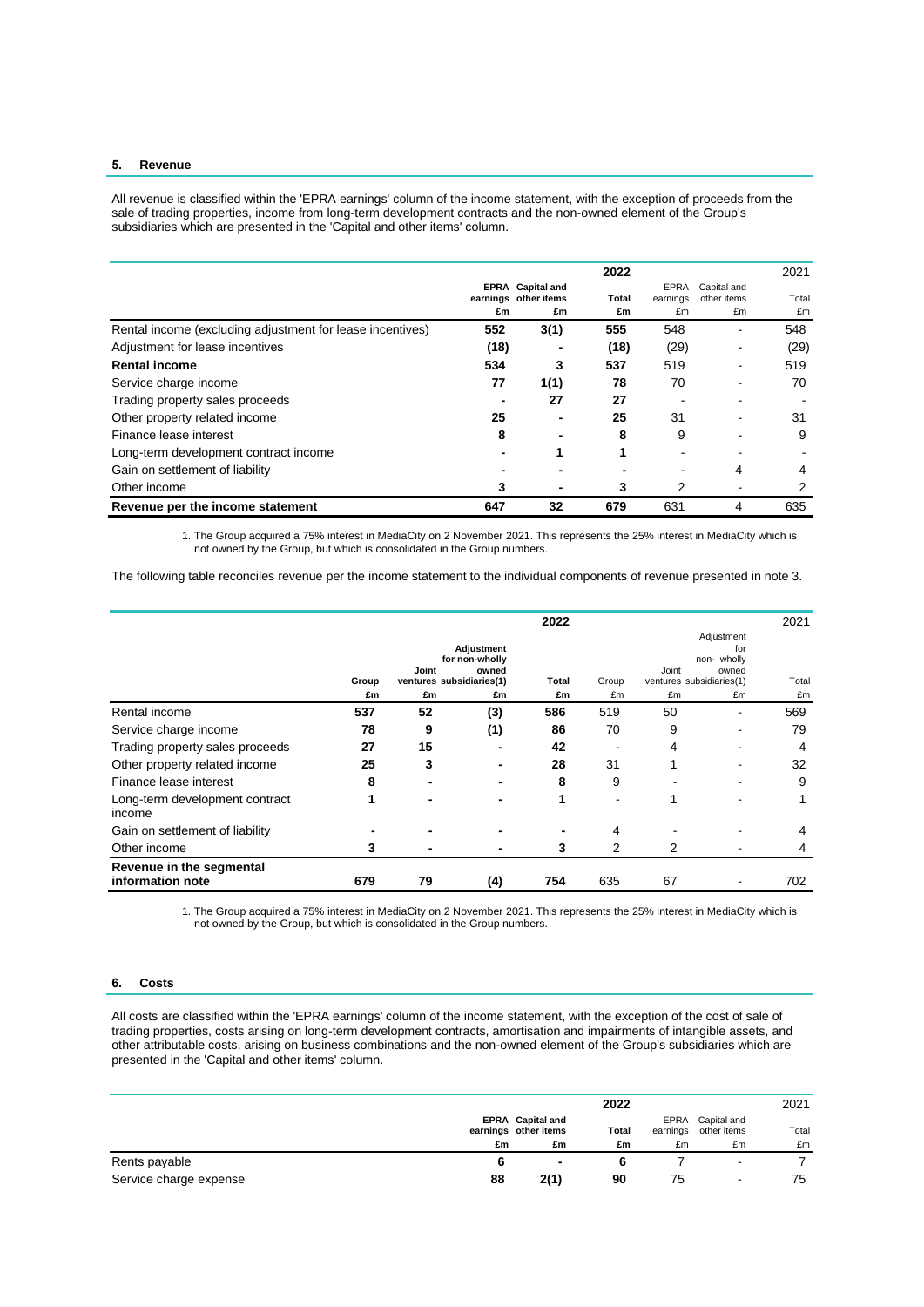## 5. Revenue

All revenue is classified within the 'EPRA earnings' column of the income statement, with the exception of proceeds from the sale of trading properties, income from long-term development contracts and the non-owned element of the Group's subsidiaries which are presented in the 'Capital and other items' column.

| | 2022 | | | 2021 | | |
|---|---|---|---|---|---|---|
| | EPRA earnings £m | Capital and other items £m | Total £m | EPRA earnings £m | Capital and other items £m | Total £m |
| Rental income (excluding adjustment for lease incentives) | 552 | 3(1) | 555 | 548 | - | 548 |
| Adjustment for lease incentives | (18) | - | (18) | (29) | - | (29) |
| **Rental income** | **534** | **3** | **537** | 519 | - | 519 |
| Service charge income | 77 | 1(1) | 78 | 70 | - | 70 |
| Trading property sales proceeds | - | 27 | 27 | - | - | - |
| Other property related income | 25 | - | 25 | 31 | - | 31 |
| Finance lease interest | 8 | - | 8 | 9 | - | 9 |
| Long-term development contract income | - | 1 | 1 | - | - | - |
| Gain on settlement of liability | - | - | - | - | 4 | 4 |
| Other income | 3 | - | 3 | 2 | - | 2 |
| **Revenue per the income statement** | **647** | **32** | **679** | 631 | 4 | 635 |

1. The Group acquired a 75% interest in MediaCity on 2 November 2021. This represents the 25% interest in MediaCity which is not owned by the Group, but which is consolidated in the Group numbers.

The following table reconciles revenue per the income statement to the individual components of revenue presented in note 3.

| | 2022 | | | | 2021 | | | |
|---|---|---|---|---|---|---|---|---|
| | Group £m | Joint ventures £m | Adjustment for non-wholly owned subsidiaries(1) £m | Total £m | Group £m | Joint ventures £m | Adjustment for non- wholly owned subsidiaries(1) £m | Total £m |
| Rental income | 537 | 52 | (3) | 586 | 519 | 50 | - | 569 |
| Service charge income | 78 | 9 | (1) | 86 | 70 | 9 | - | 79 |
| Trading property sales proceeds | 27 | 15 | - | 42 | - | 4 | - | 4 |
| Other property related income | 25 | 3 | - | 28 | 31 | 1 | - | 32 |
| Finance lease interest | 8 | - | - | 8 | 9 | - | - | 9 |
| Long-term development contract income | 1 | - | - | 1 | - | 1 | - | 1 |
| Gain on settlement of liability | - | - | - | - | 4 | - | - | 4 |
| Other income | 3 | - | - | 3 | 2 | 2 | - | 4 |
| **Revenue in the segmental information note** | **679** | **79** | **(4)** | **754** | 635 | 67 | - | 702 |

1. The Group acquired a 75% interest in MediaCity on 2 November 2021. This represents the 25% interest in MediaCity which is not owned by the Group, but which is consolidated in the Group numbers.

## 6. Costs

All costs are classified within the 'EPRA earnings' column of the income statement, with the exception of the cost of sale of trading properties, costs arising on long-term development contracts, amortisation and impairments of intangible assets, and other attributable costs, arising on business combinations and the non-owned element of the Group's subsidiaries which are presented in the 'Capital and other items' column.

| | 2022 | | | 2021 | | |
|---|---|---|---|---|---|---|
| | EPRA earnings £m | Capital and other items £m | Total £m | EPRA earnings £m | Capital and other items £m | Total £m |
| Rents payable | 6 | - | 6 | 7 | - | 7 |
| Service charge expense | 88 | 2(1) | 90 | 75 | - | 75 |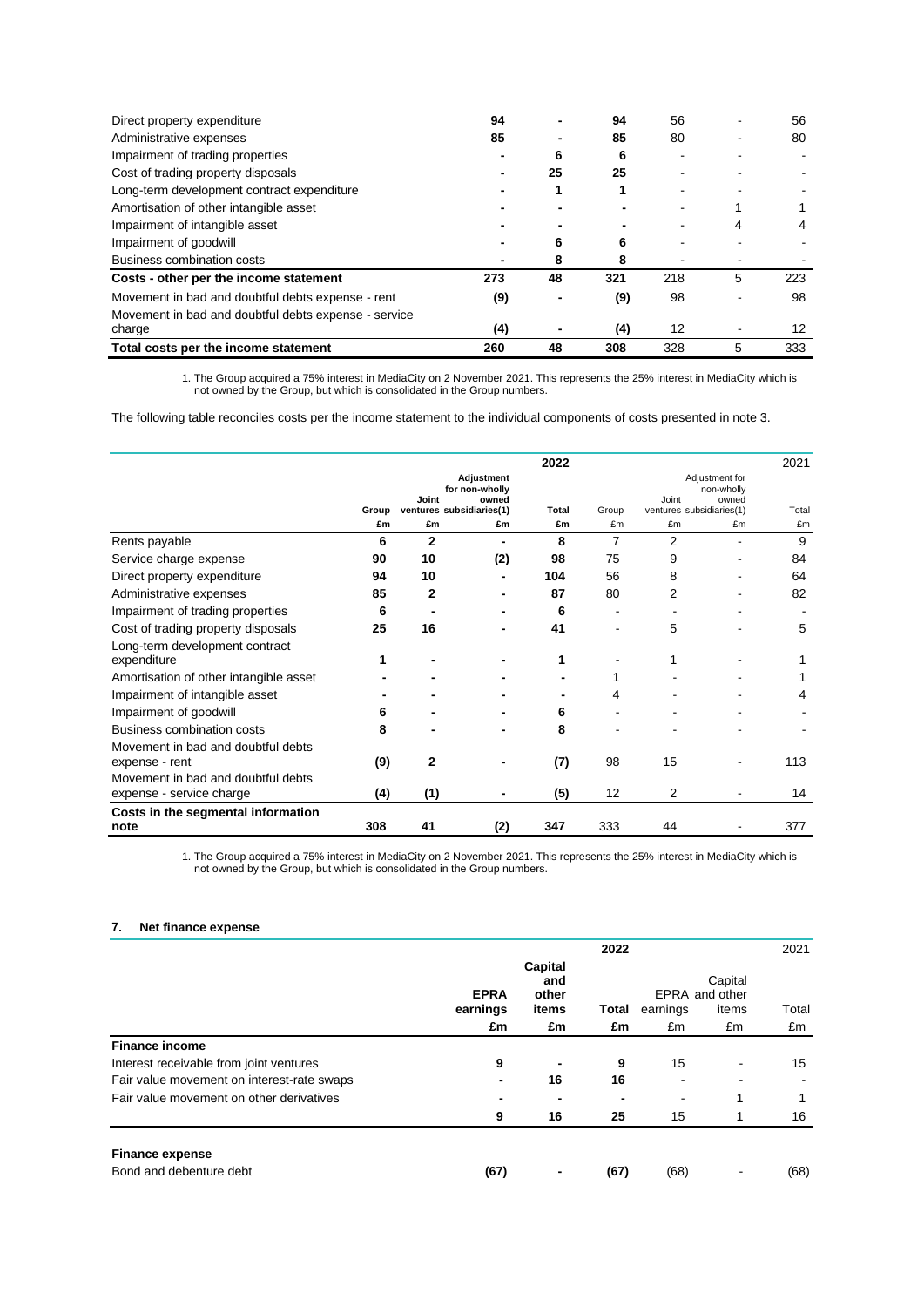| | | | | | | |
|---|---|---|---|---|---|---|
| Direct property expenditure | **94** | **-** | **94** | 56 | - | 56 |
| Administrative expenses | **85** | **-** | **85** | 80 | - | 80 |
| Impairment of trading properties | **-** | **6** | **6** | - | - | - |
| Cost of trading property disposals | **-** | **25** | **25** | - | - | - |
| Long-term development contract expenditure | **-** | **1** | **1** | - | - | - |
| Amortisation of other intangible asset | **-** | **-** | **-** | - | 1 | 1 |
| Impairment of intangible asset | **-** | **-** | **-** | - | 4 | 4 |
| Impairment of goodwill | **-** | **6** | **6** | - | - | - |
| Business combination costs | **-** | **8** | **8** | - | - | - |
| **Costs - other per the income statement** | **273** | **48** | **321** | 218 | 5 | 223 |
| Movement in bad and doubtful debts expense - rent | **(9)** | **-** | **(9)** | 98 | - | 98 |
| Movement in bad and doubtful debts expense - service charge | **(4)** | **-** | **(4)** | 12 | - | 12 |
| **Total costs per the income statement** | **260** | **48** | **308** | 328 | 5 | 333 |

1. The Group acquired a 75% interest in MediaCity on 2 November 2021. This represents the 25% interest in MediaCity which is not owned by the Group, but which is consolidated in the Group numbers.

The following table reconciles costs per the income statement to the individual components of costs presented in note 3.

| | | | | **2022** | | | | 2021 |
|---|---|---|---|---|---|---|---|---|
| | **Group** | **Joint ventures** | **Adjustment for non-wholly owned subsidiaries(1)** | **Total** | Group | Joint ventures | Adjustment for non-wholly owned subsidiaries(1) | Total |
| | **£m** | **£m** | **£m** | **£m** | £m | £m | £m | £m |
| Rents payable | **6** | **2** | **-** | **8** | 7 | 2 | - | 9 |
| Service charge expense | **90** | **10** | **(2)** | **98** | 75 | 9 | - | 84 |
| Direct property expenditure | **94** | **10** | **-** | **104** | 56 | 8 | - | 64 |
| Administrative expenses | **85** | **2** | **-** | **87** | 80 | 2 | - | 82 |
| Impairment of trading properties | **6** | **-** | **-** | **6** | - | - | - | - |
| Cost of trading property disposals | **25** | **16** | **-** | **41** | - | 5 | - | 5 |
| Long-term development contract expenditure | **1** | **-** | **-** | **1** | - | 1 | - | 1 |
| Amortisation of other intangible asset | **-** | **-** | **-** | **-** | 1 | - | - | 1 |
| Impairment of intangible asset | **-** | **-** | **-** | **-** | 4 | - | - | 4 |
| Impairment of goodwill | **6** | **-** | **-** | **6** | - | - | - | - |
| Business combination costs | **8** | **-** | **-** | **8** | - | - | - | - |
| Movement in bad and doubtful debts expense - rent | **(9)** | **2** | **-** | **(7)** | 98 | 15 | - | 113 |
| Movement in bad and doubtful debts expense - service charge | **(4)** | **(1)** | **-** | **(5)** | 12 | 2 | - | 14 |
| **Costs in the segmental information note** | **308** | **41** | **(2)** | **347** | 333 | 44 | - | 377 |

1. The Group acquired a 75% interest in MediaCity on 2 November 2021. This represents the 25% interest in MediaCity which is not owned by the Group, but which is consolidated in the Group numbers.

## 7. Net finance expense

| | | **2022** | | | | 2021 |
|---|---|---|---|---|---|---|
| | **EPRA earnings** | **Capital and other items** | **Total** | EPRA earnings | Capital and other items | Total |
| | **£m** | **£m** | **£m** | £m | £m | £m |
| **Finance income** | | | | | | |
| Interest receivable from joint ventures | **9** | **-** | **9** | 15 | - | 15 |
| Fair value movement on interest-rate swaps | **-** | **16** | **16** | - | - | - |
| Fair value movement on other derivatives | **-** | **-** | **-** | - | 1 | 1 |
| | **9** | **16** | **25** | 15 | 1 | 16 |
| **Finance expense** | | | | | | |
| Bond and debenture debt | **(67)** | **-** | **(67)** | (68) | - | (68) |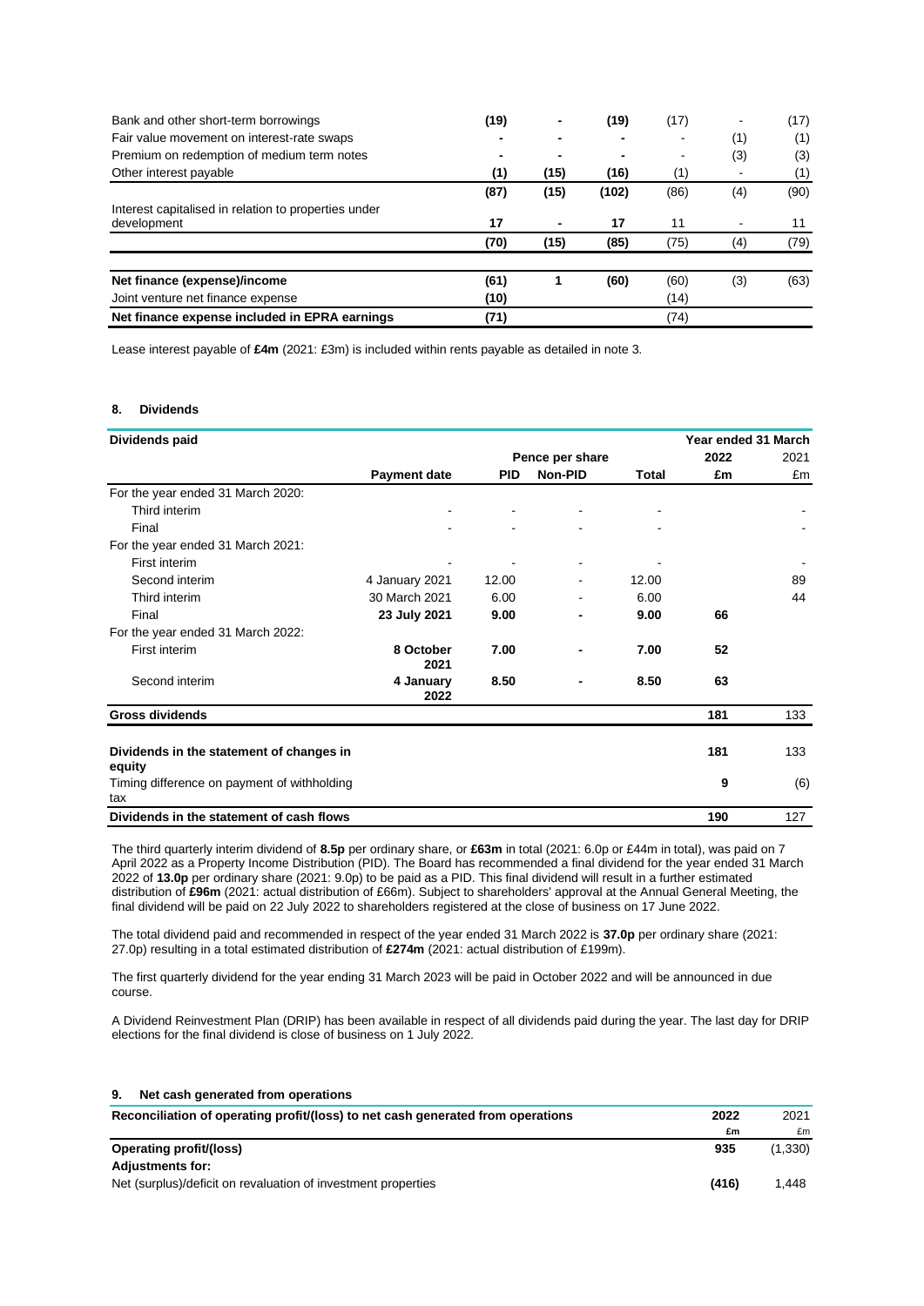| | | | | | | |
|---|---|---|---|---|---|---|
| Bank and other short-term borrowings | **(19)** | **-** | **(19)** | (17) | - | (17) |
| Fair value movement on interest-rate swaps | **-** | **-** | **-** | - | (1) | (1) |
| Premium on redemption of medium term notes | **-** | **-** | **-** | - | (3) | (3) |
| Other interest payable | **(1)** | **(15)** | **(16)** | (1) | - | (1) |
| | **(87)** | **(15)** | **(102)** | (86) | (4) | (90) |
| Interest capitalised in relation to properties under development | **17** | **-** | **17** | 11 | - | 11 |
| | **(70)** | **(15)** | **(85)** | (75) | (4) | (79) |
| **Net finance (expense)/income** | **(61)** | **1** | **(60)** | (60) | (3) | (63) |
| Joint venture net finance expense | **(10)** | | | (14) | | |
| **Net finance expense included in EPRA earnings** | **(71)** | | | (74) | | |

Lease interest payable of **£4m** (2021: £3m) is included within rents payable as detailed in note 3.

## 8. Dividends

| Dividends paid | | | | | Year ended 31 March | |
|---|---|---|---|---|---|---|
| | | Pence per share | | | 2022 | 2021 |
| | **Payment date** | **PID** | **Non-PID** | **Total** | **£m** | £m |
| For the year ended 31 March 2020: | | | | | | |
| Third interim | - | - | - | - | | - |
| Final | - | - | - | - | | - |
| For the year ended 31 March 2021: | | | | | | |
| First interim | - | - | - | - | | - |
| Second interim | 4 January 2021 | 12.00 | - | 12.00 | | 89 |
| Third interim | 30 March 2021 | 6.00 | - | 6.00 | | 44 |
| Final | **23 July 2021** | **9.00** | **-** | **9.00** | **66** | |
| For the year ended 31 March 2022: | | | | | | |
| First interim | **8 October 2021** | **7.00** | **-** | **7.00** | **52** | |
| Second interim | **4 January 2022** | **8.50** | **-** | **8.50** | **63** | |
| **Gross dividends** | | | | | **181** | 133 |
| **Dividends in the statement of changes in equity** | | | | | **181** | 133 |
| Timing difference on payment of withholding tax | | | | | **9** | (6) |
| **Dividends in the statement of cash flows** | | | | | **190** | 127 |

The third quarterly interim dividend of **8.5p** per ordinary share, or **£63m** in total (2021: 6.0p or £44m in total), was paid on 7 April 2022 as a Property Income Distribution (PID). The Board has recommended a final dividend for the year ended 31 March 2022 of **13.0p** per ordinary share (2021: 9.0p) to be paid as a PID. This final dividend will result in a further estimated distribution of **£96m** (2021: actual distribution of £66m). Subject to shareholders' approval at the Annual General Meeting, the final dividend will be paid on 22 July 2022 to shareholders registered at the close of business on 17 June 2022.

The total dividend paid and recommended in respect of the year ended 31 March 2022 is **37.0p** per ordinary share (2021: 27.0p) resulting in a total estimated distribution of **£274m** (2021: actual distribution of £199m).

The first quarterly dividend for the year ending 31 March 2023 will be paid in October 2022 and will be announced in due course.

A Dividend Reinvestment Plan (DRIP) has been available in respect of all dividends paid during the year. The last day for DRIP elections for the final dividend is close of business on 1 July 2022.

## 9. Net cash generated from operations

| Reconciliation of operating profit/(loss) to net cash generated from operations | 2022 | 2021 |
|---|---|---|
| | £m | £m |
| **Operating profit/(loss)** | **935** | (1,330) |
| **Adjustments for:** | | |
| Net (surplus)/deficit on revaluation of investment properties | **(416)** | 1,448 |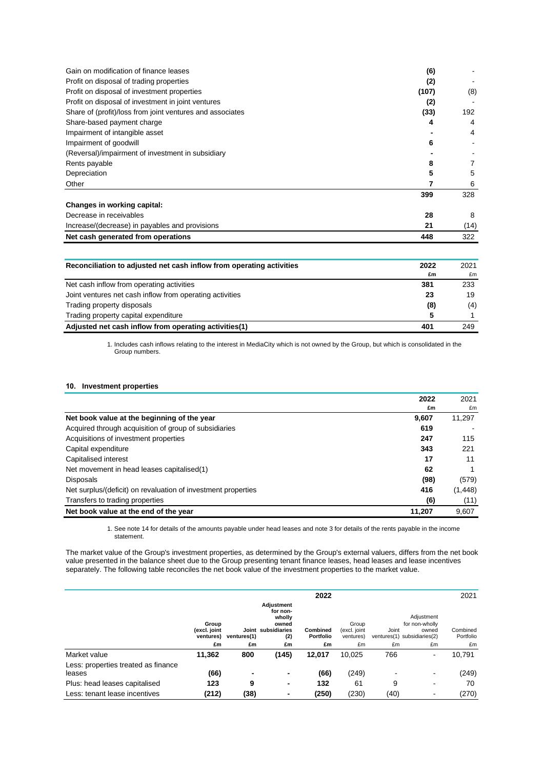| | | |
|---|---|---|
| Gain on modification of finance leases | **(6)** | - |
| Profit on disposal of trading properties | **(2)** | - |
| Profit on disposal of investment properties | **(107)** | (8) |
| Profit on disposal of investment in joint ventures | **(2)** | - |
| Share of (profit)/loss from joint ventures and associates | **(33)** | 192 |
| Share-based payment charge | **4** | 4 |
| Impairment of intangible asset | **-** | 4 |
| Impairment of goodwill | **6** | - |
| (Reversal)/impairment of investment in subsidiary | **-** | - |
| Rents payable | **8** | 7 |
| Depreciation | **5** | 5 |
| Other | **7** | 6 |
| | **399** | 328 |
| **Changes in working capital:** | | |
| Decrease in receivables | **28** | 8 |
| Increase/(decrease) in payables and provisions | **21** | (14) |
| **Net cash generated from operations** | **448** | 322 |

| Reconciliation to adjusted net cash inflow from operating activities | 2022 £m | 2021 £m |
|---|---|---|
| Net cash inflow from operating activities | **381** | 233 |
| Joint ventures net cash inflow from operating activities | **23** | 19 |
| Trading property disposals | **(8)** | (4) |
| Trading property capital expenditure | **5** | 1 |
| **Adjusted net cash inflow from operating activities(1)** | **401** | 249 |

1. Includes cash inflows relating to the interest in MediaCity which is not owned by the Group, but which is consolidated in the Group numbers.

## 10. Investment properties

| | 2022 £m | 2021 £m |
|---|---|---|
| **Net book value at the beginning of the year** | **9,607** | 11,297 |
| Acquired through acquisition of group of subsidiaries | **619** | - |
| Acquisitions of investment properties | **247** | 115 |
| Capital expenditure | **343** | 221 |
| Capitalised interest | **17** | 11 |
| Net movement in head leases capitalised(1) | **62** | 1 |
| Disposals | **(98)** | (579) |
| Net surplus/(deficit) on revaluation of investment properties | **416** | (1,448) |
| Transfers to trading properties | **(6)** | (11) |
| **Net book value at the end of the year** | **11,207** | 9,607 |

1. See note 14 for details of the amounts payable under head leases and note 3 for details of the rents payable in the income statement.

The market value of the Group's investment properties, as determined by the Group's external valuers, differs from the net book value presented in the balance sheet due to the Group presenting tenant finance leases, head leases and lease incentives separately. The following table reconciles the net book value of the investment properties to the market value.

| | **2022** | | | | 2021 | | | |
|---|---|---|---|---|---|---|---|---|
| | **Group (excl. joint ventures) £m** | **Joint ventures(1) £m** | **Adjustment for non-wholly owned subsidiaries (2) £m** | **Combined Portfolio £m** | Group (excl. joint ventures) £m | Joint ventures(1) £m | Adjustment for non-wholly owned subsidiaries(2) £m | Combined Portfolio £m |
| Market value | **11,362** | **800** | **(145)** | **12,017** | 10,025 | 766 | - | 10,791 |
| Less: properties treated as finance leases | **(66)** | **-** | **-** | **(66)** | (249) | - | - | (249) |
| Plus: head leases capitalised | **123** | **9** | **-** | **132** | 61 | 9 | - | 70 |
| Less: tenant lease incentives | **(212)** | **(38)** | **-** | **(250)** | (230) | (40) | - | (270) |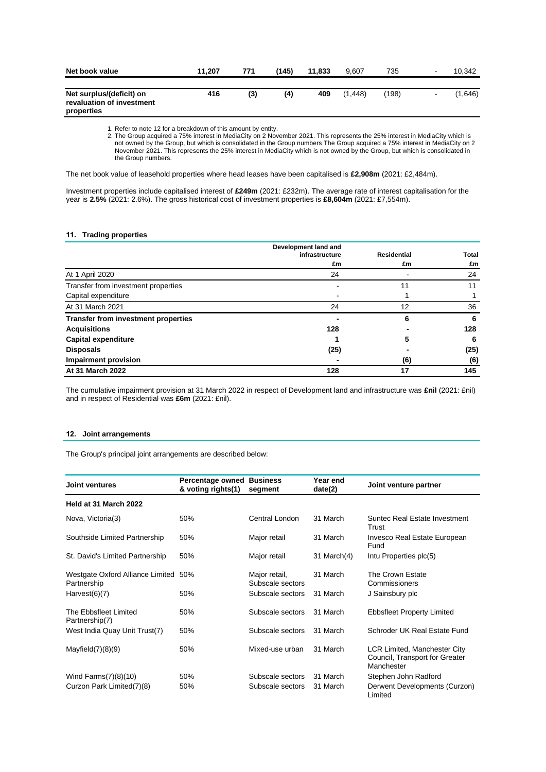| Net book value | 11,207 | 771 | (145) | 11,833 | 9,607 | 735 | - | 10,342 |
|---|---|---|---|---|---|---|---|---|
| Net surplus/(deficit) on revaluation of investment properties | 416 | (3) | (4) | 409 | (1,448) | (198) | - | (1,646) |

1. Refer to note 12 for a breakdown of this amount by entity.
2. The Group acquired a 75% interest in MediaCity on 2 November 2021. This represents the 25% interest in MediaCity which is not owned by the Group, but which is consolidated in the Group numbers The Group acquired a 75% interest in MediaCity on 2 November 2021. This represents the 25% interest in MediaCity which is not owned by the Group, but which is consolidated in the Group numbers.

The net book value of leasehold properties where head leases have been capitalised is **£2,908m** (2021: £2,484m).

Investment properties include capitalised interest of **£249m** (2021: £232m). The average rate of interest capitalisation for the year is **2.5%** (2021: 2.6%). The gross historical cost of investment properties is **£8,604m** (2021: £7,554m).

### 11. Trading properties

| | Development land and infrastructure | Residential | Total |
|---|---|---|---|
| | £m | £m | £m |
| At 1 April 2020 | 24 | - | 24 |
| Transfer from investment properties | - | 11 | 11 |
| Capital expenditure | - | 1 | 1 |
| At 31 March 2021 | 24 | 12 | 36 |
| **Transfer from investment properties** | **-** | **6** | **6** |
| **Acquisitions** | **128** | **-** | **128** |
| **Capital expenditure** | **1** | **5** | **6** |
| **Disposals** | **(25)** | **-** | **(25)** |
| **Impairment provision** | **-** | **(6)** | **(6)** |
| **At 31 March 2022** | **128** | **17** | **145** |

The cumulative impairment provision at 31 March 2022 in respect of Development land and infrastructure was **£nil** (2021: £nil) and in respect of Residential was **£6m** (2021: £nil).

### 12. Joint arrangements

The Group's principal joint arrangements are described below:

| Joint ventures | Percentage owned & voting rights(1) | Business segment | Year end date(2) | Joint venture partner |
|---|---|---|---|---|
| **Held at 31 March 2022** | | | | |
| Nova, Victoria(3) | 50% | Central London | 31 March | Suntec Real Estate Investment Trust |
| Southside Limited Partnership | 50% | Major retail | 31 March | Invesco Real Estate European Fund |
| St. David's Limited Partnership | 50% | Major retail | 31 March(4) | Intu Properties plc(5) |
| Westgate Oxford Alliance Limited Partnership | 50% | Major retail, Subscale sectors | 31 March | The Crown Estate Commissioners |
| Harvest(6)(7) | 50% | Subscale sectors | 31 March | J Sainsbury plc |
| The Ebbsfleet Limited Partnership(7) | 50% | Subscale sectors | 31 March | Ebbsfleet Property Limited |
| West India Quay Unit Trust(7) | 50% | Subscale sectors | 31 March | Schroder UK Real Estate Fund |
| Mayfield(7)(8)(9) | 50% | Mixed-use urban | 31 March | LCR Limited, Manchester City Council, Transport for Greater Manchester |
| Wind Farms(7)(8)(10) | 50% | Subscale sectors | 31 March | Stephen John Radford |
| Curzon Park Limited(7)(8) | 50% | Subscale sectors | 31 March | Derwent Developments (Curzon) Limited |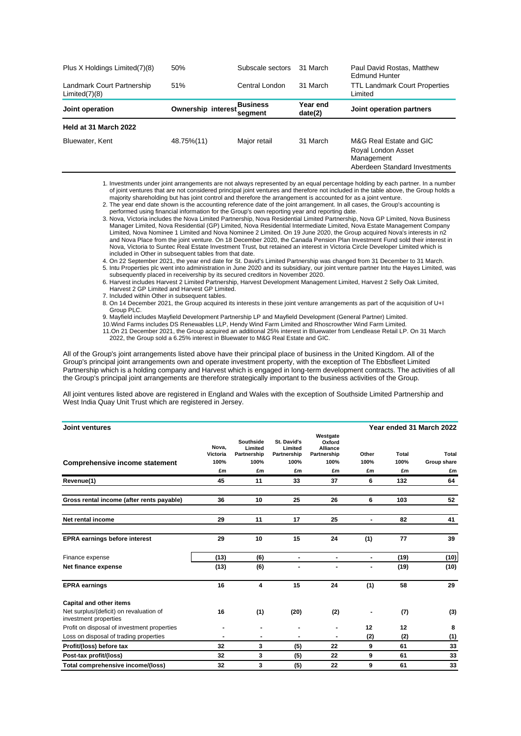| | | | | |
|---|---|---|---|---|
| Plus X Holdings Limited(7)(8) | 50% | Subscale sectors | 31 March | Paul David Rostas, Matthew Edmund Hunter |
| Landmark Court Partnership Limited(7)(8) | 51% | Central London | 31 March | TTL Landmark Court Properties Limited |

| Joint operation | Ownership interest | Business segment | Year end date(2) | Joint operation partners |
|---|---|---|---|---|
| **Held at 31 March 2022** | | | | |
| Bluewater, Kent | 48.75%(11) | Major retail | 31 March | M&G Real Estate and GIC<br>Royal London Asset Management<br>Aberdeen Standard Investments |

1. Investments under joint arrangements are not always represented by an equal percentage holding by each partner. In a number of joint ventures that are not considered principal joint ventures and therefore not included in the table above, the Group holds a majority shareholding but has joint control and therefore the arrangement is accounted for as a joint venture.
2. The year end date shown is the accounting reference date of the joint arrangement. In all cases, the Group's accounting is performed using financial information for the Group's own reporting year and reporting date.
3. Nova, Victoria includes the Nova Limited Partnership, Nova Residential Limited Partnership, Nova GP Limited, Nova Business Manager Limited, Nova Residential (GP) Limited, Nova Residential Intermediate Limited, Nova Estate Management Company Limited, Nova Nominee 1 Limited and Nova Nominee 2 Limited. On 19 June 2020, the Group acquired Nova's interests in n2 and Nova Place from the joint venture. On 18 December 2020, the Canada Pension Plan Investment Fund sold their interest in Nova, Victoria to Suntec Real Estate Investment Trust, but retained an interest in Victoria Circle Developer Limited which is included in Other in subsequent tables from that date.
4. On 22 September 2021, the year end date for St. David's Limited Partnership was changed from 31 December to 31 March.
5. Intu Properties plc went into administration in June 2020 and its subsidiary, our joint venture partner Intu the Hayes Limited, was subsequently placed in receivership by its secured creditors in November 2020.
6. Harvest includes Harvest 2 Limited Partnership, Harvest Development Management Limited, Harvest 2 Selly Oak Limited, Harvest 2 GP Limited and Harvest GP Limited.
7. Included within Other in subsequent tables.
8. On 14 December 2021, the Group acquired its interests in these joint venture arrangements as part of the acquisition of U+I Group PLC.
9. Mayfield includes Mayfield Development Partnership LP and Mayfield Development (General Partner) Limited.
10. Wind Farms includes DS Renewables LLP, Hendy Wind Farm Limited and Rhoscrowther Wind Farm Limited.
11. On 21 December 2021, the Group acquired an additional 25% interest in Bluewater from Lendlease Retail LP. On 31 March 2022, the Group sold a 6.25% interest in Bluewater to M&G Real Estate and GIC.

All of the Group's joint arrangements listed above have their principal place of business in the United Kingdom. All of the Group's principal joint arrangements own and operate investment property, with the exception of The Ebbsfleet Limited Partnership which is a holding company and Harvest which is engaged in long-term development contracts. The activities of all the Group's principal joint arrangements are therefore strategically important to the business activities of the Group.

All joint ventures listed above are registered in England and Wales with the exception of Southside Limited Partnership and West India Quay Unit Trust which are registered in Jersey.

| **Joint ventures** | | | | | | | **Year ended 31 March 2022** |
|---|---|---|---|---|---|---|---|
| | Nova, Victoria | Southside Limited Partnership | St. David's Limited Partnership | Westgate Oxford Alliance Partnership | Other | Total | Total |
| **Comprehensive income statement** | 100% | 100% | 100% | 100% | 100% | 100% | Group share |
| | £m | £m | £m | £m | £m | £m | £m |
| **Revenue(1)** | 45 | 11 | 33 | 37 | 6 | 132 | 64 |
| **Gross rental income (after rents payable)** | 36 | 10 | 25 | 26 | 6 | 103 | 52 |
| **Net rental income** | 29 | 11 | 17 | 25 | - | 82 | 41 |
| **EPRA earnings before interest** | 29 | 10 | 15 | 24 | (1) | 77 | 39 |
| Finance expense | (13) | (6) | - | - | - | (19) | (10) |
| **Net finance expense** | (13) | (6) | - | - | - | (19) | (10) |
| **EPRA earnings** | 16 | 4 | 15 | 24 | (1) | 58 | 29 |
| **Capital and other items** | | | | | | | |
| Net surplus/(deficit) on revaluation of investment properties | 16 | (1) | (20) | (2) | - | (7) | (3) |
| Profit on disposal of investment properties | - | - | - | - | 12 | 12 | 8 |
| Loss on disposal of trading properties | - | - | - | - | (2) | (2) | (1) |
| **Profit/(loss) before tax** | 32 | 3 | (5) | 22 | 9 | 61 | 33 |
| **Post-tax profit/(loss)** | 32 | 3 | (5) | 22 | 9 | 61 | 33 |
| **Total comprehensive income/(loss)** | 32 | 3 | (5) | 22 | 9 | 61 | 33 |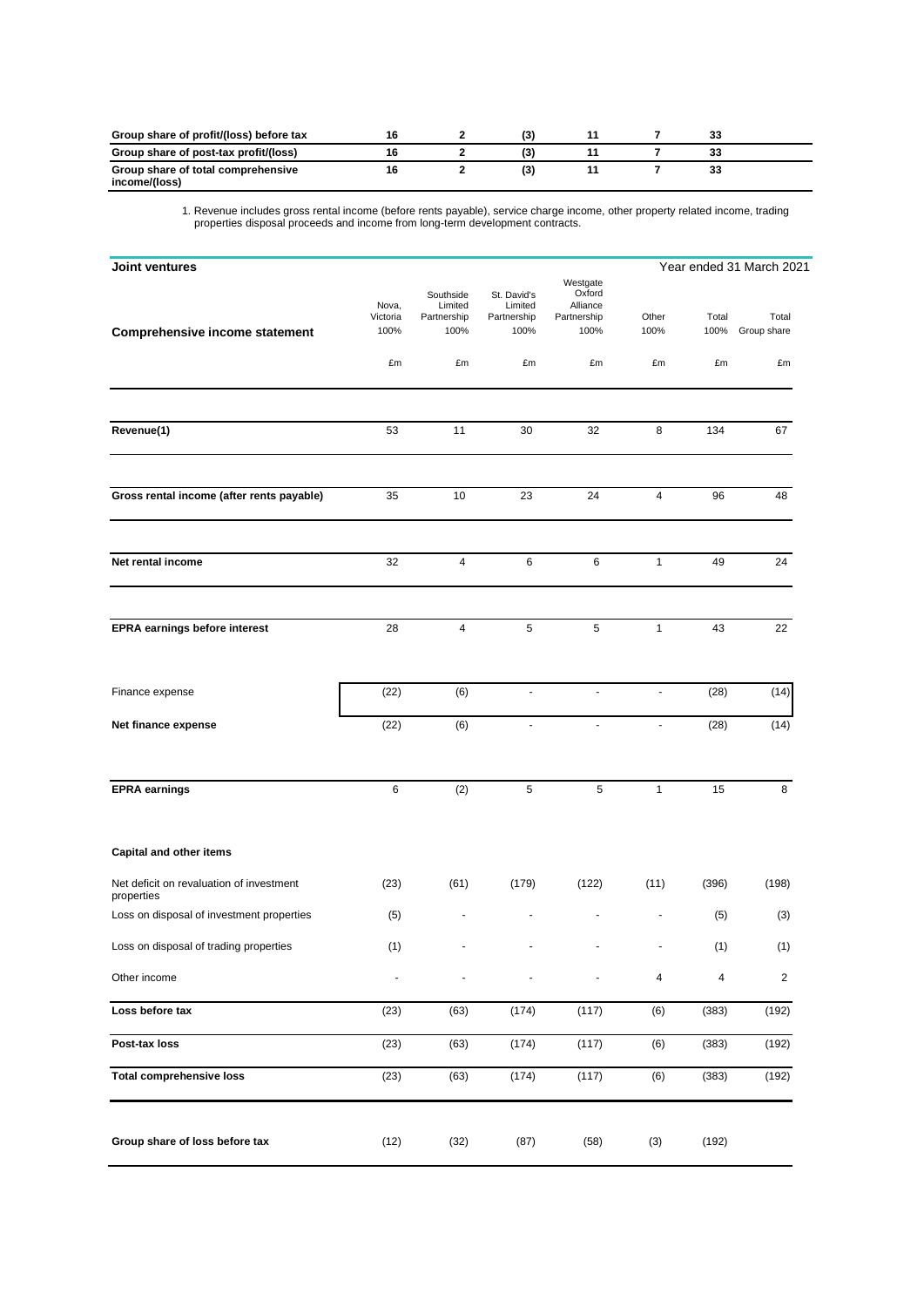| Group share of profit/(loss) before tax | 16 | 2 | (3) | 11 | 7 | 33 | |
|---|---|---|---|---|---|---|---|
| Group share of post-tax profit/(loss) | 16 | 2 | (3) | 11 | 7 | 33 | |
| Group share of total comprehensive income/(loss) | 16 | 2 | (3) | 11 | 7 | 33 | |

1. Revenue includes gross rental income (before rents payable), service charge income, other property related income, trading properties disposal proceeds and income from long-term development contracts.

**Joint ventures** — Year ended 31 March 2021

| Comprehensive income statement | Nova, Victoria 100% | Southside Limited Partnership 100% | St. David's Limited Partnership 100% | Westgate Oxford Alliance Partnership 100% | Other 100% | Total 100% | Total Group share |
|---|---|---|---|---|---|---|---|
| | £m | £m | £m | £m | £m | £m | £m |
| **Revenue(1)** | 53 | 11 | 30 | 32 | 8 | 134 | 67 |
| **Gross rental income (after rents payable)** | 35 | 10 | 23 | 24 | 4 | 96 | 48 |
| **Net rental income** | 32 | 4 | 6 | 6 | 1 | 49 | 24 |
| **EPRA earnings before interest** | 28 | 4 | 5 | 5 | 1 | 43 | 22 |
| Finance expense | (22) | (6) | - | - | - | (28) | (14) |
| **Net finance expense** | (22) | (6) | - | - | - | (28) | (14) |
| **EPRA earnings** | 6 | (2) | 5 | 5 | 1 | 15 | 8 |
| **Capital and other items** | | | | | | | |
| Net deficit on revaluation of investment properties | (23) | (61) | (179) | (122) | (11) | (396) | (198) |
| Loss on disposal of investment properties | (5) | - | - | - | - | (5) | (3) |
| Loss on disposal of trading properties | (1) | - | - | - | - | (1) | (1) |
| Other income | - | - | - | - | 4 | 4 | 2 |
| **Loss before tax** | (23) | (63) | (174) | (117) | (6) | (383) | (192) |
| **Post-tax loss** | (23) | (63) | (174) | (117) | (6) | (383) | (192) |
| **Total comprehensive loss** | (23) | (63) | (174) | (117) | (6) | (383) | (192) |
| **Group share of loss before tax** | (12) | (32) | (87) | (58) | (3) | (192) | |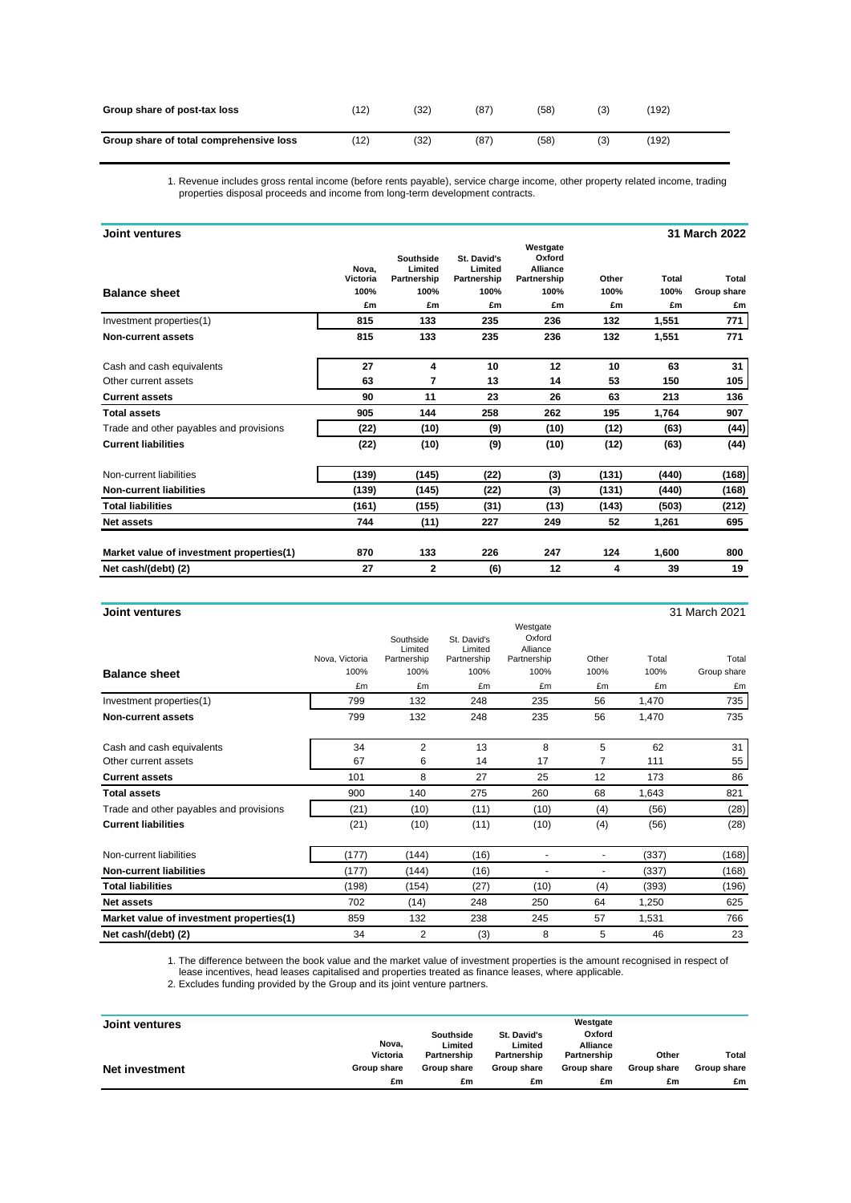| | | | | | | |
|---|---|---|---|---|---|---|
| **Group share of post-tax loss** | (12) | (32) | (87) | (58) | (3) | (192) |
| **Group share of total comprehensive loss** | (12) | (32) | (87) | (58) | (3) | (192) |

1. Revenue includes gross rental income (before rents payable), service charge income, other property related income, trading properties disposal proceeds and income from long-term development contracts.

**Joint ventures** **31 March 2022**

| **Balance sheet** | **Nova, Victoria 100% £m** | **Southside Limited Partnership 100% £m** | **St. David's Limited Partnership 100% £m** | **Westgate Oxford Alliance Partnership 100% £m** | **Other 100% £m** | **Total 100% £m** | **Total Group share £m** |
|---|---|---|---|---|---|---|---|
| Investment properties(1) | 815 | 133 | 235 | 236 | 132 | 1,551 | 771 |
| **Non-current assets** | **815** | **133** | **235** | **236** | **132** | **1,551** | **771** |
| Cash and cash equivalents | 27 | 4 | 10 | 12 | 10 | 63 | 31 |
| Other current assets | 63 | 7 | 13 | 14 | 53 | 150 | 105 |
| **Current assets** | **90** | **11** | **23** | **26** | **63** | **213** | **136** |
| **Total assets** | **905** | **144** | **258** | **262** | **195** | **1,764** | **907** |
| Trade and other payables and provisions | (22) | (10) | (9) | (10) | (12) | (63) | (44) |
| **Current liabilities** | **(22)** | **(10)** | **(9)** | **(10)** | **(12)** | **(63)** | **(44)** |
| Non-current liabilities | (139) | (145) | (22) | (3) | (131) | (440) | (168) |
| **Non-current liabilities** | **(139)** | **(145)** | **(22)** | **(3)** | **(131)** | **(440)** | **(168)** |
| **Total liabilities** | **(161)** | **(155)** | **(31)** | **(13)** | **(143)** | **(503)** | **(212)** |
| **Net assets** | **744** | **(11)** | **227** | **249** | **52** | **1,261** | **695** |
| **Market value of investment properties(1)** | **870** | **133** | **226** | **247** | **124** | **1,600** | **800** |
| **Net cash/(debt) (2)** | **27** | **2** | **(6)** | **12** | **4** | **39** | **19** |

**Joint ventures** 31 March 2021

| **Balance sheet** | Nova, Victoria 100% £m | Southside Limited Partnership 100% £m | St. David's Limited Partnership 100% £m | Westgate Oxford Alliance Partnership 100% £m | Other 100% £m | Total 100% £m | Total Group share £m |
|---|---|---|---|---|---|---|---|
| Investment properties(1) | 799 | 132 | 248 | 235 | 56 | 1,470 | 735 |
| **Non-current assets** | 799 | 132 | 248 | 235 | 56 | 1,470 | 735 |
| Cash and cash equivalents | 34 | 2 | 13 | 8 | 5 | 62 | 31 |
| Other current assets | 67 | 6 | 14 | 17 | 7 | 111 | 55 |
| **Current assets** | 101 | 8 | 27 | 25 | 12 | 173 | 86 |
| **Total assets** | 900 | 140 | 275 | 260 | 68 | 1,643 | 821 |
| Trade and other payables and provisions | (21) | (10) | (11) | (10) | (4) | (56) | (28) |
| **Current liabilities** | (21) | (10) | (11) | (10) | (4) | (56) | (28) |
| Non-current liabilities | (177) | (144) | (16) | - | - | (337) | (168) |
| **Non-current liabilities** | (177) | (144) | (16) | - | - | (337) | (168) |
| **Total liabilities** | (198) | (154) | (27) | (10) | (4) | (393) | (196) |
| **Net assets** | 702 | (14) | 248 | 250 | 64 | 1,250 | 625 |
| **Market value of investment properties(1)** | 859 | 132 | 238 | 245 | 57 | 1,531 | 766 |
| **Net cash/(debt) (2)** | 34 | 2 | (3) | 8 | 5 | 46 | 23 |

1. The difference between the book value and the market value of investment properties is the amount recognised in respect of lease incentives, head leases capitalised and properties treated as finance leases, where applicable.
2. Excludes funding provided by the Group and its joint venture partners.

**Joint ventures**

| **Net investment** | **Nova, Victoria Group share £m** | **Southside Limited Partnership Group share £m** | **St. David's Limited Partnership Group share £m** | **Westgate Oxford Alliance Partnership Group share £m** | **Other Group share £m** | **Total Group share £m** |
|---|---|---|---|---|---|---|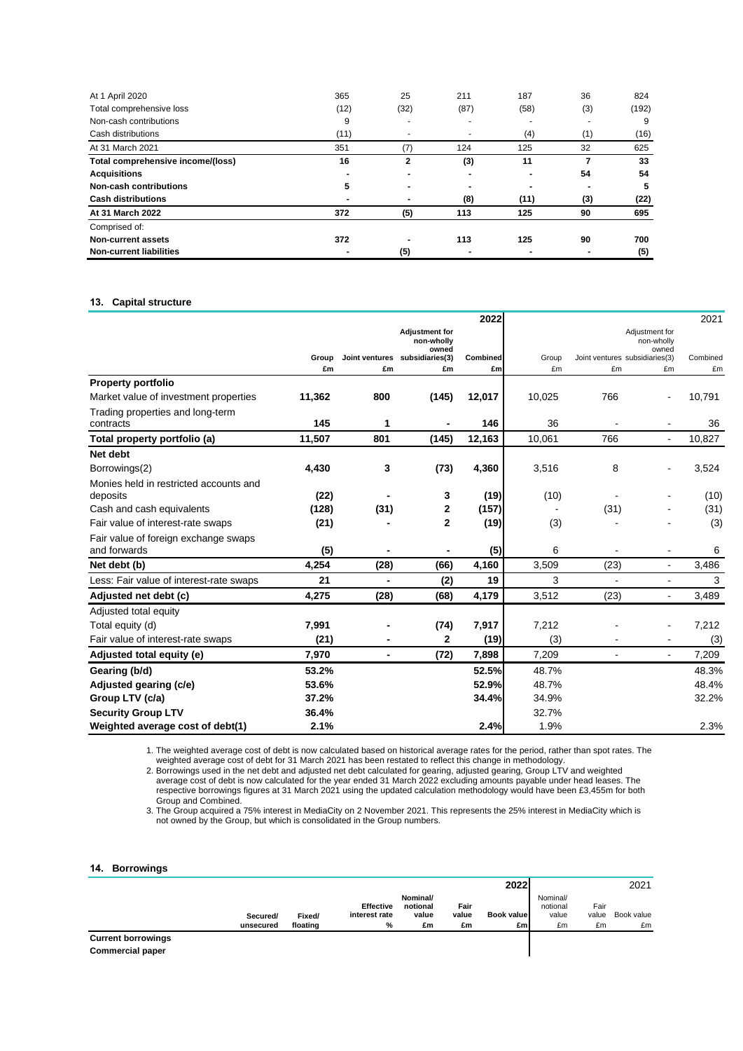| | | | | | | |
|---|---|---|---|---|---|---|
| At 1 April 2020 | 365 | 25 | 211 | 187 | 36 | 824 |
| Total comprehensive loss | (12) | (32) | (87) | (58) | (3) | (192) |
| Non-cash contributions | 9 | - | - | - | - | 9 |
| Cash distributions | (11) | - | - | (4) | (1) | (16) |
| At 31 March 2021 | 351 | (7) | 124 | 125 | 32 | 625 |
| **Total comprehensive income/(loss)** | **16** | **2** | **(3)** | **11** | **7** | **33** |
| **Acquisitions** | **-** | **-** | **-** | **-** | **54** | **54** |
| **Non-cash contributions** | **5** | **-** | **-** | **-** | **-** | **5** |
| **Cash distributions** | **-** | **-** | **(8)** | **(11)** | **(3)** | **(22)** |
| **At 31 March 2022** | **372** | **(5)** | **113** | **125** | **90** | **695** |
| Comprised of: | | | | | | |
| **Non-current assets** | **372** | **-** | **113** | **125** | **90** | **700** |
| **Non-current liabilities** | **-** | **(5)** | **-** | **-** | **-** | **(5)** |

## 13. Capital structure

| | | | | **2022** | | | | 2021 |
|---|---|---|---|---|---|---|---|---|
| | **Group** | **Joint ventures** | **Adjustment for non-wholly owned subsidiaries(3)** | **Combined** | Group | Joint ventures | Adjustment for non-wholly owned subsidiaries(3) | Combined |
| | **£m** | **£m** | **£m** | **£m** | £m | £m | £m | £m |
| **Property portfolio** | | | | | | | | |
| Market value of investment properties | **11,362** | **800** | **(145)** | **12,017** | 10,025 | 766 | - | 10,791 |
| Trading properties and long-term contracts | **145** | **1** | **-** | **146** | 36 | - | - | 36 |
| **Total property portfolio (a)** | **11,507** | **801** | **(145)** | **12,163** | 10,061 | 766 | - | 10,827 |
| **Net debt** | | | | | | | | |
| Borrowings(2) | **4,430** | **3** | **(73)** | **4,360** | 3,516 | 8 | - | 3,524 |
| Monies held in restricted accounts and deposits | **(22)** | **-** | **3** | **(19)** | (10) | - | - | (10) |
| Cash and cash equivalents | **(128)** | **(31)** | **2** | **(157)** | - | (31) | - | (31) |
| Fair value of interest-rate swaps | **(21)** | **-** | **2** | **(19)** | (3) | - | - | (3) |
| Fair value of foreign exchange swaps and forwards | **(5)** | **-** | **-** | **(5)** | 6 | - | - | 6 |
| **Net debt (b)** | **4,254** | **(28)** | **(66)** | **4,160** | 3,509 | (23) | - | 3,486 |
| Less: Fair value of interest-rate swaps | **21** | **-** | **(2)** | **19** | 3 | - | - | 3 |
| **Adjusted net debt (c)** | **4,275** | **(28)** | **(68)** | **4,179** | 3,512 | (23) | - | 3,489 |
| Adjusted total equity | | | | | | | | |
| Total equity (d) | **7,991** | **-** | **(74)** | **7,917** | 7,212 | - | - | 7,212 |
| Fair value of interest-rate swaps | **(21)** | **-** | **2** | **(19)** | (3) | - | - | (3) |
| **Adjusted total equity (e)** | **7,970** | **-** | **(72)** | **7,898** | 7,209 | - | - | 7,209 |
| **Gearing (b/d)** | **53.2%** | | | **52.5%** | 48.7% | | | 48.3% |
| **Adjusted gearing (c/e)** | **53.6%** | | | **52.9%** | 48.7% | | | 48.4% |
| **Group LTV (c/a)** | **37.2%** | | | **34.4%** | 34.9% | | | 32.2% |
| **Security Group LTV** | **36.4%** | | | | 32.7% | | | |
| **Weighted average cost of debt(1)** | **2.1%** | | | **2.4%** | 1.9% | | | 2.3% |

1. The weighted average cost of debt is now calculated based on historical average rates for the period, rather than spot rates. The weighted average cost of debt for 31 March 2021 has been restated to reflect this change in methodology.
2. Borrowings used in the net debt and adjusted net debt calculated for gearing, adjusted gearing, Group LTV and weighted average cost of debt is now calculated for the year ended 31 March 2022 excluding amounts payable under head leases. The respective borrowings figures at 31 March 2021 using the updated calculation methodology would have been £3,455m for both Group and Combined.
3. The Group acquired a 75% interest in MediaCity on 2 November 2021. This represents the 25% interest in MediaCity which is not owned by the Group, but which is consolidated in the Group numbers.

## 14. Borrowings

| | | | | | | **2022** | | | 2021 |
|---|---|---|---|---|---|---|---|---|---|
| | **Secured/ unsecured** | **Fixed/ floating** | **Effective interest rate** | **Nominal/ notional value** | **Fair value** | **Book value** | Nominal/ notional value | Fair value | Book value |
| | | | **%** | **£m** | **£m** | **£m** | £m | £m | £m |
| **Current borrowings** | | | | | | | | | |
| **Commercial paper** | | | | | | | | | |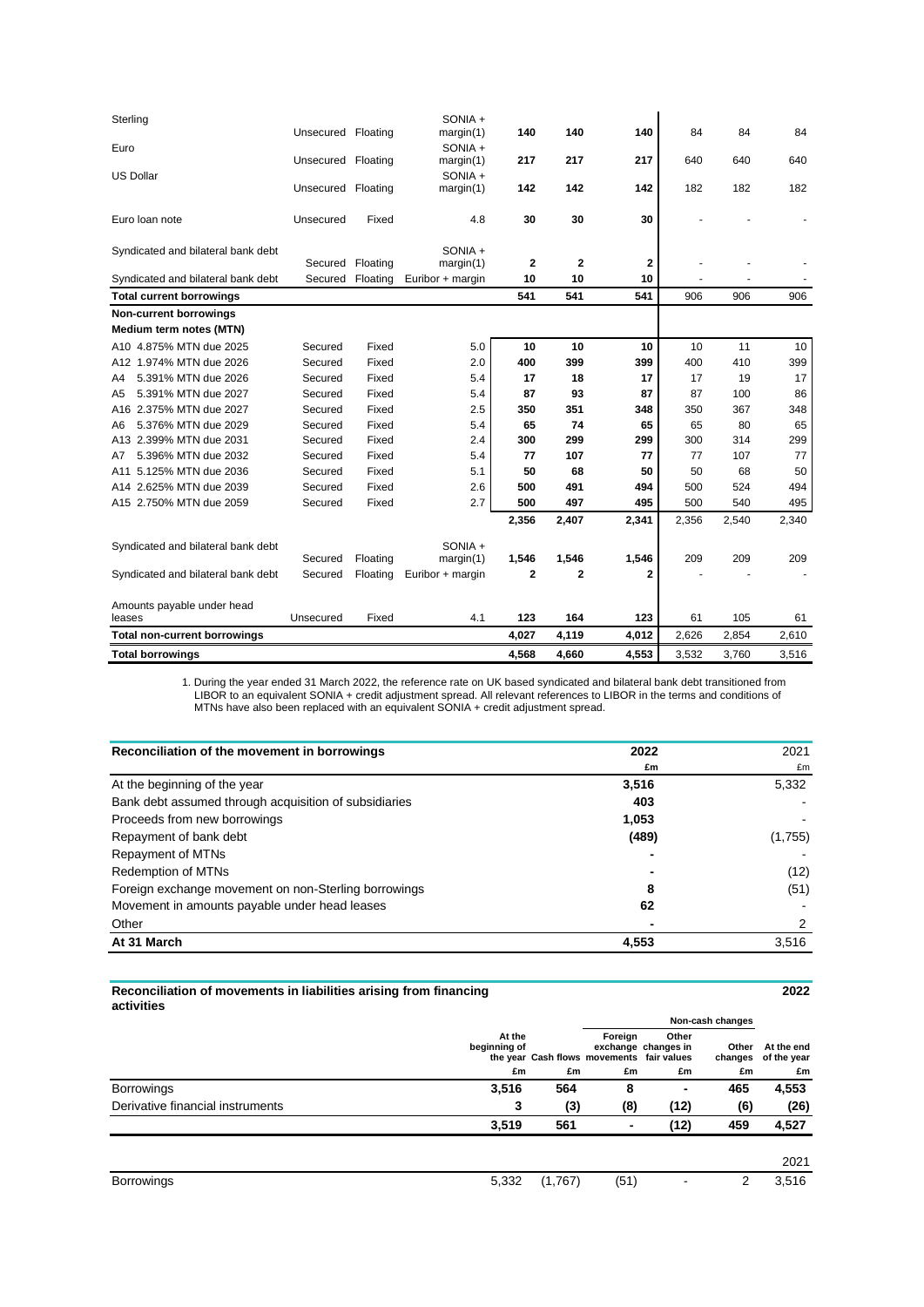| | | | | | | | | | |
|---|---|---|---|---|---|---|---|---|---|
| Sterling | Unsecured | Floating | SONIA + margin(1) | **140** | **140** | **140** | 84 | 84 | 84 |
| Euro | Unsecured | Floating | SONIA + margin(1) | **217** | **217** | **217** | 640 | 640 | 640 |
| US Dollar | Unsecured | Floating | SONIA + margin(1) | **142** | **142** | **142** | 182 | 182 | 182 |
| Euro loan note | Unsecured | Fixed | 4.8 | **30** | **30** | **30** | - | - | - |
| Syndicated and bilateral bank debt | Secured | Floating | SONIA + margin(1) | **2** | **2** | **2** | - | - | - |
| Syndicated and bilateral bank debt | Secured | Floating | Euribor + margin | **10** | **10** | **10** | - | - | - |
| **Total current borrowings** | | | | **541** | **541** | **541** | 906 | 906 | 906 |
| **Non-current borrowings** | | | | | | | | | |
| **Medium term notes (MTN)** | | | | | | | | | |
| A10 4.875% MTN due 2025 | Secured | Fixed | 5.0 | **10** | **10** | **10** | 10 | 11 | 10 |
| A12 1.974% MTN due 2026 | Secured | Fixed | 2.0 | **400** | **399** | **399** | 400 | 410 | 399 |
| A4 5.391% MTN due 2026 | Secured | Fixed | 5.4 | **17** | **18** | **17** | 17 | 19 | 17 |
| A5 5.391% MTN due 2027 | Secured | Fixed | 5.4 | **87** | **93** | **87** | 87 | 100 | 86 |
| A16 2.375% MTN due 2027 | Secured | Fixed | 2.5 | **350** | **351** | **348** | 350 | 367 | 348 |
| A6 5.376% MTN due 2029 | Secured | Fixed | 5.4 | **65** | **74** | **65** | 65 | 80 | 65 |
| A13 2.399% MTN due 2031 | Secured | Fixed | 2.4 | **300** | **299** | **299** | 300 | 314 | 299 |
| A7 5.396% MTN due 2032 | Secured | Fixed | 5.4 | **77** | **107** | **77** | 77 | 107 | 77 |
| A11 5.125% MTN due 2036 | Secured | Fixed | 5.1 | **50** | **68** | **50** | 50 | 68 | 50 |
| A14 2.625% MTN due 2039 | Secured | Fixed | 2.6 | **500** | **491** | **494** | 500 | 524 | 494 |
| A15 2.750% MTN due 2059 | Secured | Fixed | 2.7 | **500** | **497** | **495** | 500 | 540 | 495 |
| | | | | **2,356** | **2,407** | **2,341** | 2,356 | 2,540 | 2,340 |
| Syndicated and bilateral bank debt | Secured | Floating | SONIA + margin(1) | **1,546** | **1,546** | **1,546** | 209 | 209 | 209 |
| Syndicated and bilateral bank debt | Secured | Floating | Euribor + margin | **2** | **2** | **2** | - | - | - |
| Amounts payable under head leases | Unsecured | Fixed | 4.1 | **123** | **164** | **123** | 61 | 105 | 61 |
| **Total non-current borrowings** | | | | **4,027** | **4,119** | **4,012** | 2,626 | 2,854 | 2,610 |
| **Total borrowings** | | | | **4,568** | **4,660** | **4,553** | 3,532 | 3,760 | 3,516 |

1. During the year ended 31 March 2022, the reference rate on UK based syndicated and bilateral bank debt transitioned from LIBOR to an equivalent SONIA + credit adjustment spread. All relevant references to LIBOR in the terms and conditions of MTNs have also been replaced with an equivalent SONIA + credit adjustment spread.

| **Reconciliation of the movement in borrowings** | **2022** | 2021 |
|---|---|---|
| | **£m** | £m |
| At the beginning of the year | **3,516** | 5,332 |
| Bank debt assumed through acquisition of subsidiaries | **403** | - |
| Proceeds from new borrowings | **1,053** | - |
| Repayment of bank debt | **(489)** | (1,755) |
| Repayment of MTNs | **-** | - |
| Redemption of MTNs | **-** | (12) |
| Foreign exchange movement on non-Sterling borrowings | **8** | (51) |
| Movement in amounts payable under head leases | **62** | - |
| Other | **-** | 2 |
| **At 31 March** | **4,553** | 3,516 |

**Reconciliation of movements in liabilities arising from financing activities** **2022**

| | | | Non-cash changes | | | |
|---|---|---|---|---|---|---|
| | At the beginning of the year | Cash flows | Foreign exchange movements | Other changes in fair values | Other changes | At the end of the year |
| | £m | £m | £m | £m | £m | £m |
| Borrowings | **3,516** | **564** | **8** | **-** | **465** | **4,553** |
| Derivative financial instruments | **3** | **(3)** | **(8)** | **(12)** | **(6)** | **(26)** |
| | **3,519** | **561** | **-** | **(12)** | **459** | **4,527** |
| | | | | | | 2021 |
| Borrowings | 5,332 | (1,767) | (51) | - | 2 | 3,516 |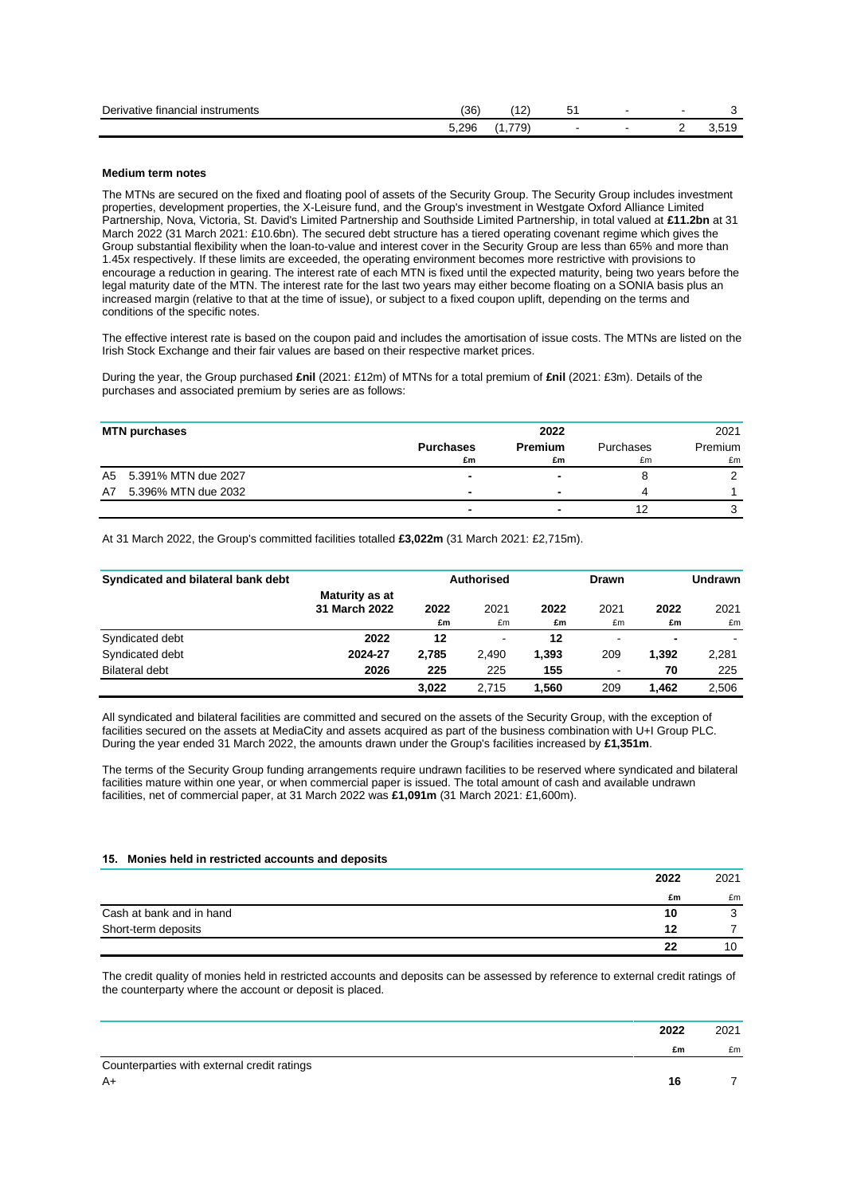| | | | | | | |
|---|---|---|---|---|---|---|
| Derivative financial instruments | (36) | (12) | 51 | - | - | 3 |
| | 5,296 | (1,779) | - | - | 2 | 3,519 |

**Medium term notes**

The MTNs are secured on the fixed and floating pool of assets of the Security Group. The Security Group includes investment properties, development properties, the X-Leisure fund, and the Group's investment in Westgate Oxford Alliance Limited Partnership, Nova, Victoria, St. David's Limited Partnership and Southside Limited Partnership, in total valued at **£11.2bn** at 31 March 2022 (31 March 2021: £10.6bn). The secured debt structure has a tiered operating covenant regime which gives the Group substantial flexibility when the loan-to-value and interest cover in the Security Group are less than 65% and more than 1.45x respectively. If these limits are exceeded, the operating environment becomes more restrictive with provisions to encourage a reduction in gearing. The interest rate of each MTN is fixed until the expected maturity, being two years before the legal maturity date of the MTN. The interest rate for the last two years may either become floating on a SONIA basis plus an increased margin (relative to that at the time of issue), or subject to a fixed coupon uplift, depending on the terms and conditions of the specific notes.

The effective interest rate is based on the coupon paid and includes the amortisation of issue costs. The MTNs are listed on the Irish Stock Exchange and their fair values are based on their respective market prices.

During the year, the Group purchased **£nil** (2021: £12m) of MTNs for a total premium of **£nil** (2021: £3m). Details of the purchases and associated premium by series are as follows:

| MTN purchases | 2022 | | 2021 | |
|---|---|---|---|---|
| | **Purchases** | **Premium** | Purchases | Premium |
| | **£m** | **£m** | £m | £m |
| A5 5.391% MTN due 2027 | **-** | **-** | 8 | 2 |
| A7 5.396% MTN due 2032 | **-** | **-** | 4 | 1 |
| | **-** | **-** | 12 | 3 |

At 31 March 2022, the Group's committed facilities totalled **£3,022m** (31 March 2021: £2,715m).

| Syndicated and bilateral bank debt | | Authorised | | Drawn | | Undrawn | |
|---|---|---|---|---|---|---|---|
| | **Maturity as at 31 March 2022** | **2022** | 2021 | **2022** | 2021 | **2022** | 2021 |
| | | **£m** | £m | **£m** | £m | **£m** | £m |
| Syndicated debt | **2022** | **12** | - | **12** | - | **-** | - |
| Syndicated debt | **2024-27** | **2,785** | 2,490 | **1,393** | 209 | **1,392** | 2,281 |
| Bilateral debt | **2026** | **225** | 225 | **155** | - | **70** | 225 |
| | | **3,022** | 2,715 | **1,560** | 209 | **1,462** | 2,506 |

All syndicated and bilateral facilities are committed and secured on the assets of the Security Group, with the exception of facilities secured on the assets at MediaCity and assets acquired as part of the business combination with U+I Group PLC. During the year ended 31 March 2022, the amounts drawn under the Group's facilities increased by **£1,351m**.

The terms of the Security Group funding arrangements require undrawn facilities to be reserved where syndicated and bilateral facilities mature within one year, or when commercial paper is issued. The total amount of cash and available undrawn facilities, net of commercial paper, at 31 March 2022 was **£1,091m** (31 March 2021: £1,600m).

### 15. Monies held in restricted accounts and deposits

| | 2022 | 2021 |
|---|---|---|
| | **£m** | £m |
| Cash at bank and in hand | **10** | 3 |
| Short-term deposits | **12** | 7 |
| | **22** | 10 |

The credit quality of monies held in restricted accounts and deposits can be assessed by reference to external credit ratings of the counterparty where the account or deposit is placed.

| | 2022 | 2021 |
|---|---|---|
| | **£m** | £m |
| Counterparties with external credit ratings | | |
| A+ | **16** | 7 |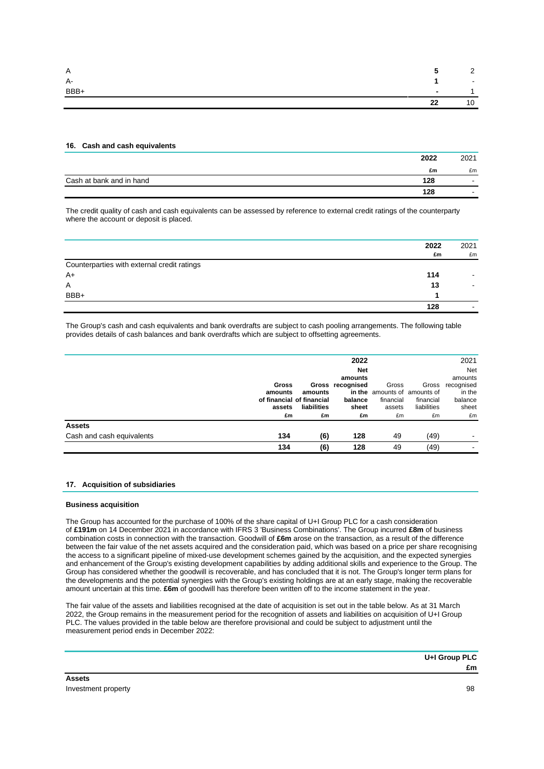| | | |
|---|---|---|
| A | **5** | 2 |
| A- | **1** | - |
| BBB+ | **-** | 1 |
| | **22** | 10 |

### 16. Cash and cash equivalents

| | 2022 | 2021 |
|---|---|---|
| | £m | £m |
| Cash at bank and in hand | **128** | - |
| | **128** | - |

The credit quality of cash and cash equivalents can be assessed by reference to external credit ratings of the counterparty where the account or deposit is placed.

| | 2022 | 2021 |
|---|---|---|
| | £m | £m |
| Counterparties with external credit ratings | | |
| A+ | **114** | - |
| A | **13** | - |
| BBB+ | **1** | |
| | **128** | - |

The Group's cash and cash equivalents and bank overdrafts are subject to cash pooling arrangements. The following table provides details of cash balances and bank overdrafts which are subject to offsetting agreements.

| | 2022 | | | 2021 | | |
|---|---|---|---|---|---|---|
| | **Gross amounts of financial assets** | **Gross amounts of financial liabilities** | **Net amounts recognised in the balance sheet** | Gross amounts of financial assets | Gross amounts of financial liabilities | Net amounts recognised in the balance sheet |
| | £m | £m | £m | £m | £m | £m |
| **Assets** | | | | | | |
| Cash and cash equivalents | **134** | **(6)** | **128** | 49 | (49) | - |
| | **134** | **(6)** | **128** | 49 | (49) | - |

### 17. Acquisition of subsidiaries

#### Business acquisition

The Group has accounted for the purchase of 100% of the share capital of U+I Group PLC for a cash consideration of **£191m** on 14 December 2021 in accordance with IFRS 3 'Business Combinations'. The Group incurred **£8m** of business combination costs in connection with the transaction. Goodwill of **£6m** arose on the transaction, as a result of the difference between the fair value of the net assets acquired and the consideration paid, which was based on a price per share recognising the access to a significant pipeline of mixed-use development schemes gained by the acquisition, and the expected synergies and enhancement of the Group's existing development capabilities by adding additional skills and experience to the Group. The Group has considered whether the goodwill is recoverable, and has concluded that it is not. The Group's longer term plans for the developments and the potential synergies with the Group's existing holdings are at an early stage, making the recoverable amount uncertain at this time. **£6m** of goodwill has therefore been written off to the income statement in the year.

The fair value of the assets and liabilities recognised at the date of acquisition is set out in the table below. As at 31 March 2022, the Group remains in the measurement period for the recognition of assets and liabilities on acquisition of U+I Group PLC. The values provided in the table below are therefore provisional and could be subject to adjustment until the measurement period ends in December 2022:

| | U+I Group PLC |
|---|---|
| | £m |
| **Assets** | |
| Investment property | 98 |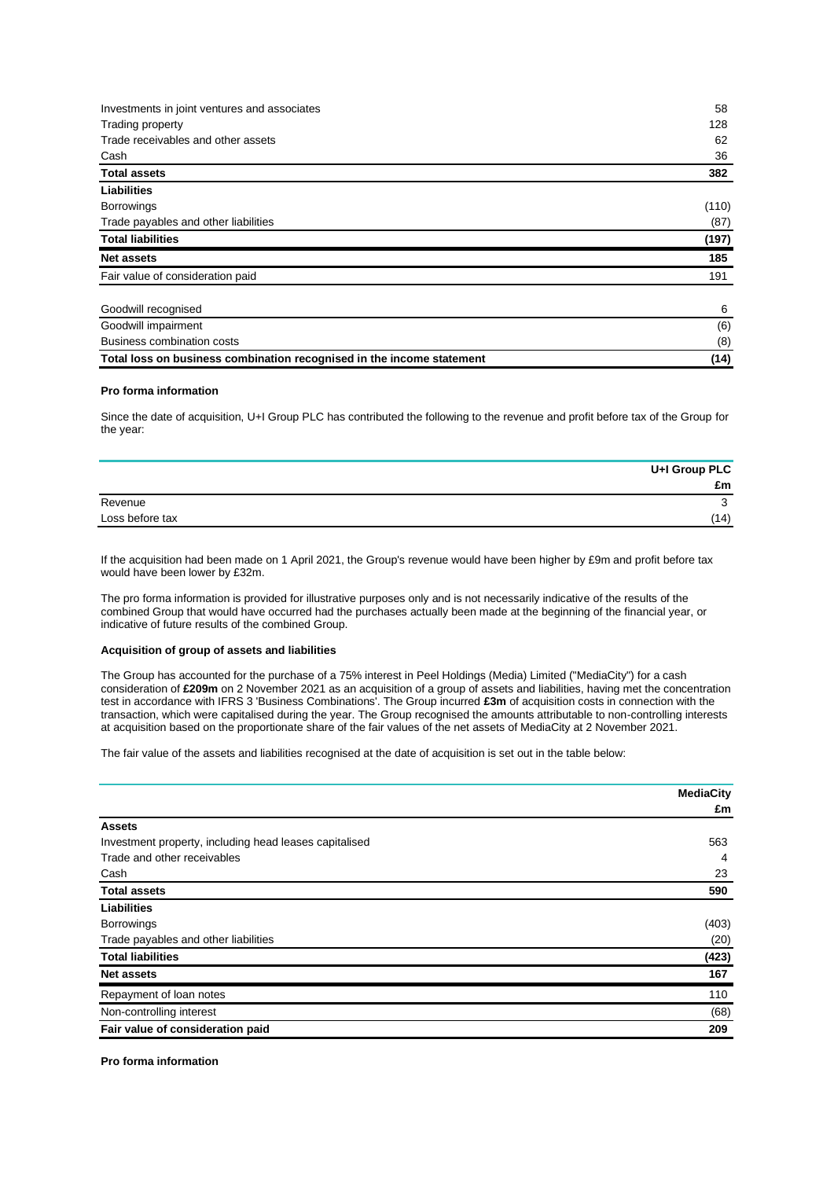| | |
|---|---|
| Investments in joint ventures and associates | 58 |
| Trading property | 128 |
| Trade receivables and other assets | 62 |
| Cash | 36 |
| **Total assets** | **382** |
| **Liabilities** | |
| Borrowings | (110) |
| Trade payables and other liabilities | (87) |
| **Total liabilities** | **(197)** |
| **Net assets** | **185** |
| Fair value of consideration paid | 191 |
| | |
| Goodwill recognised | 6 |
| Goodwill impairment | (6) |
| Business combination costs | (8) |
| **Total loss on business combination recognised in the income statement** | **(14)** |

**Pro forma information**

Since the date of acquisition, U+I Group PLC has contributed the following to the revenue and profit before tax of the Group for the year:

| | U+I Group PLC |
|---|---|
| | £m |
| Revenue | 3 |
| Loss before tax | (14) |

If the acquisition had been made on 1 April 2021, the Group's revenue would have been higher by £9m and profit before tax would have been lower by £32m.

The pro forma information is provided for illustrative purposes only and is not necessarily indicative of the results of the combined Group that would have occurred had the purchases actually been made at the beginning of the financial year, or indicative of future results of the combined Group.

**Acquisition of group of assets and liabilities**

The Group has accounted for the purchase of a 75% interest in Peel Holdings (Media) Limited ("MediaCity") for a cash consideration of **£209m** on 2 November 2021 as an acquisition of a group of assets and liabilities, having met the concentration test in accordance with IFRS 3 'Business Combinations'. The Group incurred **£3m** of acquisition costs in connection with the transaction, which were capitalised during the year. The Group recognised the amounts attributable to non-controlling interests at acquisition based on the proportionate share of the fair values of the net assets of MediaCity at 2 November 2021.

The fair value of the assets and liabilities recognised at the date of acquisition is set out in the table below:

| | MediaCity |
|---|---|
| | £m |
| **Assets** | |
| Investment property, including head leases capitalised | 563 |
| Trade and other receivables | 4 |
| Cash | 23 |
| **Total assets** | **590** |
| **Liabilities** | |
| Borrowings | (403) |
| Trade payables and other liabilities | (20) |
| **Total liabilities** | **(423)** |
| **Net assets** | **167** |
| Repayment of loan notes | 110 |
| Non-controlling interest | (68) |
| **Fair value of consideration paid** | **209** |

**Pro forma information**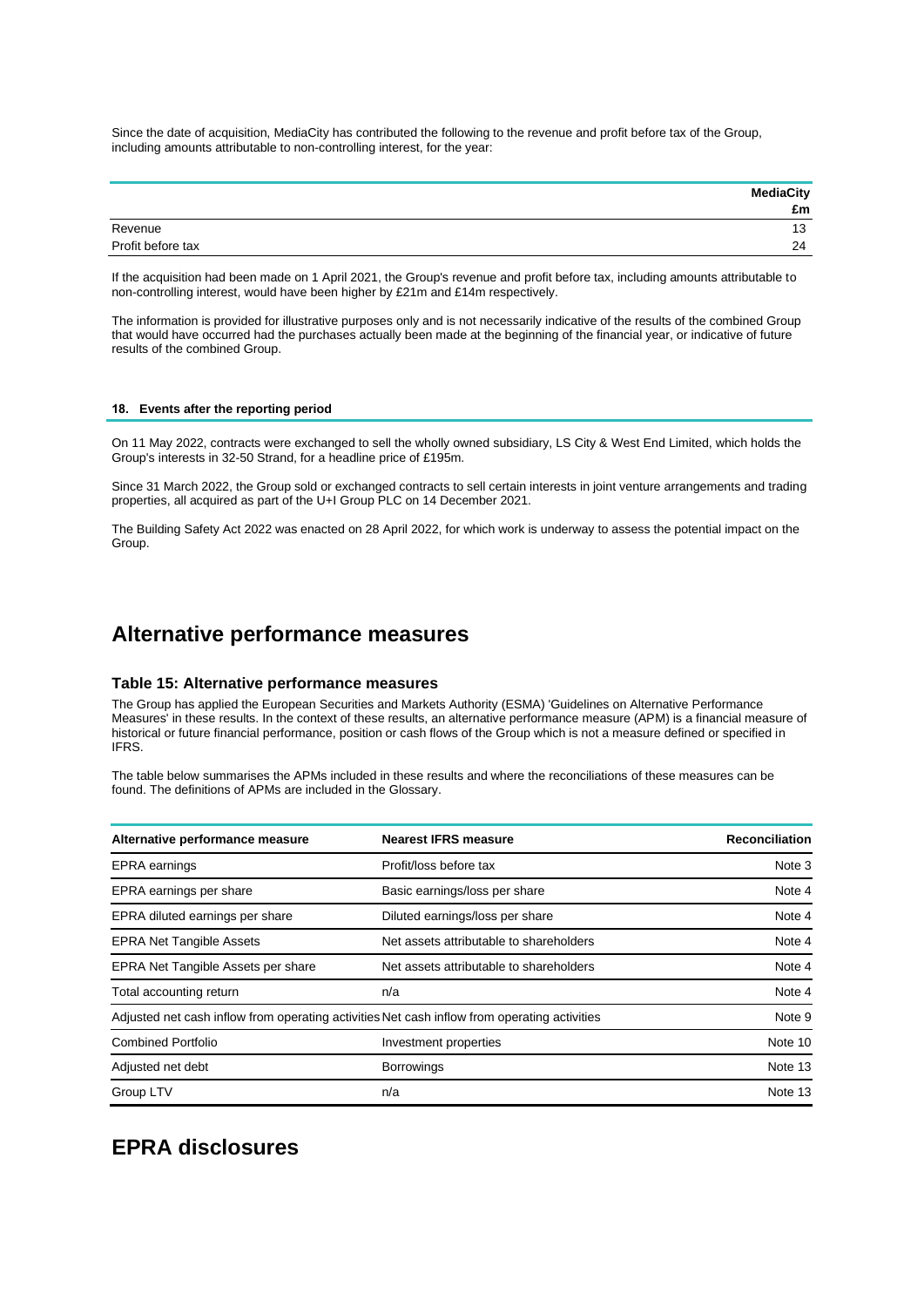Since the date of acquisition, MediaCity has contributed the following to the revenue and profit before tax of the Group, including amounts attributable to non-controlling interest, for the year:

| | MediaCity £m |
|---|---|
| Revenue | 13 |
| Profit before tax | 24 |

If the acquisition had been made on 1 April 2021, the Group's revenue and profit before tax, including amounts attributable to non-controlling interest, would have been higher by £21m and £14m respectively.

The information is provided for illustrative purposes only and is not necessarily indicative of the results of the combined Group that would have occurred had the purchases actually been made at the beginning of the financial year, or indicative of future results of the combined Group.

#### 18. Events after the reporting period

On 11 May 2022, contracts were exchanged to sell the wholly owned subsidiary, LS City & West End Limited, which holds the Group's interests in 32-50 Strand, for a headline price of £195m.

Since 31 March 2022, the Group sold or exchanged contracts to sell certain interests in joint venture arrangements and trading properties, all acquired as part of the U+I Group PLC on 14 December 2021.

The Building Safety Act 2022 was enacted on 28 April 2022, for which work is underway to assess the potential impact on the Group.

# Alternative performance measures

### Table 15: Alternative performance measures

The Group has applied the European Securities and Markets Authority (ESMA) 'Guidelines on Alternative Performance Measures' in these results. In the context of these results, an alternative performance measure (APM) is a financial measure of historical or future financial performance, position or cash flows of the Group which is not a measure defined or specified in IFRS.

The table below summarises the APMs included in these results and where the reconciliations of these measures can be found. The definitions of APMs are included in the Glossary.

| Alternative performance measure | Nearest IFRS measure | Reconciliation |
|---|---|---|
| EPRA earnings | Profit/loss before tax | Note 3 |
| EPRA earnings per share | Basic earnings/loss per share | Note 4 |
| EPRA diluted earnings per share | Diluted earnings/loss per share | Note 4 |
| EPRA Net Tangible Assets | Net assets attributable to shareholders | Note 4 |
| EPRA Net Tangible Assets per share | Net assets attributable to shareholders | Note 4 |
| Total accounting return | n/a | Note 4 |
| Adjusted net cash inflow from operating activities | Net cash inflow from operating activities | Note 9 |
| Combined Portfolio | Investment properties | Note 10 |
| Adjusted net debt | Borrowings | Note 13 |
| Group LTV | n/a | Note 13 |

# EPRA disclosures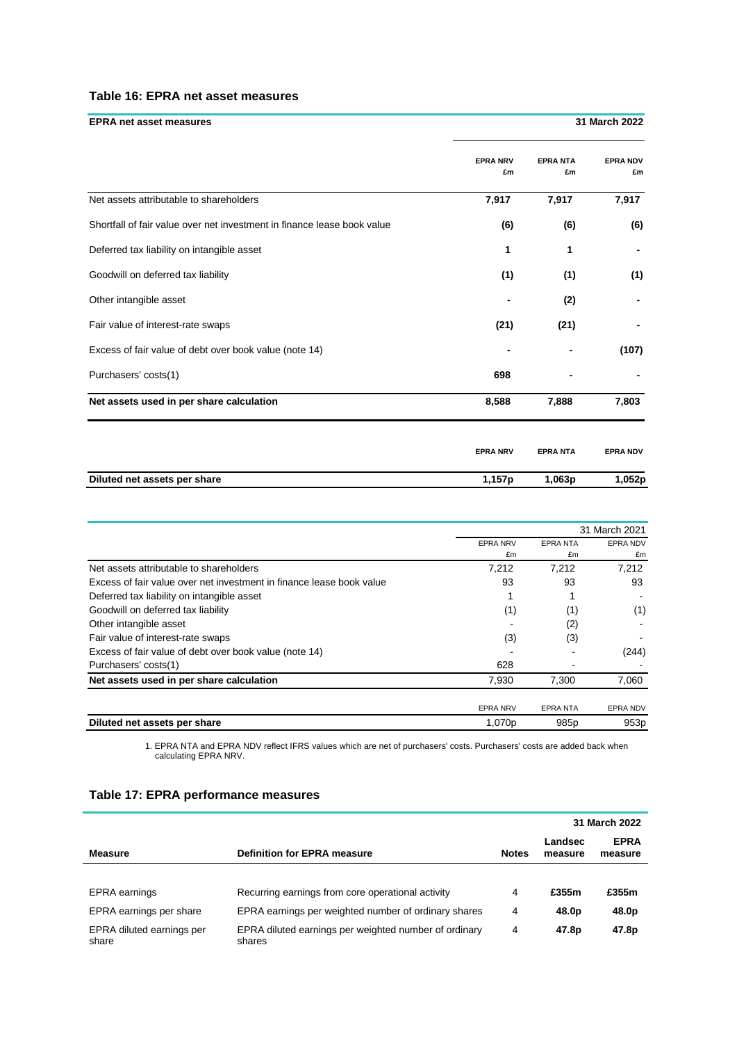### Table 16: EPRA net asset measures

| EPRA net asset measures | | | 31 March 2022 |
|---|---|---|---|
| | EPRA NRV £m | EPRA NTA £m | EPRA NDV £m |
| Net assets attributable to shareholders | **7,917** | **7,917** | **7,917** |
| Shortfall of fair value over net investment in finance lease book value | **(6)** | **(6)** | **(6)** |
| Deferred tax liability on intangible asset | **1** | **1** | **-** |
| Goodwill on deferred tax liability | **(1)** | **(1)** | **(1)** |
| Other intangible asset | **-** | **(2)** | **-** |
| Fair value of interest-rate swaps | **(21)** | **(21)** | **-** |
| Excess of fair value of debt over book value (note 14) | **-** | **-** | **(107)** |
| Purchasers' costs(1) | **698** | **-** | **-** |
| **Net assets used in per share calculation** | **8,588** | **7,888** | **7,803** |
| | EPRA NRV | EPRA NTA | EPRA NDV |
| **Diluted net assets per share** | **1,157p** | **1,063p** | **1,052p** |

| | | | 31 March 2021 |
|---|---|---|---|
| | EPRA NRV £m | EPRA NTA £m | EPRA NDV £m |
| Net assets attributable to shareholders | 7,212 | 7,212 | 7,212 |
| Excess of fair value over net investment in finance lease book value | 93 | 93 | 93 |
| Deferred tax liability on intangible asset | 1 | 1 | - |
| Goodwill on deferred tax liability | (1) | (1) | (1) |
| Other intangible asset | - | (2) | - |
| Fair value of interest-rate swaps | (3) | (3) | - |
| Excess of fair value of debt over book value (note 14) | - | - | (244) |
| Purchasers' costs(1) | 628 | - | - |
| **Net assets used in per share calculation** | 7,930 | 7,300 | 7,060 |
| | EPRA NRV | EPRA NTA | EPRA NDV |
| **Diluted net assets per share** | 1,070p | 985p | 953p |

1. EPRA NTA and EPRA NDV reflect IFRS values which are net of purchasers' costs. Purchasers' costs are added back when calculating EPRA NRV.

### Table 17: EPRA performance measures

| | | | | 31 March 2022 |
|---|---|---|---|---|
| **Measure** | **Definition for EPRA measure** | **Notes** | **Landsec measure** | **EPRA measure** |
| EPRA earnings | Recurring earnings from core operational activity | 4 | **£355m** | **£355m** |
| EPRA earnings per share | EPRA earnings per weighted number of ordinary shares | 4 | **48.0p** | **48.0p** |
| EPRA diluted earnings per share | EPRA diluted earnings per weighted number of ordinary shares | 4 | **47.8p** | **47.8p** |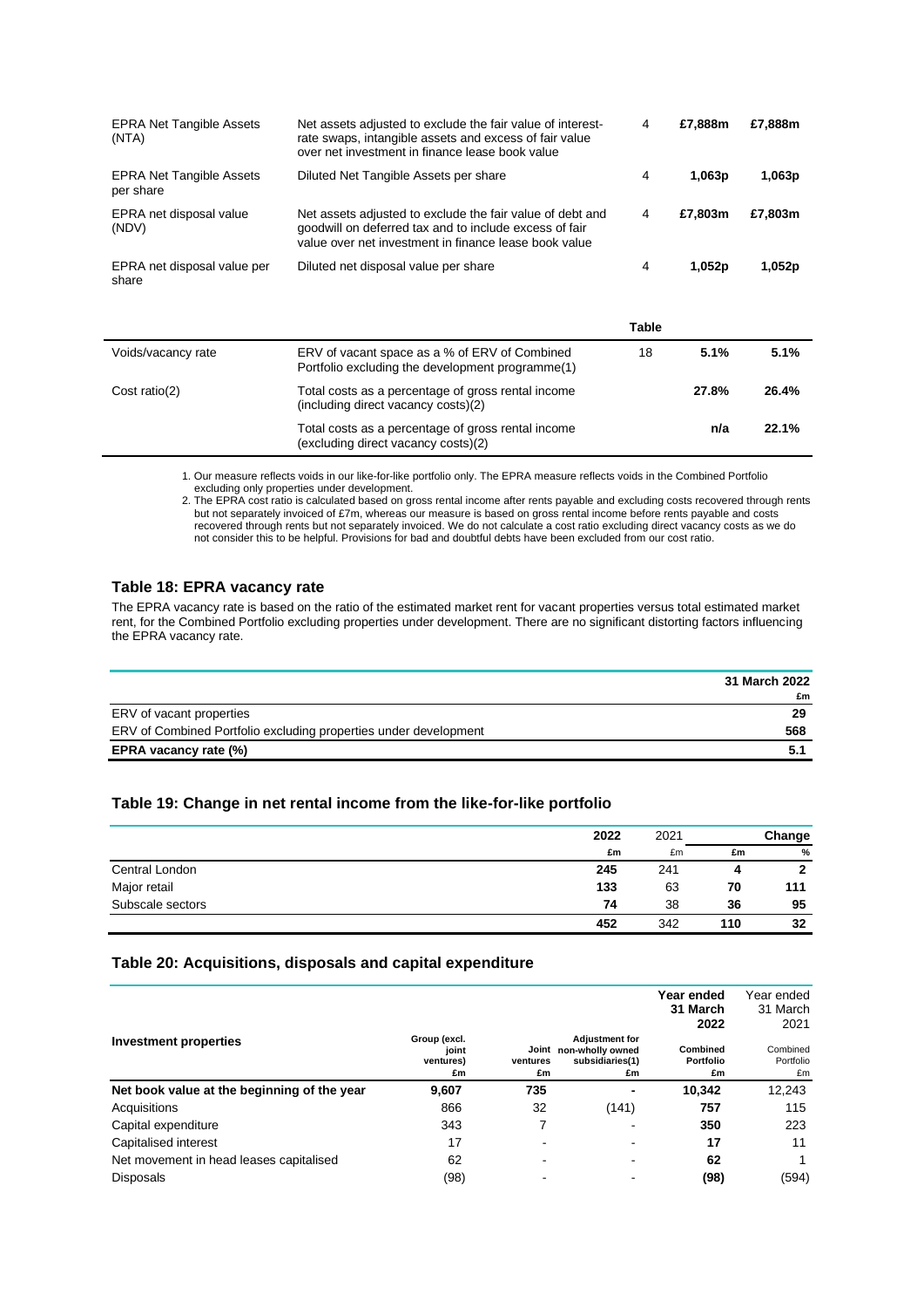| | | | | |
|---|---|---|---|---|
| EPRA Net Tangible Assets (NTA) | Net assets adjusted to exclude the fair value of interest-rate swaps, intangible assets and excess of fair value over net investment in finance lease book value | 4 | **£7,888m** | **£7,888m** |
| EPRA Net Tangible Assets per share | Diluted Net Tangible Assets per share | 4 | **1,063p** | **1,063p** |
| EPRA net disposal value (NDV) | Net assets adjusted to exclude the fair value of debt and goodwill on deferred tax and to include excess of fair value over net investment in finance lease book value | 4 | **£7,803m** | **£7,803m** |
| EPRA net disposal value per share | Diluted net disposal value per share | 4 | **1,052p** | **1,052p** |

| | | Table | | |
|---|---|---|---|---|
| Voids/vacancy rate | ERV of vacant space as a % of ERV of Combined Portfolio excluding the development programme(1) | 18 | **5.1%** | **5.1%** |
| Cost ratio(2) | Total costs as a percentage of gross rental income (including direct vacancy costs)(2) | | **27.8%** | **26.4%** |
| | Total costs as a percentage of gross rental income (excluding direct vacancy costs)(2) | | **n/a** | **22.1%** |

1. Our measure reflects voids in our like-for-like portfolio only. The EPRA measure reflects voids in the Combined Portfolio excluding only properties under development.
2. The EPRA cost ratio is calculated based on gross rental income after rents payable and excluding costs recovered through rents but not separately invoiced of £7m, whereas our measure is based on gross rental income before rents payable and costs recovered through rents but not separately invoiced. We do not calculate a cost ratio excluding direct vacancy costs as we do not consider this to be helpful. Provisions for bad and doubtful debts have been excluded from our cost ratio.

### Table 18: EPRA vacancy rate

The EPRA vacancy rate is based on the ratio of the estimated market rent for vacant properties versus total estimated market rent, for the Combined Portfolio excluding properties under development. There are no significant distorting factors influencing the EPRA vacancy rate.

| | 31 March 2022 |
|---|---|
| | £m |
| ERV of vacant properties | 29 |
| ERV of Combined Portfolio excluding properties under development | 568 |
| **EPRA vacancy rate (%)** | **5.1** |

### Table 19: Change in net rental income from the like-for-like portfolio

| | 2022 | 2021 | | Change |
|---|---|---|---|---|
| | £m | £m | £m | % |
| Central London | **245** | 241 | **4** | **2** |
| Major retail | **133** | 63 | **70** | **111** |
| Subscale sectors | **74** | 38 | **36** | **95** |
| | **452** | 342 | **110** | **32** |

### Table 20: Acquisitions, disposals and capital expenditure

| | | | | Year ended 31 March 2022 | Year ended 31 March 2021 |
|---|---|---|---|---|---|
| **Investment properties** | Group (excl. joint ventures) £m | Joint ventures £m | Adjustment for non-wholly owned subsidiaries(1) £m | Combined Portfolio £m | Combined Portfolio £m |
| **Net book value at the beginning of the year** | **9,607** | **735** | **-** | **10,342** | 12,243 |
| Acquisitions | 866 | 32 | (141) | **757** | 115 |
| Capital expenditure | 343 | 7 | - | **350** | 223 |
| Capitalised interest | 17 | - | - | **17** | 11 |
| Net movement in head leases capitalised | 62 | - | - | **62** | 1 |
| Disposals | (98) | - | - | **(98)** | (594) |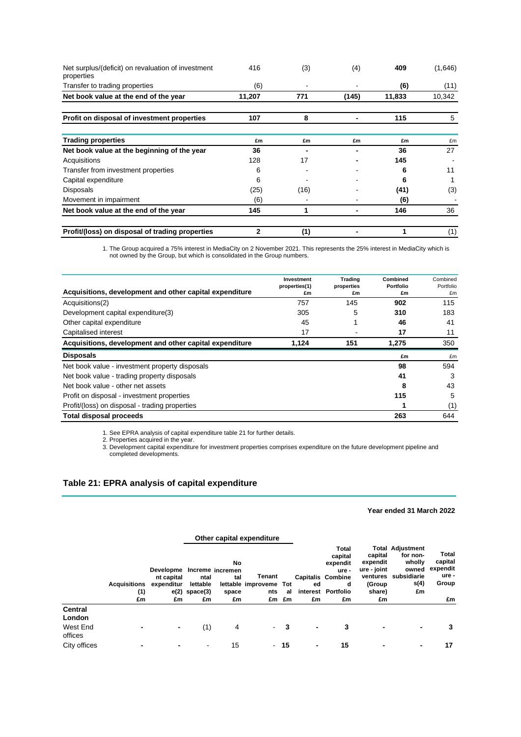| | | | | | |
|---|---|---|---|---|---|
| Net surplus/(deficit) on revaluation of investment properties | 416 | (3) | (4) | **409** | (1,646) |
| Transfer to trading properties | (6) | - | - | **(6)** | (11) |
| **Net book value at the end of the year** | **11,207** | **771** | **(145)** | **11,833** | 10,342 |
| **Profit on disposal of investment properties** | **107** | **8** | **-** | **115** | 5 |

| **Trading properties** | **£m** | **£m** | **£m** | **£m** | £m |
|---|---|---|---|---|---|
| **Net book value at the beginning of the year** | **36** | **-** | **-** | **36** | 27 |
| Acquisitions | 128 | 17 | - | **145** | - |
| Transfer from investment properties | 6 | - | - | **6** | 11 |
| Capital expenditure | 6 | - | - | **6** | 1 |
| Disposals | (25) | (16) | - | **(41)** | (3) |
| Movement in impairment | (6) | - | - | **(6)** | - |
| **Net book value at the end of the year** | **145** | **1** | **-** | **146** | 36 |
| **Profit/(loss) on disposal of trading properties** | **2** | **(1)** | **-** | **1** | (1) |

1. The Group acquired a 75% interest in MediaCity on 2 November 2021. This represents the 25% interest in MediaCity which is not owned by the Group, but which is consolidated in the Group numbers.

| **Acquisitions, development and other capital expenditure** | **Investment properties(1) £m** | **Trading properties £m** | **Combined Portfolio £m** | Combined Portfolio £m |
|---|---|---|---|---|
| Acquisitions(2) | 757 | 145 | **902** | 115 |
| Development capital expenditure(3) | 305 | 5 | **310** | 183 |
| Other capital expenditure | 45 | 1 | **46** | 41 |
| Capitalised interest | 17 | - | **17** | 11 |
| **Acquisitions, development and other capital expenditure** | **1,124** | **151** | **1,275** | 350 |

| **Disposals** | **£m** | £m |
|---|---|---|
| Net book value - investment property disposals | **98** | 594 |
| Net book value - trading property disposals | **41** | 3 |
| Net book value - other net assets | **8** | 43 |
| Profit on disposal - investment properties | **115** | 5 |
| Profit/(loss) on disposal - trading properties | **1** | (1) |
| **Total disposal proceeds** | **263** | 644 |

1. See EPRA analysis of capital expenditure table 21 for further details.
2. Properties acquired in the year.
3. Development capital expenditure for investment properties comprises expenditure on the future development pipeline and completed developments.

## Table 21: EPRA analysis of capital expenditure

**Year ended 31 March 2022**

| | | | **Other capital expenditure** | | | | | | | | |
|---|---|---|---|---|---|---|---|---|---|---|---|
| | **Acquisitions (1) £m** | **Development capital expenditure(2) £m** | **Incremental lettable space(3) £m** | **No incremental lettable space £m** | **Tenant improvements £m** | **Total £m** | **Capitalised interest £m** | **Total capital expenditure - Combined Portfolio £m** | **Total capital expenditure - joint ventures (Group share) £m** | **Adjustment for non-wholly owned subsidiaries(4) £m** | **Total capital expenditure - Group £m** |
| **Central London** | | | | | | | | | | | |
| West End offices | - | - | (1) | 4 | - | **3** | - | **3** | - | - | **3** |
| City offices | - | - | - | 15 | - | **15** | - | **15** | - | - | **17** |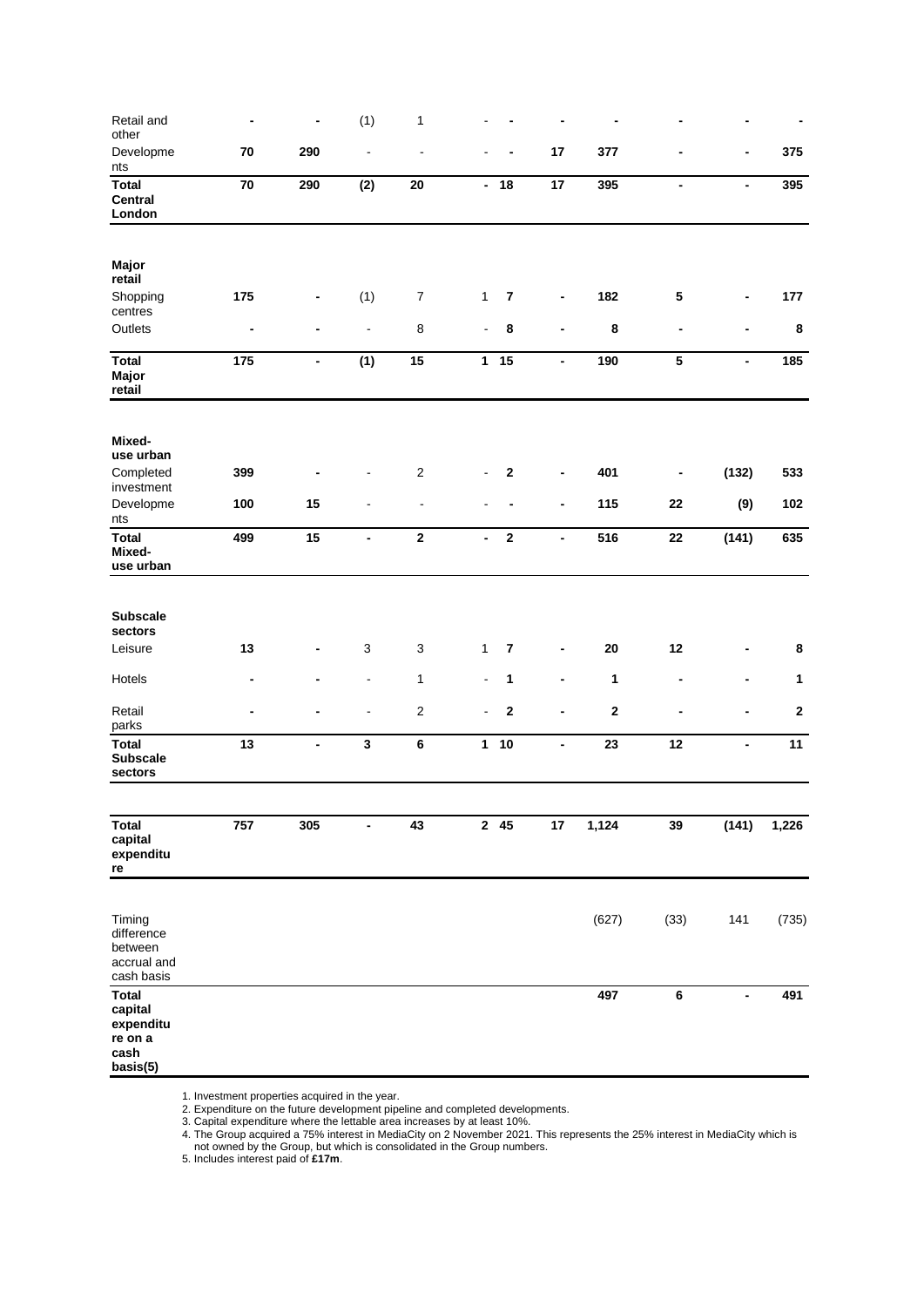| | | | | | | | | | | | |
|---|---|---|---|---|---|---|---|---|---|---|---|
| Retail and other | - | - | (1) | 1 | - | - | - | - | - | - | - |
| Developments | **70** | **290** | - | - | - | - | **17** | **377** | - | - | **375** |
| **Total Central London** | **70** | **290** | **(2)** | **20** | **-** | **18** | **17** | **395** | **-** | **-** | **395** |
| **Major retail** | | | | | | | | | | | |
| Shopping centres | **175** | - | (1) | 7 | 1 | **7** | - | **182** | **5** | - | **177** |
| Outlets | - | - | - | 8 | - | **8** | - | **8** | - | - | **8** |
| **Total Major retail** | **175** | **-** | **(1)** | **15** | **1** | **15** | **-** | **190** | **5** | **-** | **185** |
| **Mixed-use urban** | | | | | | | | | | | |
| Completed investment | **399** | - | - | 2 | - | **2** | - | **401** | - | **(132)** | **533** |
| Developments | **100** | **15** | - | - | - | - | - | **115** | **22** | **(9)** | **102** |
| **Total Mixed-use urban** | **499** | **15** | **-** | **2** | **-** | **2** | **-** | **516** | **22** | **(141)** | **635** |
| **Subscale sectors** | | | | | | | | | | | |
| Leisure | **13** | - | 3 | 3 | 1 | **7** | - | **20** | **12** | - | **8** |
| Hotels | - | - | - | 1 | - | **1** | - | **1** | - | - | **1** |
| Retail parks | - | - | - | 2 | - | **2** | - | **2** | - | - | **2** |
| **Total Subscale sectors** | **13** | **-** | **3** | **6** | **1** | **10** | **-** | **23** | **12** | **-** | **11** |
| **Total capital expenditure** | **757** | **305** | **-** | **43** | **2** | **45** | **17** | **1,124** | **39** | **(141)** | **1,226** |
| Timing difference between accrual and cash basis | | | | | | | | (627) | (33) | 141 | (735) |
| **Total capital expenditure on a cash basis(5)** | | | | | | | | **497** | **6** | **-** | **491** |

1. Investment properties acquired in the year.
2. Expenditure on the future development pipeline and completed developments.
3. Capital expenditure where the lettable area increases by at least 10%.
4. The Group acquired a 75% interest in MediaCity on 2 November 2021. This represents the 25% interest in MediaCity which is not owned by the Group, but which is consolidated in the Group numbers.
5. Includes interest paid of **£17m**.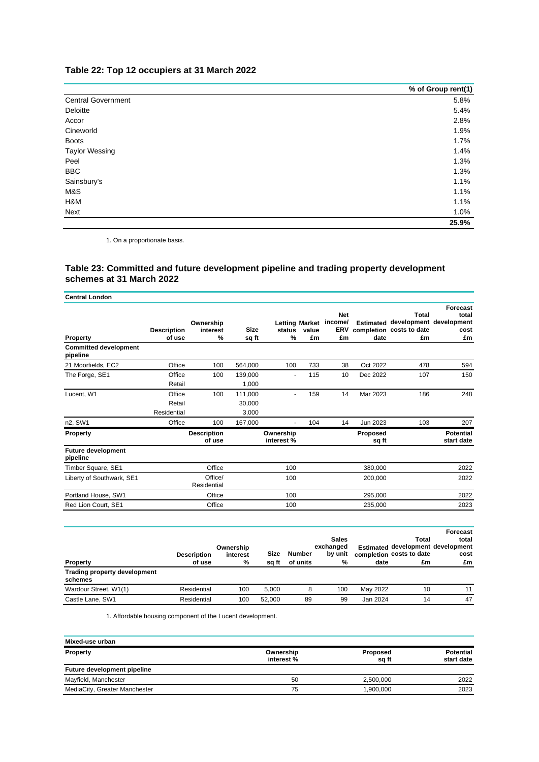## Table 22: Top 12 occupiers at 31 March 2022

| | % of Group rent(1) |
|---|---|
| Central Government | 5.8% |
| Deloitte | 5.4% |
| Accor | 2.8% |
| Cineworld | 1.9% |
| Boots | 1.7% |
| Taylor Wessing | 1.4% |
| Peel | 1.3% |
| BBC | 1.3% |
| Sainsbury's | 1.1% |
| M&S | 1.1% |
| H&M | 1.1% |
| Next | 1.0% |
| | **25.9%** |

1. On a proportionate basis.

## Table 23: Committed and future development pipeline and trading property development schemes at 31 March 2022

**Central London**

| Property | Description of use | Ownership interest % | Size sq ft | Letting status % | Market value £m | Net income/ ERV £m | Estimated completion date | Total development costs to date £m | Forecast total development cost £m |
|---|---|---|---|---|---|---|---|---|---|
| **Committed development pipeline** | | | | | | | | | |
| 21 Moorfields, EC2 | Office | 100 | 564,000 | 100 | 733 | 38 | Oct 2022 | 478 | 594 |
| The Forge, SE1 | Office | 100 | 139,000 | - | 115 | 10 | Dec 2022 | 107 | 150 |
| | Retail | | 1,000 | | | | | | |
| Lucent, W1 | Office | 100 | 111,000 | - | 159 | 14 | Mar 2023 | 186 | 248 |
| | Retail | | 30,000 | | | | | | |
| | Residential | | 3,000 | | | | | | |
| n2, SW1 | Office | 100 | 167,000 | - | 104 | 14 | Jun 2023 | 103 | 207 |

| Property | Description of use | Ownership interest % | Proposed sq ft | Potential start date |
|---|---|---|---|---|
| **Future development pipeline** | | | | |
| Timber Square, SE1 | Office | 100 | 380,000 | 2022 |
| Liberty of Southwark, SE1 | Office/ Residential | 100 | 200,000 | 2022 |
| Portland House, SW1 | Office | 100 | 295,000 | 2022 |
| Red Lion Court, SE1 | Office | 100 | 235,000 | 2023 |

| Property | Description of use | Ownership interest % | Size sq ft | Number of units | Sales exchanged by unit % | Estimated completion date | Total development costs to date £m | Forecast total development cost £m |
|---|---|---|---|---|---|---|---|---|
| **Trading property development schemes** | | | | | | | | |
| Wardour Street, W1(1) | Residential | 100 | 5,000 | 8 | 100 | May 2022 | 10 | 11 |
| Castle Lane, SW1 | Residential | 100 | 52,000 | 89 | 99 | Jan 2024 | 14 | 47 |

1. Affordable housing component of the Lucent development.

**Mixed-use urban**

| Property | Ownership interest % | Proposed sq ft | Potential start date |
|---|---|---|---|
| **Future development pipeline** | | | |
| Mayfield, Manchester | 50 | 2,500,000 | 2022 |
| MediaCity, Greater Manchester | 75 | 1,900,000 | 2023 |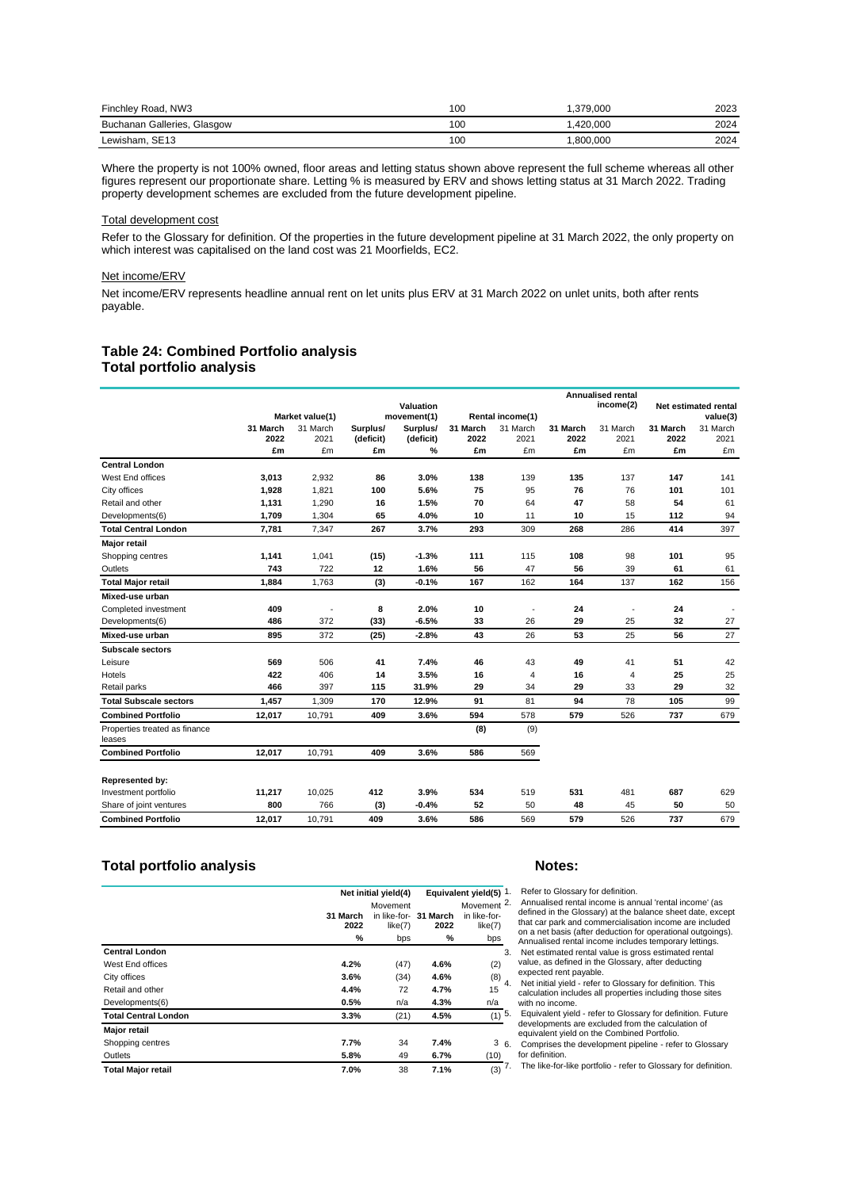| | | | |
|---|---|---|---|
| Finchley Road, NW3 | 100 | 1,379,000 | 2023 |
| Buchanan Galleries, Glasgow | 100 | 1,420,000 | 2024 |
| Lewisham, SE13 | 100 | 1,800,000 | 2024 |

Where the property is not 100% owned, floor areas and letting status shown above represent the full scheme whereas all other figures represent our proportionate share. Letting % is measured by ERV and shows letting status at 31 March 2022. Trading property development schemes are excluded from the future development pipeline.

Total development cost

Refer to the Glossary for definition. Of the properties in the future development pipeline at 31 March 2022, the only property on which interest was capitalised on the land cost was 21 Moorfields, EC2.

Net income/ERV

Net income/ERV represents headline annual rent on let units plus ERV at 31 March 2022 on unlet units, both after rents payable.

## Table 24: Combined Portfolio analysis
## Total portfolio analysis

| | Market value(1) | | Valuation movement(1) | | Rental income(1) | | Annualised rental income(2) | | Net estimated rental value(3) | |
|---|---|---|---|---|---|---|---|---|---|---|
| | **31 March 2022** | 31 March 2021 | **Surplus/ (deficit)** | **Surplus/ (deficit)** | **31 March 2022** | 31 March 2021 | **31 March 2022** | 31 March 2021 | **31 March 2022** | 31 March 2021 |
| | **£m** | £m | **£m** | **%** | **£m** | £m | **£m** | £m | **£m** | £m |
| **Central London** | | | | | | | | | | |
| West End offices | **3,013** | 2,932 | **86** | **3.0%** | **138** | 139 | **135** | 137 | **147** | 141 |
| City offices | **1,928** | 1,821 | **100** | **5.6%** | **75** | 95 | **76** | 76 | **101** | 101 |
| Retail and other | **1,131** | 1,290 | **16** | **1.5%** | **70** | 64 | **47** | 58 | **54** | 61 |
| Developments(6) | **1,709** | 1,304 | **65** | **4.0%** | **10** | 11 | **10** | 15 | **112** | 94 |
| **Total Central London** | **7,781** | 7,347 | **267** | **3.7%** | **293** | 309 | **268** | 286 | **414** | 397 |
| **Major retail** | | | | | | | | | | |
| Shopping centres | **1,141** | 1,041 | **(15)** | **-1.3%** | **111** | 115 | **108** | 98 | **101** | 95 |
| Outlets | **743** | 722 | **12** | **1.6%** | **56** | 47 | **56** | 39 | **61** | 61 |
| **Total Major retail** | **1,884** | 1,763 | **(3)** | **-0.1%** | **167** | 162 | **164** | 137 | **162** | 156 |
| **Mixed-use urban** | | | | | | | | | | |
| Completed investment | **409** | - | **8** | **2.0%** | **10** | - | **24** | - | **24** | - |
| Developments(6) | **486** | 372 | **(33)** | **-6.5%** | **33** | 26 | **29** | 25 | **32** | 27 |
| **Mixed-use urban** | **895** | 372 | **(25)** | **-2.8%** | **43** | 26 | **53** | 25 | **56** | 27 |
| **Subscale sectors** | | | | | | | | | | |
| Leisure | **569** | 506 | **41** | **7.4%** | **46** | 43 | **49** | 41 | **51** | 42 |
| Hotels | **422** | 406 | **14** | **3.5%** | **16** | 4 | **16** | 4 | **25** | 25 |
| Retail parks | **466** | 397 | **115** | **31.9%** | **29** | 34 | **29** | 33 | **29** | 32 |
| **Total Subscale sectors** | **1,457** | 1,309 | **170** | **12.9%** | **91** | 81 | **94** | 78 | **105** | 99 |
| **Combined Portfolio** | **12,017** | 10,791 | **409** | **3.6%** | **594** | 578 | **579** | 526 | **737** | 679 |
| Properties treated as finance leases | | | | | **(8)** | (9) | | | | |
| **Combined Portfolio** | **12,017** | 10,791 | **409** | **3.6%** | **586** | 569 | | | | |
| | | | | | | | | | | |
| **Represented by:** | | | | | | | | | | |
| Investment portfolio | **11,217** | 10,025 | **412** | **3.9%** | **534** | 519 | **531** | 481 | **687** | 629 |
| Share of joint ventures | **800** | 766 | **(3)** | **-0.4%** | **52** | 50 | **48** | 45 | **50** | 50 |
| **Combined Portfolio** | **12,017** | 10,791 | **409** | **3.6%** | **586** | 569 | **579** | 526 | **737** | 679 |

## Total portfolio analysis

| | Net initial yield(4) | | Equivalent yield(5) | |
|---|---|---|---|---|
| | **31 March 2022** | Movement in like-for-like(7) | **31 March 2022** | Movement in like-for-like(7) |
| | **%** | bps | **%** | bps |
| **Central London** | | | | |
| West End offices | **4.2%** | (47) | **4.6%** | (2) |
| City offices | **3.6%** | (34) | **4.6%** | (8) |
| Retail and other | **4.4%** | 72 | **4.7%** | 15 |
| Developments(6) | **0.5%** | n/a | **4.3%** | n/a |
| **Total Central London** | **3.3%** | (21) | **4.5%** | (1) |
| **Major retail** | | | | |
| Shopping centres | **7.7%** | 34 | **7.4%** | 3 |
| Outlets | **5.8%** | 49 | **6.7%** | (10) |
| **Total Major retail** | **7.0%** | 38 | **7.1%** | (3) |

## Notes:

1. Refer to Glossary for definition.
2. Annualised rental income is annual 'rental income' (as defined in the Glossary) at the balance sheet date, except that car park and commercialisation income are included on a net basis (after deduction for operational outgoings). Annualised rental income includes temporary lettings.
3. Net estimated rental value is gross estimated rental value, as defined in the Glossary, after deducting expected rent payable.
4. Net initial yield - refer to Glossary for definition. This calculation includes all properties including those sites with no income.
5. Equivalent yield - refer to Glossary for definition. Future developments are excluded from the calculation of equivalent yield on the Combined Portfolio.
6. Comprises the development pipeline - refer to Glossary for definition.
7. The like-for-like portfolio - refer to Glossary for definition.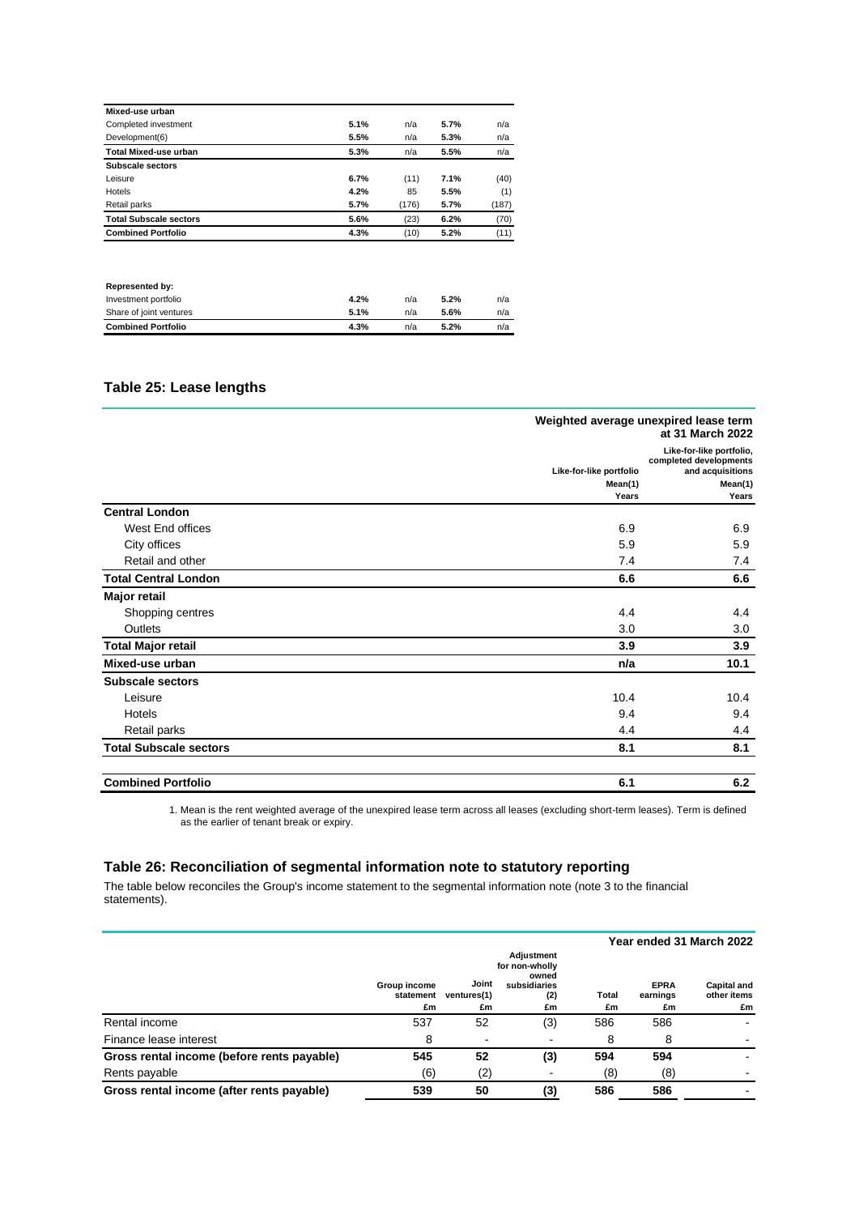| | | | | |
|---|---|---|---|---|
| **Mixed-use urban** | | | | |
| Completed investment | **5.1%** | n/a | **5.7%** | n/a |
| Development(6) | **5.5%** | n/a | **5.3%** | n/a |
| **Total Mixed-use urban** | **5.3%** | n/a | **5.5%** | n/a |
| **Subscale sectors** | | | | |
| Leisure | **6.7%** | (11) | **7.1%** | (40) |
| Hotels | **4.2%** | 85 | **5.5%** | (1) |
| Retail parks | **5.7%** | (176) | **5.7%** | (187) |
| **Total Subscale sectors** | **5.6%** | (23) | **6.2%** | (70) |
| **Combined Portfolio** | **4.3%** | (10) | **5.2%** | (11) |

| | | | | |
|---|---|---|---|---|
| **Represented by:** | | | | |
| Investment portfolio | **4.2%** | n/a | **5.2%** | n/a |
| Share of joint ventures | **5.1%** | n/a | **5.6%** | n/a |
| **Combined Portfolio** | **4.3%** | n/a | **5.2%** | n/a |

## Table 25: Lease lengths

| | **Weighted average unexpired lease term at 31 March 2022** | |
|---|---|---|
| | Like-for-like portfolio<br>Mean(1)<br>Years | Like-for-like portfolio, completed developments and acquisitions<br>Mean(1)<br>Years |
| **Central London** | | |
| West End offices | 6.9 | 6.9 |
| City offices | 5.9 | 5.9 |
| Retail and other | 7.4 | 7.4 |
| **Total Central London** | **6.6** | **6.6** |
| **Major retail** | | |
| Shopping centres | 4.4 | 4.4 |
| Outlets | 3.0 | 3.0 |
| **Total Major retail** | **3.9** | **3.9** |
| **Mixed-use urban** | **n/a** | **10.1** |
| **Subscale sectors** | | |
| Leisure | 10.4 | 10.4 |
| Hotels | 9.4 | 9.4 |
| Retail parks | 4.4 | 4.4 |
| **Total Subscale sectors** | **8.1** | **8.1** |
| **Combined Portfolio** | **6.1** | **6.2** |

1. Mean is the rent weighted average of the unexpired lease term across all leases (excluding short-term leases). Term is defined as the earlier of tenant break or expiry.

## Table 26: Reconciliation of segmental information note to statutory reporting

The table below reconciles the Group's income statement to the segmental information note (note 3 to the financial statements).

| | | | | | | **Year ended 31 March 2022** |
|---|---|---|---|---|---|---|
| | Group income statement<br>£m | Joint ventures(1)<br>£m | Adjustment for non-wholly owned subsidiaries (2)<br>£m | Total<br>£m | EPRA earnings<br>£m | Capital and other items<br>£m |
| Rental income | 537 | 52 | (3) | 586 | 586 | - |
| Finance lease interest | 8 | - | - | 8 | 8 | - |
| **Gross rental income (before rents payable)** | **545** | **52** | **(3)** | **594** | **594** | - |
| Rents payable | (6) | (2) | - | (8) | (8) | - |
| **Gross rental income (after rents payable)** | **539** | **50** | **(3)** | **586** | **586** | - |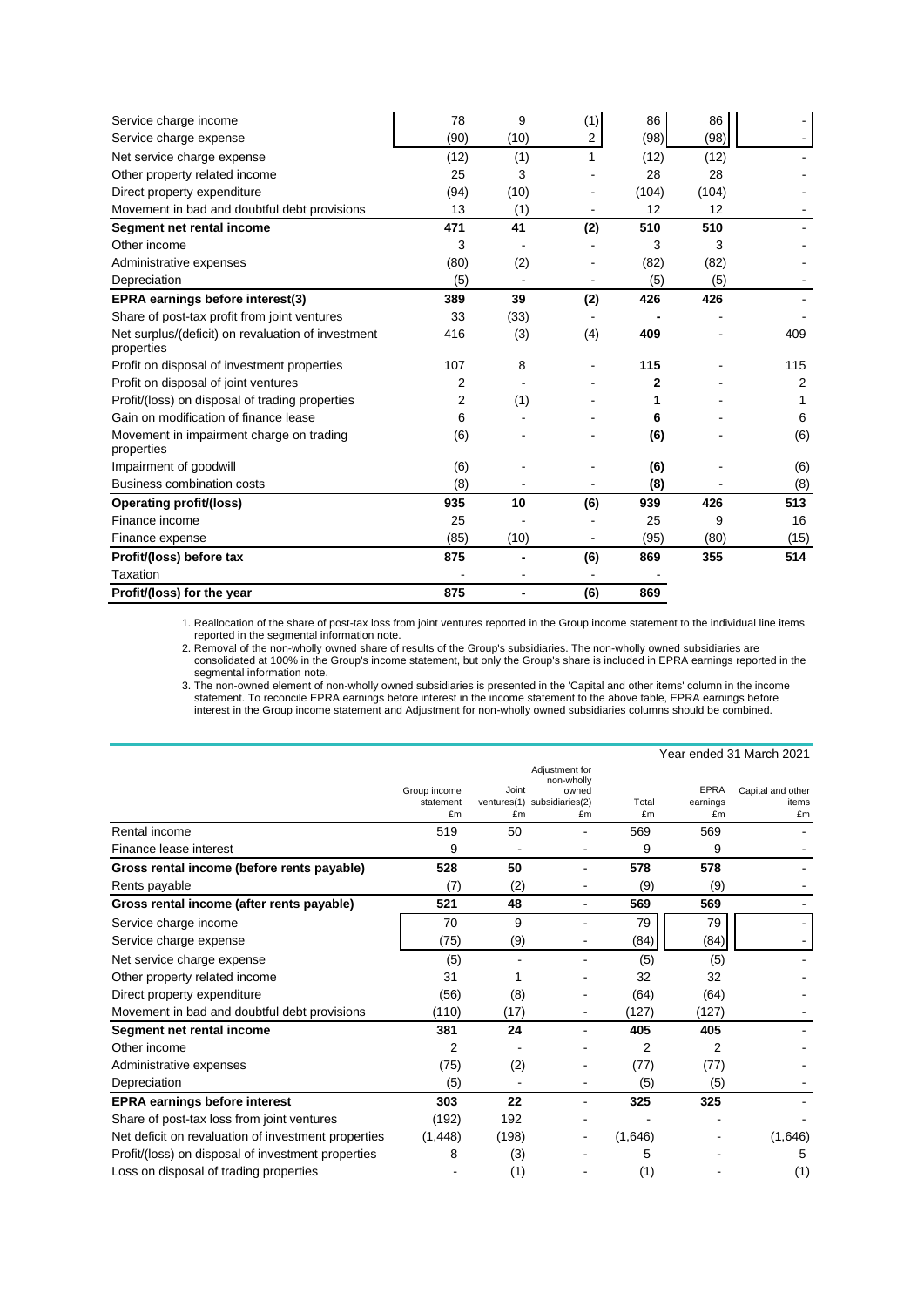| | Group income statement £m | Joint ventures(1) £m | Adjustment for non-wholly owned subsidiaries(2) £m | Total £m | EPRA earnings £m | Capital and other items £m |
|---|---|---|---|---|---|---|
| Service charge income | 78 | 9 | (1) | 86 | 86 | - |
| Service charge expense | (90) | (10) | 2 | (98) | (98) | - |
| Net service charge expense | (12) | (1) | 1 | (12) | (12) | - |
| Other property related income | 25 | 3 | - | 28 | 28 | - |
| Direct property expenditure | (94) | (10) | - | (104) | (104) | - |
| Movement in bad and doubtful debt provisions | 13 | (1) | - | 12 | 12 | - |
| **Segment net rental income** | **471** | **41** | **(2)** | **510** | **510** | - |
| Other income | 3 | - | - | 3 | 3 | - |
| Administrative expenses | (80) | (2) | - | (82) | (82) | - |
| Depreciation | (5) | - | - | (5) | (5) | - |
| **EPRA earnings before interest(3)** | **389** | **39** | **(2)** | **426** | **426** | - |
| Share of post-tax profit from joint ventures | 33 | (33) | - | **-** | - | - |
| Net surplus/(deficit) on revaluation of investment properties | 416 | (3) | (4) | **409** | - | 409 |
| Profit on disposal of investment properties | 107 | 8 | - | **115** | - | 115 |
| Profit on disposal of joint ventures | 2 | - | - | **2** | - | 2 |
| Profit/(loss) on disposal of trading properties | 2 | (1) | - | **1** | - | 1 |
| Gain on modification of finance lease | 6 | - | - | **6** | - | 6 |
| Movement in impairment charge on trading properties | (6) | - | - | **(6)** | - | (6) |
| Impairment of goodwill | (6) | - | - | **(6)** | - | (6) |
| Business combination costs | (8) | - | - | **(8)** | - | (8) |
| **Operating profit/(loss)** | **935** | **10** | **(6)** | **939** | **426** | **513** |
| Finance income | 25 | - | - | 25 | 9 | 16 |
| Finance expense | (85) | (10) | - | (95) | (80) | (15) |
| **Profit/(loss) before tax** | **875** | **-** | **(6)** | **869** | **355** | **514** |
| Taxation | - | - | - | - | | |
| **Profit/(loss) for the year** | **875** | **-** | **(6)** | **869** | | |

1. Reallocation of the share of post-tax loss from joint ventures reported in the Group income statement to the individual line items reported in the segmental information note.
2. Removal of the non-wholly owned share of results of the Group's subsidiaries. The non-wholly owned subsidiaries are consolidated at 100% in the Group's income statement, but only the Group's share is included in EPRA earnings reported in the segmental information note.
3. The non-owned element of non-wholly owned subsidiaries is presented in the 'Capital and other items' column in the income statement. To reconcile EPRA earnings before interest in the income statement to the above table, EPRA earnings before interest in the Group income statement and Adjustment for non-wholly owned subsidiaries columns should be combined.

Year ended 31 March 2021

| | Group income statement £m | Joint ventures(1) £m | Adjustment for non-wholly owned subsidiaries(2) £m | Total £m | EPRA earnings £m | Capital and other items £m |
|---|---|---|---|---|---|---|
| Rental income | 519 | 50 | - | 569 | 569 | - |
| Finance lease interest | 9 | - | - | 9 | 9 | - |
| **Gross rental income (before rents payable)** | **528** | **50** | - | **578** | **578** | - |
| Rents payable | (7) | (2) | - | (9) | (9) | - |
| **Gross rental income (after rents payable)** | **521** | **48** | - | **569** | **569** | - |
| Service charge income | 70 | 9 | - | 79 | 79 | - |
| Service charge expense | (75) | (9) | - | (84) | (84) | - |
| Net service charge expense | (5) | - | - | (5) | (5) | - |
| Other property related income | 31 | 1 | - | 32 | 32 | - |
| Direct property expenditure | (56) | (8) | - | (64) | (64) | - |
| Movement in bad and doubtful debt provisions | (110) | (17) | - | (127) | (127) | - |
| **Segment net rental income** | **381** | **24** | - | **405** | **405** | - |
| Other income | 2 | - | - | 2 | 2 | - |
| Administrative expenses | (75) | (2) | - | (77) | (77) | - |
| Depreciation | (5) | - | - | (5) | (5) | - |
| **EPRA earnings before interest** | **303** | **22** | - | **325** | **325** | - |
| Share of post-tax loss from joint ventures | (192) | 192 | - | - | - | - |
| Net deficit on revaluation of investment properties | (1,448) | (198) | - | (1,646) | - | (1,646) |
| Profit/(loss) on disposal of investment properties | 8 | (3) | - | 5 | - | 5 |
| Loss on disposal of trading properties | - | (1) | - | (1) | - | (1) |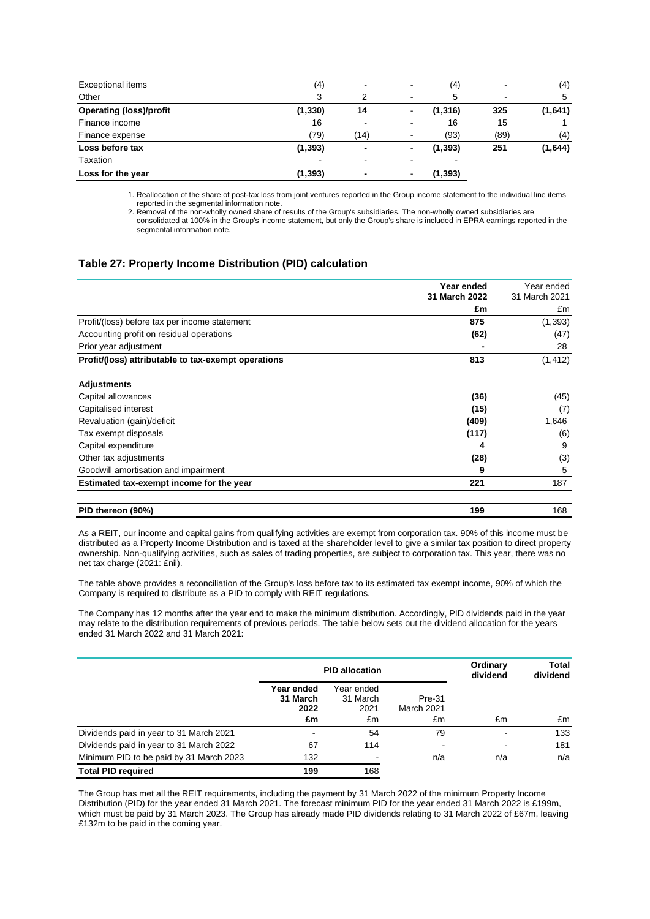| | | | | | | |
|---|---|---|---|---|---|---|
| Exceptional items | (4) | - | - | (4) | - | (4) |
| Other | 3 | 2 | - | 5 | - | 5 |
| **Operating (loss)/profit** | **(1,330)** | **14** | - | **(1,316)** | **325** | **(1,641)** |
| Finance income | 16 | - | - | 16 | 15 | 1 |
| Finance expense | (79) | (14) | - | (93) | (89) | (4) |
| **Loss before tax** | **(1,393)** | **-** | - | **(1,393)** | **251** | **(1,644)** |
| Taxation | - | - | - | - | | |
| **Loss for the year** | **(1,393)** | **-** | - | **(1,393)** | | |

1. Reallocation of the share of post-tax loss from joint ventures reported in the Group income statement to the individual line items reported in the segmental information note.
2. Removal of the non-wholly owned share of results of the Group's subsidiaries. The non-wholly owned subsidiaries are consolidated at 100% in the Group's income statement, but only the Group's share is included in EPRA earnings reported in the segmental information note.

## Table 27: Property Income Distribution (PID) calculation

| | **Year ended 31 March 2022 £m** | Year ended 31 March 2021 £m |
|---|---|---|
| Profit/(loss) before tax per income statement | **875** | (1,393) |
| Accounting profit on residual operations | **(62)** | (47) |
| Prior year adjustment | **-** | 28 |
| **Profit/(loss) attributable to tax-exempt operations** | **813** | (1,412) |
| | | |
| **Adjustments** | | |
| Capital allowances | **(36)** | (45) |
| Capitalised interest | **(15)** | (7) |
| Revaluation (gain)/deficit | **(409)** | 1,646 |
| Tax exempt disposals | **(117)** | (6) |
| Capital expenditure | **4** | 9 |
| Other tax adjustments | **(28)** | (3) |
| Goodwill amortisation and impairment | **9** | 5 |
| **Estimated tax-exempt income for the year** | **221** | 187 |
| | | |
| **PID thereon (90%)** | **199** | 168 |

As a REIT, our income and capital gains from qualifying activities are exempt from corporation tax. 90% of this income must be distributed as a Property Income Distribution and is taxed at the shareholder level to give a similar tax position to direct property ownership. Non-qualifying activities, such as sales of trading properties, are subject to corporation tax. This year, there was no net tax charge (2021: £nil).

The table above provides a reconciliation of the Group's loss before tax to its estimated tax exempt income, 90% of which the Company is required to distribute as a PID to comply with REIT regulations.

The Company has 12 months after the year end to make the minimum distribution. Accordingly, PID dividends paid in the year may relate to the distribution requirements of previous periods. The table below sets out the dividend allocation for the years ended 31 March 2022 and 31 March 2021:

| | **PID allocation** | | | **Ordinary dividend** | **Total dividend** |
|---|---|---|---|---|---|
| | **Year ended 31 March 2022 £m** | Year ended 31 March 2021 £m | Pre-31 March 2021 £m | £m | £m |
| Dividends paid in year to 31 March 2021 | - | 54 | 79 | - | 133 |
| Dividends paid in year to 31 March 2022 | 67 | 114 | - | - | 181 |
| Minimum PID to be paid by 31 March 2023 | 132 | - | n/a | n/a | n/a |
| **Total PID required** | **199** | 168 | | | |

The Group has met all the REIT requirements, including the payment by 31 March 2022 of the minimum Property Income Distribution (PID) for the year ended 31 March 2021. The forecast minimum PID for the year ended 31 March 2022 is £199m, which must be paid by 31 March 2023. The Group has already made PID dividends relating to 31 March 2022 of £67m, leaving £132m to be paid in the coming year.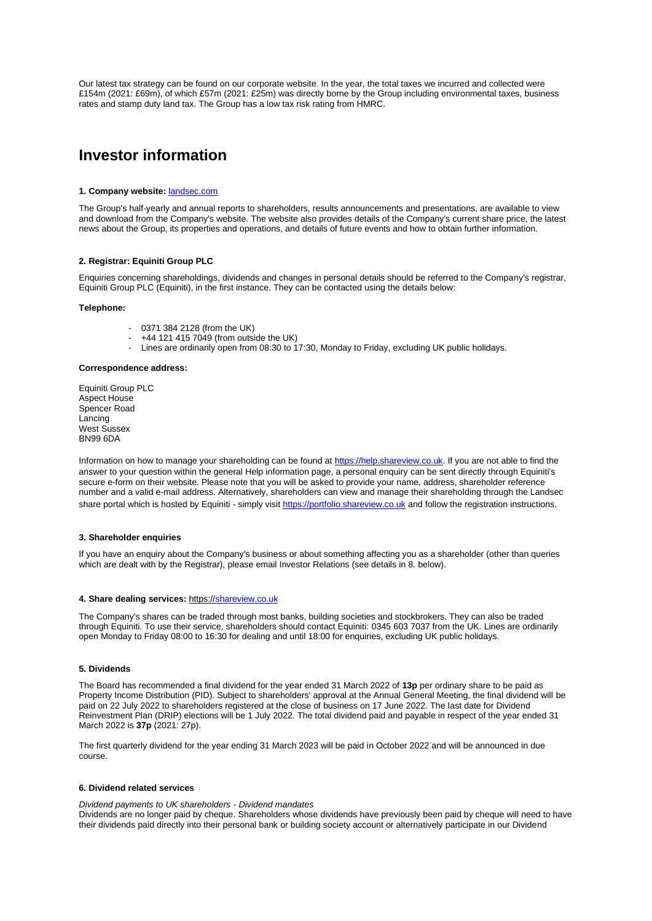Our latest tax strategy can be found on our corporate website. In the year, the total taxes we incurred and collected were £154m (2021: £69m), of which £57m (2021: £25m) was directly borne by the Group including environmental taxes, business rates and stamp duty land tax. The Group has a low tax risk rating from HMRC.

# Investor information

**1. Company website:** landsec.com

The Group's half-yearly and annual reports to shareholders, results announcements and presentations, are available to view and download from the Company's website. The website also provides details of the Company's current share price, the latest news about the Group, its properties and operations, and details of future events and how to obtain further information.

**2. Registrar: Equiniti Group PLC**

Enquiries concerning shareholdings, dividends and changes in personal details should be referred to the Company's registrar, Equiniti Group PLC (Equiniti), in the first instance. They can be contacted using the details below:

**Telephone:**

- 0371 384 2128 (from the UK)
- +44 121 415 7049 (from outside the UK)
- Lines are ordinarily open from 08:30 to 17:30, Monday to Friday, excluding UK public holidays.

**Correspondence address:**

Equiniti Group PLC
Aspect House
Spencer Road
Lancing
West Sussex
BN99 6DA

Information on how to manage your shareholding can be found at https://help.shareview.co.uk. If you are not able to find the answer to your question within the general Help information page, a personal enquiry can be sent directly through Equiniti's secure e-form on their website. Please note that you will be asked to provide your name, address, shareholder reference number and a valid e-mail address. Alternatively, shareholders can view and manage their shareholding through the Landsec share portal which is hosted by Equiniti - simply visit https://portfolio.shareview.co.uk and follow the registration instructions.

**3. Shareholder enquiries**

If you have an enquiry about the Company's business or about something affecting you as a shareholder (other than queries which are dealt with by the Registrar), please email Investor Relations (see details in 8. below).

**4. Share dealing services:** https://shareview.co.uk

The Company's shares can be traded through most banks, building societies and stockbrokers. They can also be traded through Equiniti. To use their service, shareholders should contact Equiniti: 0345 603 7037 from the UK. Lines are ordinarily open Monday to Friday 08:00 to 16:30 for dealing and until 18:00 for enquiries, excluding UK public holidays.

**5. Dividends**

The Board has recommended a final dividend for the year ended 31 March 2022 of **13p** per ordinary share to be paid as Property Income Distribution (PID). Subject to shareholders' approval at the Annual General Meeting, the final dividend will be paid on 22 July 2022 to shareholders registered at the close of business on 17 June 2022. The last date for Dividend Reinvestment Plan (DRIP) elections will be 1 July 2022. The total dividend paid and payable in respect of the year ended 31 March 2022 is **37p** (2021: 27p).

The first quarterly dividend for the year ending 31 March 2023 will be paid in October 2022 and will be announced in due course.

**6. Dividend related services**

*Dividend payments to UK shareholders - Dividend mandates*
Dividends are no longer paid by cheque. Shareholders whose dividends have previously been paid by cheque will need to have their dividends paid directly into their personal bank or building society account or alternatively participate in our Dividend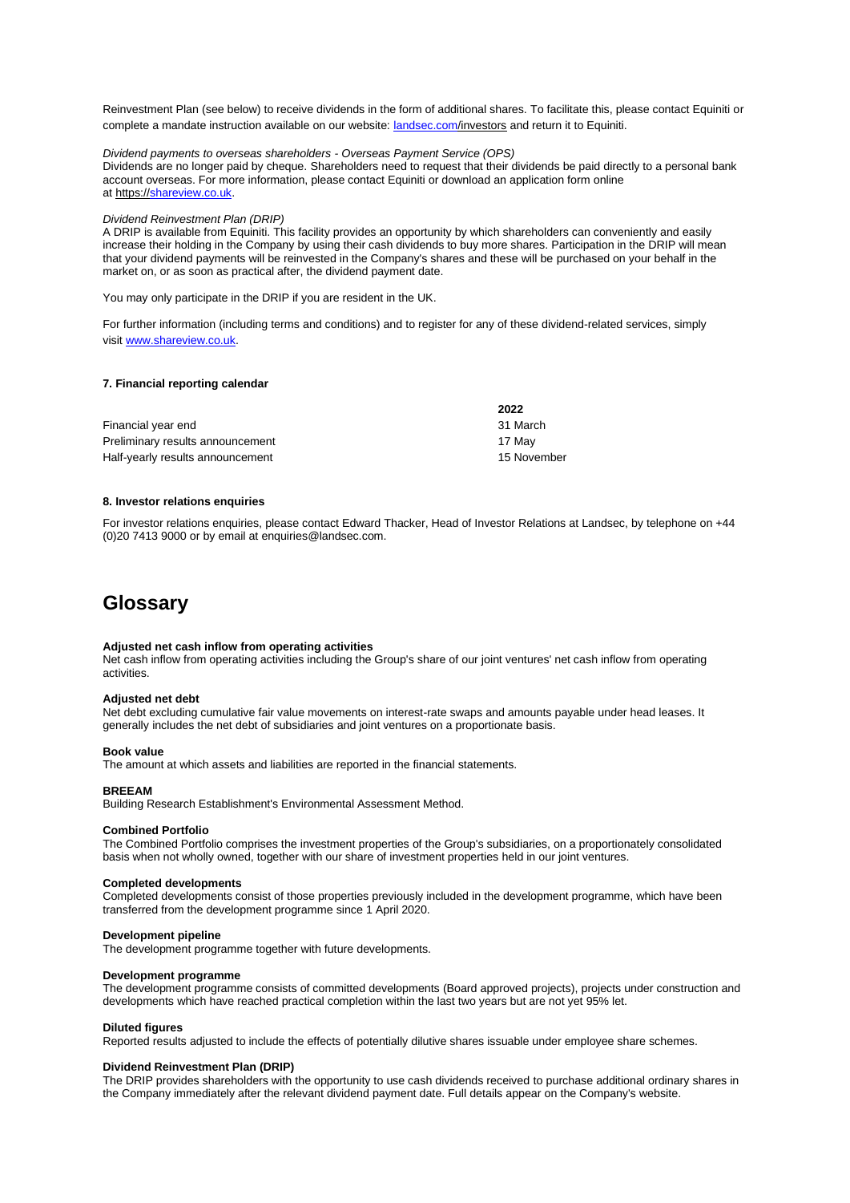Reinvestment Plan (see below) to receive dividends in the form of additional shares. To facilitate this, please contact Equiniti or complete a mandate instruction available on our website: landsec.com/investors and return it to Equiniti.

*Dividend payments to overseas shareholders - Overseas Payment Service (OPS)*

Dividends are no longer paid by cheque. Shareholders need to request that their dividends be paid directly to a personal bank account overseas. For more information, please contact Equiniti or download an application form online at https://shareview.co.uk.

*Dividend Reinvestment Plan (DRIP)*

A DRIP is available from Equiniti. This facility provides an opportunity by which shareholders can conveniently and easily increase their holding in the Company by using their cash dividends to buy more shares. Participation in the DRIP will mean that your dividend payments will be reinvested in the Company's shares and these will be purchased on your behalf in the market on, or as soon as practical after, the dividend payment date.

You may only participate in the DRIP if you are resident in the UK.

For further information (including terms and conditions) and to register for any of these dividend-related services, simply visit www.shareview.co.uk.

**7. Financial reporting calendar**

| | 2022 |
|---|---|
| Financial year end | 31 March |
| Preliminary results announcement | 17 May |
| Half-yearly results announcement | 15 November |

**8. Investor relations enquiries**

For investor relations enquiries, please contact Edward Thacker, Head of Investor Relations at Landsec, by telephone on +44 (0)20 7413 9000 or by email at enquiries@landsec.com.

# Glossary

**Adjusted net cash inflow from operating activities**

Net cash inflow from operating activities including the Group's share of our joint ventures' net cash inflow from operating activities.

**Adjusted net debt**

Net debt excluding cumulative fair value movements on interest-rate swaps and amounts payable under head leases. It generally includes the net debt of subsidiaries and joint ventures on a proportionate basis.

**Book value**

The amount at which assets and liabilities are reported in the financial statements.

**BREEAM**

Building Research Establishment's Environmental Assessment Method.

**Combined Portfolio**

The Combined Portfolio comprises the investment properties of the Group's subsidiaries, on a proportionately consolidated basis when not wholly owned, together with our share of investment properties held in our joint ventures.

**Completed developments**

Completed developments consist of those properties previously included in the development programme, which have been transferred from the development programme since 1 April 2020.

**Development pipeline**

The development programme together with future developments.

**Development programme**

The development programme consists of committed developments (Board approved projects), projects under construction and developments which have reached practical completion within the last two years but are not yet 95% let.

**Diluted figures**

Reported results adjusted to include the effects of potentially dilutive shares issuable under employee share schemes.

**Dividend Reinvestment Plan (DRIP)**

The DRIP provides shareholders with the opportunity to use cash dividends received to purchase additional ordinary shares in the Company immediately after the relevant dividend payment date. Full details appear on the Company's website.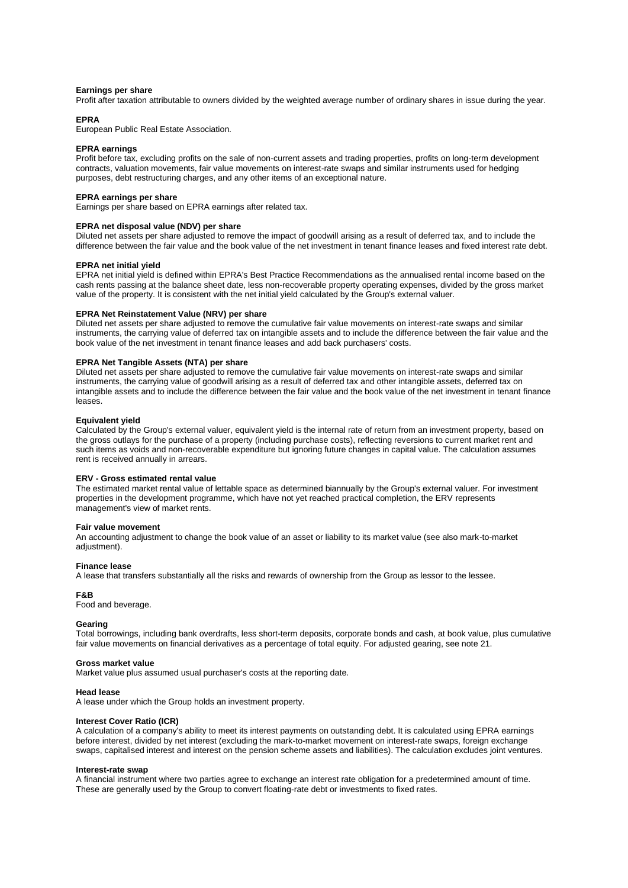**Earnings per share**

Profit after taxation attributable to owners divided by the weighted average number of ordinary shares in issue during the year.

**EPRA**

European Public Real Estate Association.

**EPRA earnings**

Profit before tax, excluding profits on the sale of non-current assets and trading properties, profits on long-term development contracts, valuation movements, fair value movements on interest-rate swaps and similar instruments used for hedging purposes, debt restructuring charges, and any other items of an exceptional nature.

**EPRA earnings per share**

Earnings per share based on EPRA earnings after related tax.

**EPRA net disposal value (NDV) per share**

Diluted net assets per share adjusted to remove the impact of goodwill arising as a result of deferred tax, and to include the difference between the fair value and the book value of the net investment in tenant finance leases and fixed interest rate debt.

**EPRA net initial yield**

EPRA net initial yield is defined within EPRA's Best Practice Recommendations as the annualised rental income based on the cash rents passing at the balance sheet date, less non-recoverable property operating expenses, divided by the gross market value of the property. It is consistent with the net initial yield calculated by the Group's external valuer.

**EPRA Net Reinstatement Value (NRV) per share**

Diluted net assets per share adjusted to remove the cumulative fair value movements on interest-rate swaps and similar instruments, the carrying value of deferred tax on intangible assets and to include the difference between the fair value and the book value of the net investment in tenant finance leases and add back purchasers' costs.

**EPRA Net Tangible Assets (NTA) per share**

Diluted net assets per share adjusted to remove the cumulative fair value movements on interest-rate swaps and similar instruments, the carrying value of goodwill arising as a result of deferred tax and other intangible assets, deferred tax on intangible assets and to include the difference between the fair value and the book value of the net investment in tenant finance leases.

**Equivalent yield**

Calculated by the Group's external valuer, equivalent yield is the internal rate of return from an investment property, based on the gross outlays for the purchase of a property (including purchase costs), reflecting reversions to current market rent and such items as voids and non-recoverable expenditure but ignoring future changes in capital value. The calculation assumes rent is received annually in arrears.

**ERV - Gross estimated rental value**

The estimated market rental value of lettable space as determined biannually by the Group's external valuer. For investment properties in the development programme, which have not yet reached practical completion, the ERV represents management's view of market rents.

**Fair value movement**

An accounting adjustment to change the book value of an asset or liability to its market value (see also mark-to-market adjustment).

**Finance lease**

A lease that transfers substantially all the risks and rewards of ownership from the Group as lessor to the lessee.

**F&B**

Food and beverage.

**Gearing**

Total borrowings, including bank overdrafts, less short-term deposits, corporate bonds and cash, at book value, plus cumulative fair value movements on financial derivatives as a percentage of total equity. For adjusted gearing, see note 21.

**Gross market value**

Market value plus assumed usual purchaser's costs at the reporting date.

**Head lease**

A lease under which the Group holds an investment property.

**Interest Cover Ratio (ICR)**

A calculation of a company's ability to meet its interest payments on outstanding debt. It is calculated using EPRA earnings before interest, divided by net interest (excluding the mark-to-market movement on interest-rate swaps, foreign exchange swaps, capitalised interest and interest on the pension scheme assets and liabilities). The calculation excludes joint ventures.

**Interest-rate swap**

A financial instrument where two parties agree to exchange an interest rate obligation for a predetermined amount of time. These are generally used by the Group to convert floating-rate debt or investments to fixed rates.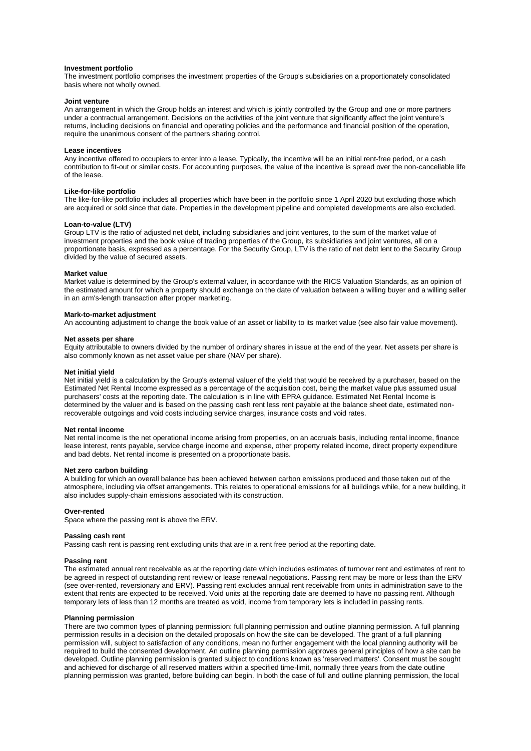**Investment portfolio**

The investment portfolio comprises the investment properties of the Group's subsidiaries on a proportionately consolidated basis where not wholly owned.

**Joint venture**

An arrangement in which the Group holds an interest and which is jointly controlled by the Group and one or more partners under a contractual arrangement. Decisions on the activities of the joint venture that significantly affect the joint venture's returns, including decisions on financial and operating policies and the performance and financial position of the operation, require the unanimous consent of the partners sharing control.

**Lease incentives**

Any incentive offered to occupiers to enter into a lease. Typically, the incentive will be an initial rent-free period, or a cash contribution to fit-out or similar costs. For accounting purposes, the value of the incentive is spread over the non-cancellable life of the lease.

**Like-for-like portfolio**

The like-for-like portfolio includes all properties which have been in the portfolio since 1 April 2020 but excluding those which are acquired or sold since that date. Properties in the development pipeline and completed developments are also excluded.

**Loan-to-value (LTV)**

Group LTV is the ratio of adjusted net debt, including subsidiaries and joint ventures, to the sum of the market value of investment properties and the book value of trading properties of the Group, its subsidiaries and joint ventures, all on a proportionate basis, expressed as a percentage. For the Security Group, LTV is the ratio of net debt lent to the Security Group divided by the value of secured assets.

**Market value**

Market value is determined by the Group's external valuer, in accordance with the RICS Valuation Standards, as an opinion of the estimated amount for which a property should exchange on the date of valuation between a willing buyer and a willing seller in an arm's-length transaction after proper marketing.

**Mark-to-market adjustment**

An accounting adjustment to change the book value of an asset or liability to its market value (see also fair value movement).

**Net assets per share**

Equity attributable to owners divided by the number of ordinary shares in issue at the end of the year. Net assets per share is also commonly known as net asset value per share (NAV per share).

**Net initial yield**

Net initial yield is a calculation by the Group's external valuer of the yield that would be received by a purchaser, based on the Estimated Net Rental Income expressed as a percentage of the acquisition cost, being the market value plus assumed usual purchasers' costs at the reporting date. The calculation is in line with EPRA guidance. Estimated Net Rental Income is determined by the valuer and is based on the passing cash rent less rent payable at the balance sheet date, estimated non-recoverable outgoings and void costs including service charges, insurance costs and void rates.

**Net rental income**

Net rental income is the net operational income arising from properties, on an accruals basis, including rental income, finance lease interest, rents payable, service charge income and expense, other property related income, direct property expenditure and bad debts. Net rental income is presented on a proportionate basis.

**Net zero carbon building**

A building for which an overall balance has been achieved between carbon emissions produced and those taken out of the atmosphere, including via offset arrangements. This relates to operational emissions for all buildings while, for a new building, it also includes supply-chain emissions associated with its construction.

**Over-rented**

Space where the passing rent is above the ERV.

**Passing cash rent**

Passing cash rent is passing rent excluding units that are in a rent free period at the reporting date.

**Passing rent**

The estimated annual rent receivable as at the reporting date which includes estimates of turnover rent and estimates of rent to be agreed in respect of outstanding rent review or lease renewal negotiations. Passing rent may be more or less than the ERV (see over-rented, reversionary and ERV). Passing rent excludes annual rent receivable from units in administration save to the extent that rents are expected to be received. Void units at the reporting date are deemed to have no passing rent. Although temporary lets of less than 12 months are treated as void, income from temporary lets is included in passing rents.

**Planning permission**

There are two common types of planning permission: full planning permission and outline planning permission. A full planning permission results in a decision on the detailed proposals on how the site can be developed. The grant of a full planning permission will, subject to satisfaction of any conditions, mean no further engagement with the local planning authority will be required to build the consented development. An outline planning permission approves general principles of how a site can be developed. Outline planning permission is granted subject to conditions known as 'reserved matters'. Consent must be sought and achieved for discharge of all reserved matters within a specified time-limit, normally three years from the date outline planning permission was granted, before building can begin. In both the case of full and outline planning permission, the local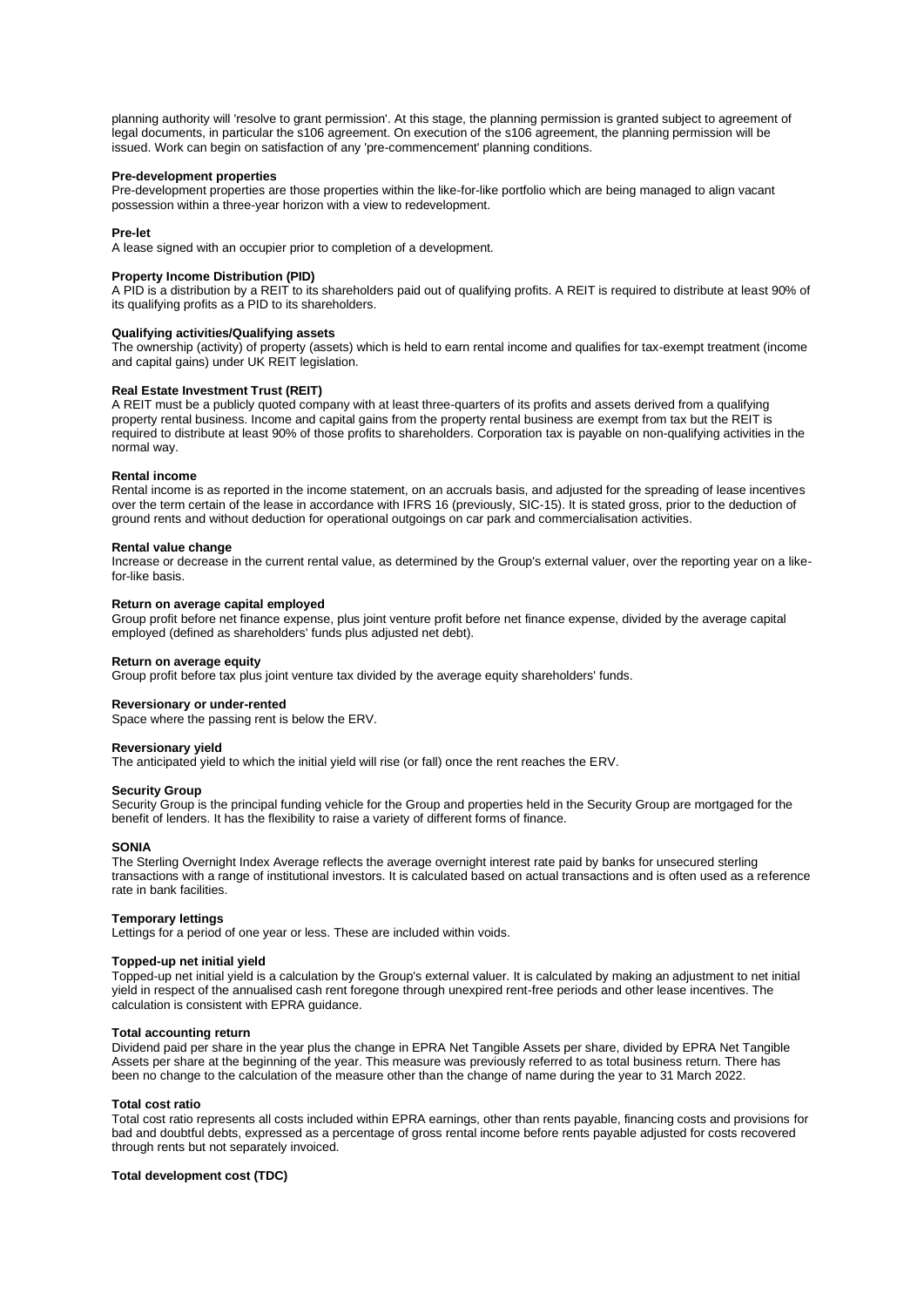planning authority will 'resolve to grant permission'. At this stage, the planning permission is granted subject to agreement of legal documents, in particular the s106 agreement. On execution of the s106 agreement, the planning permission will be issued. Work can begin on satisfaction of any 'pre-commencement' planning conditions.

**Pre-development properties**

Pre-development properties are those properties within the like-for-like portfolio which are being managed to align vacant possession within a three-year horizon with a view to redevelopment.

**Pre-let**

A lease signed with an occupier prior to completion of a development.

**Property Income Distribution (PID)**

A PID is a distribution by a REIT to its shareholders paid out of qualifying profits. A REIT is required to distribute at least 90% of its qualifying profits as a PID to its shareholders.

**Qualifying activities/Qualifying assets**

The ownership (activity) of property (assets) which is held to earn rental income and qualifies for tax-exempt treatment (income and capital gains) under UK REIT legislation.

**Real Estate Investment Trust (REIT)**

A REIT must be a publicly quoted company with at least three-quarters of its profits and assets derived from a qualifying property rental business. Income and capital gains from the property rental business are exempt from tax but the REIT is required to distribute at least 90% of those profits to shareholders. Corporation tax is payable on non-qualifying activities in the normal way.

**Rental income**

Rental income is as reported in the income statement, on an accruals basis, and adjusted for the spreading of lease incentives over the term certain of the lease in accordance with IFRS 16 (previously, SIC-15). It is stated gross, prior to the deduction of ground rents and without deduction for operational outgoings on car park and commercialisation activities.

**Rental value change**

Increase or decrease in the current rental value, as determined by the Group's external valuer, over the reporting year on a like-for-like basis.

**Return on average capital employed**

Group profit before net finance expense, plus joint venture profit before net finance expense, divided by the average capital employed (defined as shareholders' funds plus adjusted net debt).

**Return on average equity**

Group profit before tax plus joint venture tax divided by the average equity shareholders' funds.

**Reversionary or under-rented**

Space where the passing rent is below the ERV.

**Reversionary yield**

The anticipated yield to which the initial yield will rise (or fall) once the rent reaches the ERV.

**Security Group**

Security Group is the principal funding vehicle for the Group and properties held in the Security Group are mortgaged for the benefit of lenders. It has the flexibility to raise a variety of different forms of finance.

**SONIA**

The Sterling Overnight Index Average reflects the average overnight interest rate paid by banks for unsecured sterling transactions with a range of institutional investors. It is calculated based on actual transactions and is often used as a reference rate in bank facilities.

**Temporary lettings**

Lettings for a period of one year or less. These are included within voids.

**Topped-up net initial yield**

Topped-up net initial yield is a calculation by the Group's external valuer. It is calculated by making an adjustment to net initial yield in respect of the annualised cash rent foregone through unexpired rent-free periods and other lease incentives. The calculation is consistent with EPRA guidance.

**Total accounting return**

Dividend paid per share in the year plus the change in EPRA Net Tangible Assets per share, divided by EPRA Net Tangible Assets per share at the beginning of the year. This measure was previously referred to as total business return. There has been no change to the calculation of the measure other than the change of name during the year to 31 March 2022.

**Total cost ratio**

Total cost ratio represents all costs included within EPRA earnings, other than rents payable, financing costs and provisions for bad and doubtful debts, expressed as a percentage of gross rental income before rents payable adjusted for costs recovered through rents but not separately invoiced.

**Total development cost (TDC)**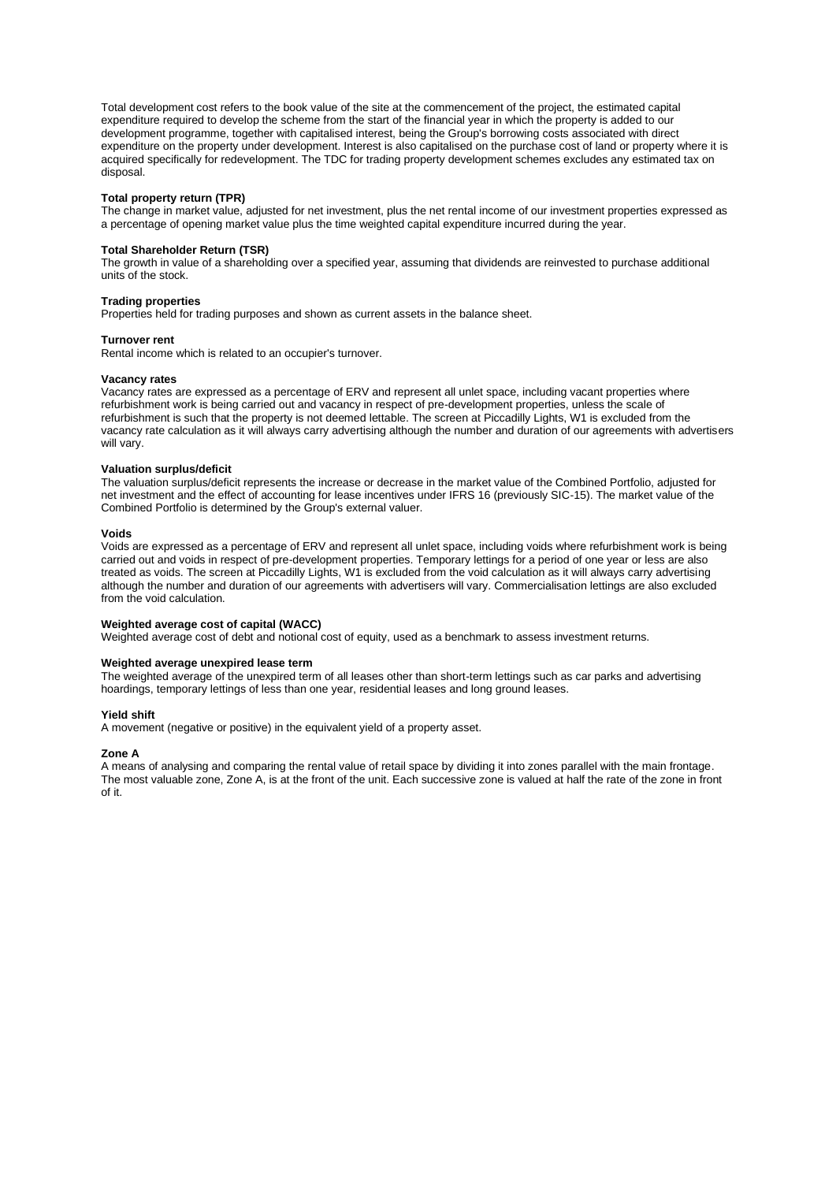Total development cost refers to the book value of the site at the commencement of the project, the estimated capital expenditure required to develop the scheme from the start of the financial year in which the property is added to our development programme, together with capitalised interest, being the Group's borrowing costs associated with direct expenditure on the property under development. Interest is also capitalised on the purchase cost of land or property where it is acquired specifically for redevelopment. The TDC for trading property development schemes excludes any estimated tax on disposal.

**Total property return (TPR)**
The change in market value, adjusted for net investment, plus the net rental income of our investment properties expressed as a percentage of opening market value plus the time weighted capital expenditure incurred during the year.

**Total Shareholder Return (TSR)**
The growth in value of a shareholding over a specified year, assuming that dividends are reinvested to purchase additional units of the stock.

**Trading properties**
Properties held for trading purposes and shown as current assets in the balance sheet.

**Turnover rent**
Rental income which is related to an occupier's turnover.

**Vacancy rates**
Vacancy rates are expressed as a percentage of ERV and represent all unlet space, including vacant properties where refurbishment work is being carried out and vacancy in respect of pre-development properties, unless the scale of refurbishment is such that the property is not deemed lettable. The screen at Piccadilly Lights, W1 is excluded from the vacancy rate calculation as it will always carry advertising although the number and duration of our agreements with advertisers will vary.

**Valuation surplus/deficit**
The valuation surplus/deficit represents the increase or decrease in the market value of the Combined Portfolio, adjusted for net investment and the effect of accounting for lease incentives under IFRS 16 (previously SIC-15). The market value of the Combined Portfolio is determined by the Group's external valuer.

**Voids**
Voids are expressed as a percentage of ERV and represent all unlet space, including voids where refurbishment work is being carried out and voids in respect of pre-development properties. Temporary lettings for a period of one year or less are also treated as voids. The screen at Piccadilly Lights, W1 is excluded from the void calculation as it will always carry advertising although the number and duration of our agreements with advertisers will vary. Commercialisation lettings are also excluded from the void calculation.

**Weighted average cost of capital (WACC)**
Weighted average cost of debt and notional cost of equity, used as a benchmark to assess investment returns.

**Weighted average unexpired lease term**
The weighted average of the unexpired term of all leases other than short-term lettings such as car parks and advertising hoardings, temporary lettings of less than one year, residential leases and long ground leases.

**Yield shift**
A movement (negative or positive) in the equivalent yield of a property asset.

**Zone A**
A means of analysing and comparing the rental value of retail space by dividing it into zones parallel with the main frontage. The most valuable zone, Zone A, is at the front of the unit. Each successive zone is valued at half the rate of the zone in front of it.